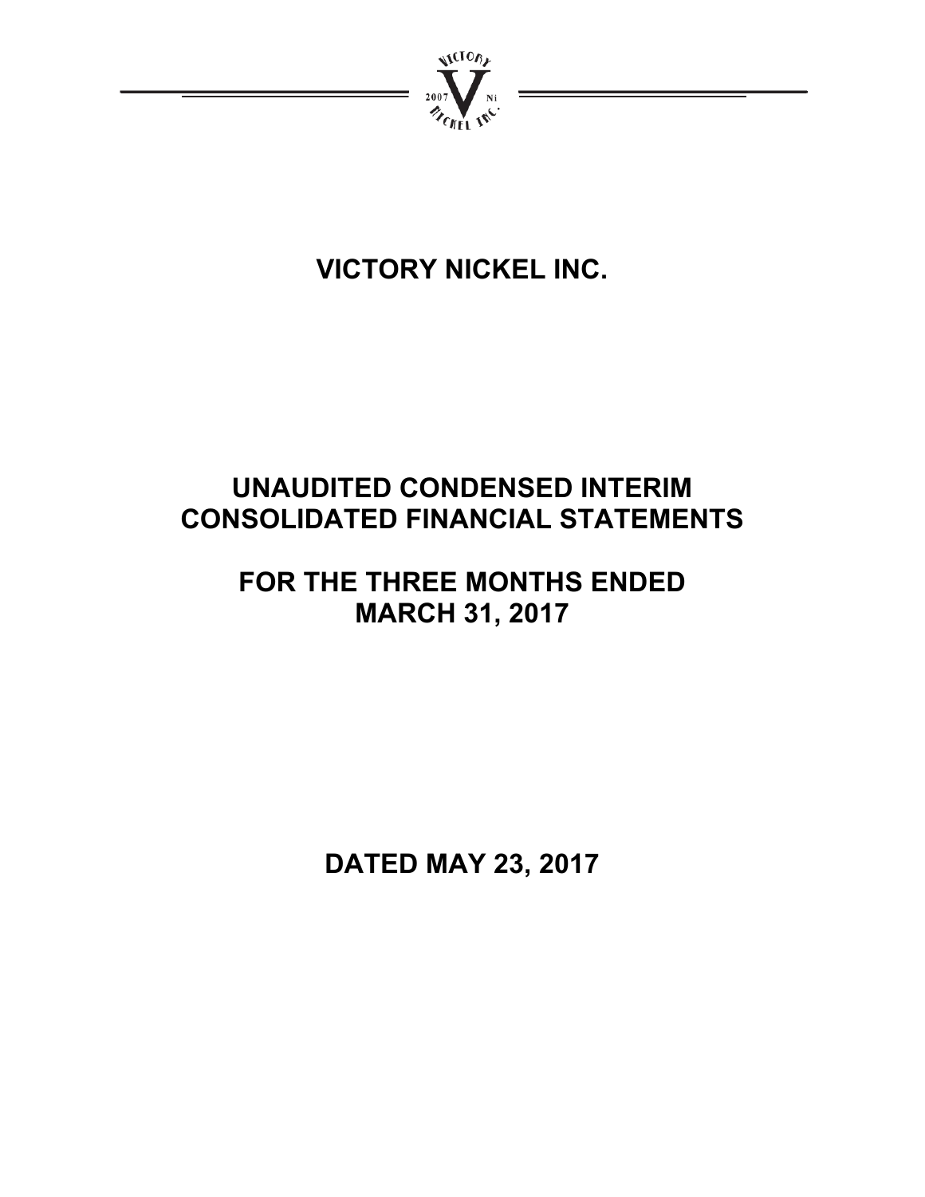# VICTORY NICKEL INC.

# UNAUDITED CONDENSED INTERIM CONSOLIDATED FINANCIAL STATEMENTS

# FOR THE THREE MONTHS ENDED MARCH 31, 2017

# DATED MAY 23, 2017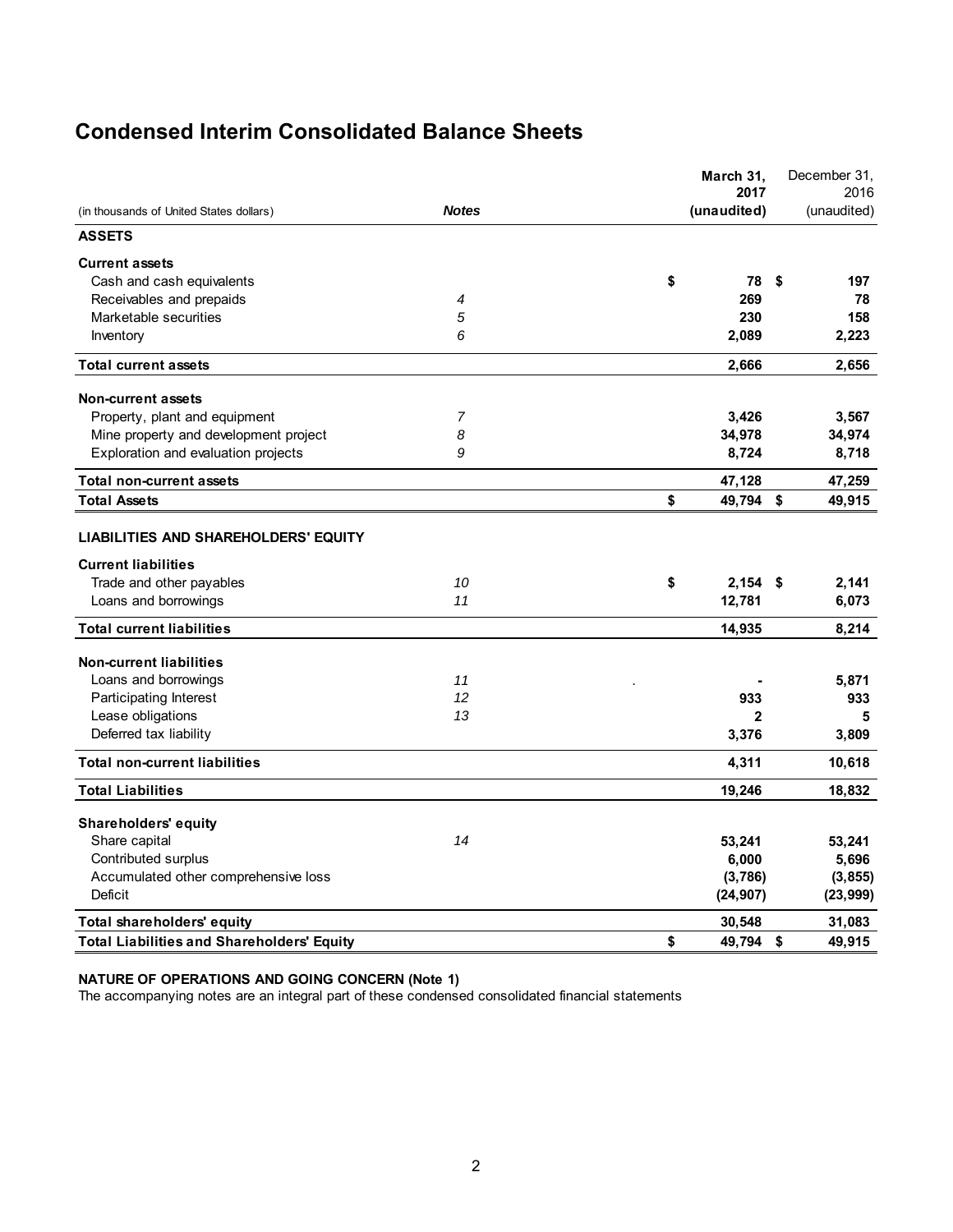# Condensed Interim Consolidated Balance Sheets

| (in thousands of United States dollars) | Notes | March 31, 2017 (unaudited) | December 31, 2016 (unaudited) |
|---|---|---|---|
| **ASSETS** | | | |
| **Current assets** | | | |
| Cash and cash equivalents | | $ 78 | $ 197 |
| Receivables and prepaids | 4 | 269 | 78 |
| Marketable securities | 5 | 230 | 158 |
| Inventory | 6 | 2,089 | 2,223 |
| **Total current assets** | | 2,666 | 2,656 |
| **Non-current assets** | | | |
| Property, plant and equipment | 7 | 3,426 | 3,567 |
| Mine property and development project | 8 | 34,978 | 34,974 |
| Exploration and evaluation projects | 9 | 8,724 | 8,718 |
| **Total non-current assets** | | 47,128 | 47,259 |
| **Total Assets** | | $ 49,794 | $ 49,915 |
| **LIABILITIES AND SHAREHOLDERS' EQUITY** | | | |
| **Current liabilities** | | | |
| Trade and other payables | 10 | $ 2,154 | $ 2,141 |
| Loans and borrowings | 11 | 12,781 | 6,073 |
| **Total current liabilities** | | 14,935 | 8,214 |
| **Non-current liabilities** | | | |
| Loans and borrowings | 11 | - | 5,871 |
| Participating Interest | 12 | 933 | 933 |
| Lease obligations | 13 | 2 | 5 |
| Deferred tax liability | | 3,376 | 3,809 |
| **Total non-current liabilities** | | 4,311 | 10,618 |
| **Total Liabilities** | | 19,246 | 18,832 |
| **Shareholders' equity** | | | |
| Share capital | 14 | 53,241 | 53,241 |
| Contributed surplus | | 6,000 | 5,696 |
| Accumulated other comprehensive loss | | (3,786) | (3,855) |
| Deficit | | (24,907) | (23,999) |
| **Total shareholders' equity** | | 30,548 | 31,083 |
| **Total Liabilities and Shareholders' Equity** | | $ 49,794 | $ 49,915 |

**NATURE OF OPERATIONS AND GOING CONCERN (Note 1)**

The accompanying notes are an integral part of these condensed consolidated financial statements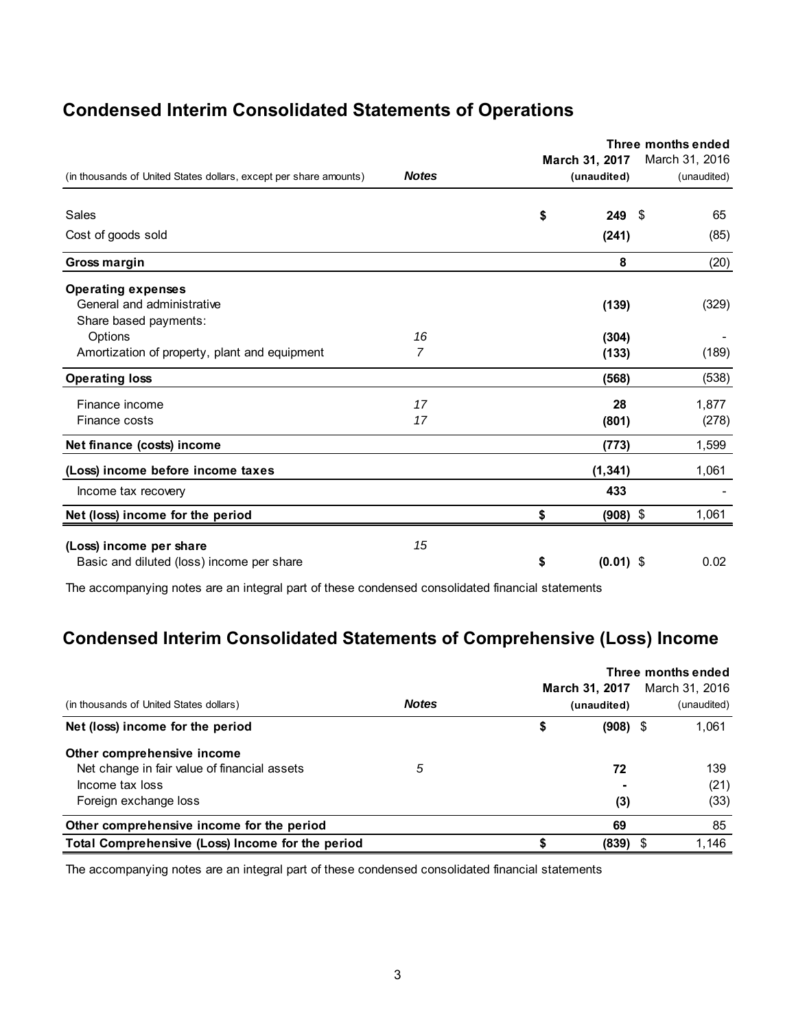## Condensed Interim Consolidated Statements of Operations

| (in thousands of United States dollars, except per share amounts) | Notes | Three months ended March 31, 2017 (unaudited) | Three months ended March 31, 2016 (unaudited) |
|---|---|---|---|
| Sales | | $ 249 | $ 65 |
| Cost of goods sold | | (241) | (85) |
| **Gross margin** | | 8 | (20) |
| **Operating expenses** | | | |
| General and administrative | | (139) | (329) |
| Share based payments: | | | |
| Options | 16 | (304) | - |
| Amortization of property, plant and equipment | 7 | (133) | (189) |
| **Operating loss** | | (568) | (538) |
| Finance income | 17 | 28 | 1,877 |
| Finance costs | 17 | (801) | (278) |
| **Net finance (costs) income** | | (773) | 1,599 |
| **(Loss) income before income taxes** | | (1,341) | 1,061 |
| Income tax recovery | | 433 | - |
| **Net (loss) income for the period** | | $ (908) | $ 1,061 |
| **(Loss) income per share** | 15 | | |
| Basic and diluted (loss) income per share | | $ (0.01) | $ 0.02 |

The accompanying notes are an integral part of these condensed consolidated financial statements

## Condensed Interim Consolidated Statements of Comprehensive (Loss) Income

| (in thousands of United States dollars) | Notes | Three months ended March 31, 2017 (unaudited) | Three months ended March 31, 2016 (unaudited) |
|---|---|---|---|
| **Net (loss) income for the period** | | $ (908) | $ 1,061 |
| **Other comprehensive income** | | | |
| Net change in fair value of financial assets | 5 | 72 | 139 |
| Income tax loss | | - | (21) |
| Foreign exchange loss | | (3) | (33) |
| **Other comprehensive income for the period** | | 69 | 85 |
| **Total Comprehensive (Loss) Income for the period** | | $ (839) | $ 1,146 |

The accompanying notes are an integral part of these condensed consolidated financial statements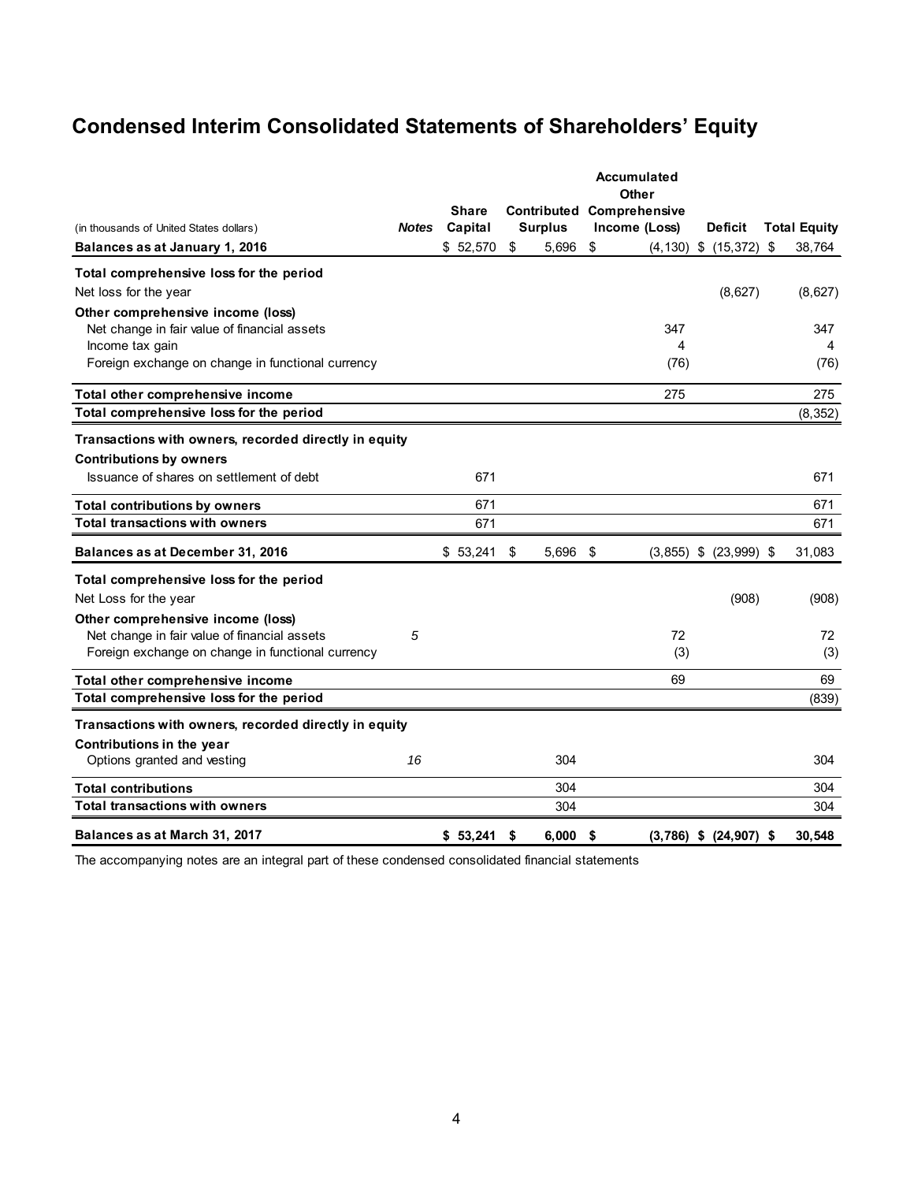# Condensed Interim Consolidated Statements of Shareholders' Equity

| (in thousands of United States dollars) | *Notes* | Share Capital | Contributed Surplus | Accumulated Other Comprehensive Income (Loss) | Deficit | Total Equity |
|---|---|---|---|---|---|---|
| **Balances as at January 1, 2016** | | $ 52,570 | $ 5,696 | $ (4,130) | $ (15,372) | $ 38,764 |
| **Total comprehensive loss for the period** | | | | | | |
| Net loss for the year | | | | | (8,627) | (8,627) |
| **Other comprehensive income (loss)** | | | | | | |
| Net change in fair value of financial assets | | | | 347 | | 347 |
| Income tax gain | | | | 4 | | 4 |
| Foreign exchange on change in functional currency | | | | (76) | | (76) |
| **Total other comprehensive income** | | | | 275 | | 275 |
| **Total comprehensive loss for the period** | | | | | | (8,352) |
| **Transactions with owners, recorded directly in equity** | | | | | | |
| **Contributions by owners** | | | | | | |
| Issuance of shares on settlement of debt | | 671 | | | | 671 |
| **Total contributions by owners** | | 671 | | | | 671 |
| **Total transactions with owners** | | 671 | | | | 671 |
| **Balances as at December 31, 2016** | | $ 53,241 | $ 5,696 | $ (3,855) | $ (23,999) | $ 31,083 |
| **Total comprehensive loss for the period** | | | | | | |
| Net Loss for the year | | | | | (908) | (908) |
| **Other comprehensive income (loss)** | | | | | | |
| Net change in fair value of financial assets | *5* | | | 72 | | 72 |
| Foreign exchange on change in functional currency | | | | (3) | | (3) |
| **Total other comprehensive income** | | | | 69 | | 69 |
| **Total comprehensive loss for the period** | | | | | | (839) |
| **Transactions with owners, recorded directly in equity** | | | | | | |
| **Contributions in the year** | | | | | | |
| Options granted and vesting | *16* | | 304 | | | 304 |
| **Total contributions** | | | 304 | | | 304 |
| **Total transactions with owners** | | | 304 | | | 304 |
| **Balances as at March 31, 2017** | | **$ 53,241** | **$ 6,000** | **$ (3,786)** | **$ (24,907)** | **$ 30,548** |

The accompanying notes are an integral part of these condensed consolidated financial statements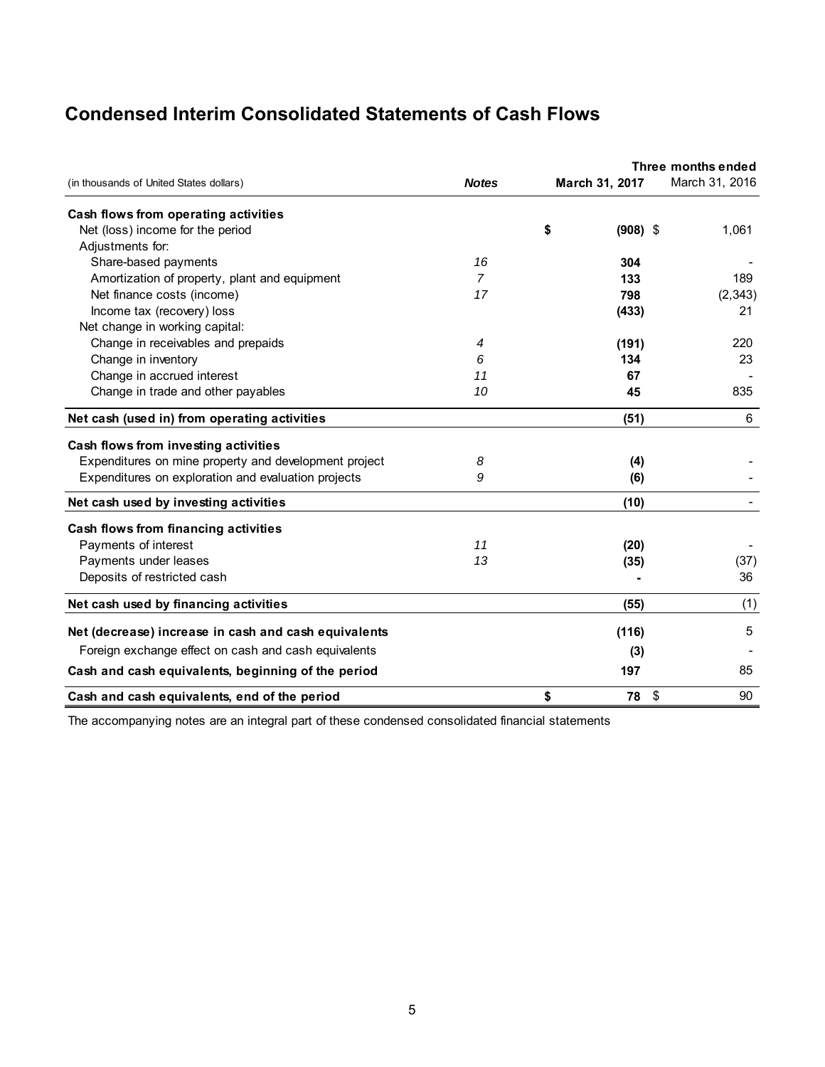# Condensed Interim Consolidated Statements of Cash Flows

| (in thousands of United States dollars) | Notes | Three months ended March 31, 2017 | March 31, 2016 |
|---|---|---|---|
| **Cash flows from operating activities** | | | |
| Net (loss) income for the period | | **$ (908)** | $ 1,061 |
| Adjustments for: | | | |
| Share-based payments | *16* | **304** | - |
| Amortization of property, plant and equipment | *7* | **133** | 189 |
| Net finance costs (income) | *17* | **798** | (2,343) |
| Income tax (recovery) loss | | **(433)** | 21 |
| Net change in working capital: | | | |
| Change in receivables and prepaids | *4* | **(191)** | 220 |
| Change in inventory | *6* | **134** | 23 |
| Change in accrued interest | *11* | **67** | - |
| Change in trade and other payables | *10* | **45** | 835 |
| **Net cash (used in) from operating activities** | | **(51)** | 6 |
| **Cash flows from investing activities** | | | |
| Expenditures on mine property and development project | *8* | **(4)** | - |
| Expenditures on exploration and evaluation projects | *9* | **(6)** | - |
| **Net cash used by investing activities** | | **(10)** | - |
| **Cash flows from financing activities** | | | |
| Payments of interest | *11* | **(20)** | - |
| Payments under leases | *13* | **(35)** | (37) |
| Deposits of restricted cash | | **-** | 36 |
| **Net cash used by financing activities** | | **(55)** | (1) |
| **Net (decrease) increase in cash and cash equivalents** | | **(116)** | 5 |
| Foreign exchange effect on cash and cash equivalents | | **(3)** | - |
| **Cash and cash equivalents, beginning of the period** | | **197** | 85 |
| **Cash and cash equivalents, end of the period** | | **$ 78** | $ 90 |

The accompanying notes are an integral part of these condensed consolidated financial statements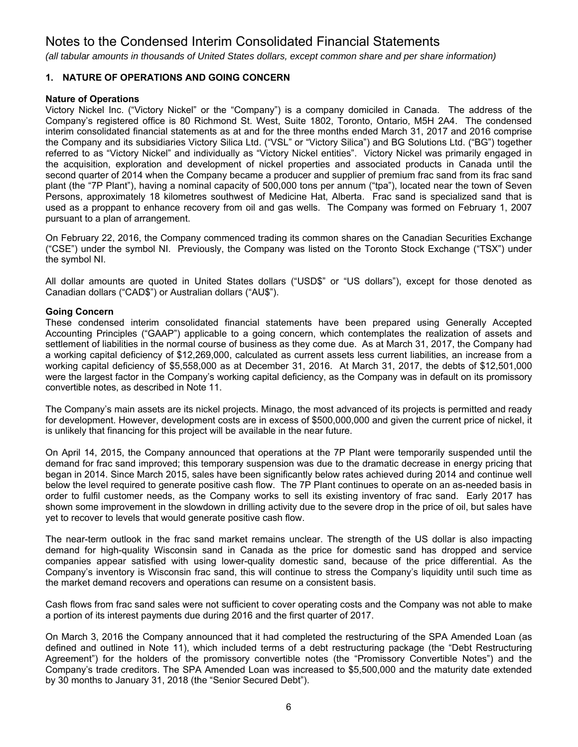# Notes to the Condensed Interim Consolidated Financial Statements

*(all tabular amounts in thousands of United States dollars, except common share and per share information)*

## 1. NATURE OF OPERATIONS AND GOING CONCERN

### Nature of Operations

Victory Nickel Inc. ("Victory Nickel" or the "Company") is a company domiciled in Canada. The address of the Company's registered office is 80 Richmond St. West, Suite 1802, Toronto, Ontario, M5H 2A4. The condensed interim consolidated financial statements as at and for the three months ended March 31, 2017 and 2016 comprise the Company and its subsidiaries Victory Silica Ltd. ("VSL" or "Victory Silica") and BG Solutions Ltd. ("BG") together referred to as "Victory Nickel" and individually as "Victory Nickel entities". Victory Nickel was primarily engaged in the acquisition, exploration and development of nickel properties and associated products in Canada until the second quarter of 2014 when the Company became a producer and supplier of premium frac sand from its frac sand plant (the "7P Plant"), having a nominal capacity of 500,000 tons per annum ("tpa"), located near the town of Seven Persons, approximately 18 kilometres southwest of Medicine Hat, Alberta. Frac sand is specialized sand that is used as a proppant to enhance recovery from oil and gas wells. The Company was formed on February 1, 2007 pursuant to a plan of arrangement.

On February 22, 2016, the Company commenced trading its common shares on the Canadian Securities Exchange ("CSE") under the symbol NI. Previously, the Company was listed on the Toronto Stock Exchange ("TSX") under the symbol NI.

All dollar amounts are quoted in United States dollars ("USD$" or "US dollars"), except for those denoted as Canadian dollars ("CAD$") or Australian dollars ("AU$").

### Going Concern

These condensed interim consolidated financial statements have been prepared using Generally Accepted Accounting Principles ("GAAP") applicable to a going concern, which contemplates the realization of assets and settlement of liabilities in the normal course of business as they come due. As at March 31, 2017, the Company had a working capital deficiency of $12,269,000, calculated as current assets less current liabilities, an increase from a working capital deficiency of $5,558,000 as at December 31, 2016. At March 31, 2017, the debts of $12,501,000 were the largest factor in the Company's working capital deficiency, as the Company was in default on its promissory convertible notes, as described in Note 11.

The Company's main assets are its nickel projects. Minago, the most advanced of its projects is permitted and ready for development. However, development costs are in excess of $500,000,000 and given the current price of nickel, it is unlikely that financing for this project will be available in the near future.

On April 14, 2015, the Company announced that operations at the 7P Plant were temporarily suspended until the demand for frac sand improved; this temporary suspension was due to the dramatic decrease in energy pricing that began in 2014. Since March 2015, sales have been significantly below rates achieved during 2014 and continue well below the level required to generate positive cash flow. The 7P Plant continues to operate on an as-needed basis in order to fulfil customer needs, as the Company works to sell its existing inventory of frac sand. Early 2017 has shown some improvement in the slowdown in drilling activity due to the severe drop in the price of oil, but sales have yet to recover to levels that would generate positive cash flow.

The near-term outlook in the frac sand market remains unclear. The strength of the US dollar is also impacting demand for high-quality Wisconsin sand in Canada as the price for domestic sand has dropped and service companies appear satisfied with using lower-quality domestic sand, because of the price differential. As the Company's inventory is Wisconsin frac sand, this will continue to stress the Company's liquidity until such time as the market demand recovers and operations can resume on a consistent basis.

Cash flows from frac sand sales were not sufficient to cover operating costs and the Company was not able to make a portion of its interest payments due during 2016 and the first quarter of 2017.

On March 3, 2016 the Company announced that it had completed the restructuring of the SPA Amended Loan (as defined and outlined in Note 11), which included terms of a debt restructuring package (the "Debt Restructuring Agreement") for the holders of the promissory convertible notes (the "Promissory Convertible Notes") and the Company's trade creditors. The SPA Amended Loan was increased to $5,500,000 and the maturity date extended by 30 months to January 31, 2018 (the "Senior Secured Debt").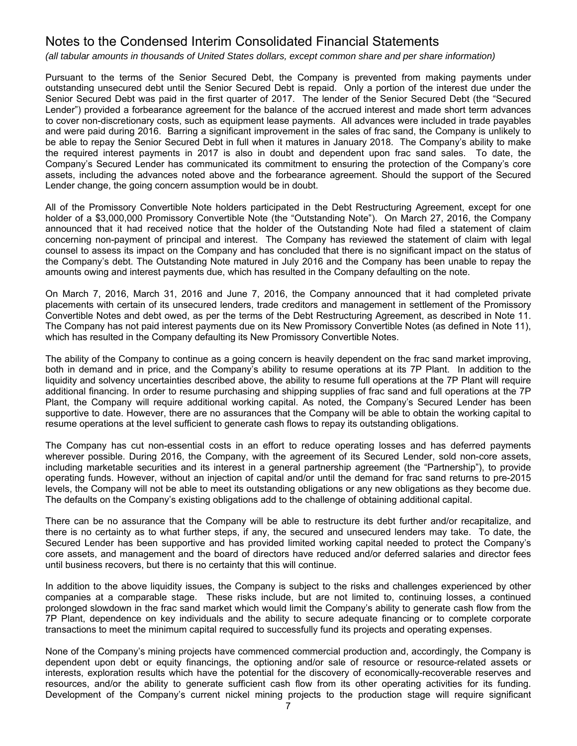# Notes to the Condensed Interim Consolidated Financial Statements

*(all tabular amounts in thousands of United States dollars, except common share and per share information)*

Pursuant to the terms of the Senior Secured Debt, the Company is prevented from making payments under outstanding unsecured debt until the Senior Secured Debt is repaid. Only a portion of the interest due under the Senior Secured Debt was paid in the first quarter of 2017. The lender of the Senior Secured Debt (the "Secured Lender") provided a forbearance agreement for the balance of the accrued interest and made short term advances to cover non-discretionary costs, such as equipment lease payments. All advances were included in trade payables and were paid during 2016. Barring a significant improvement in the sales of frac sand, the Company is unlikely to be able to repay the Senior Secured Debt in full when it matures in January 2018. The Company's ability to make the required interest payments in 2017 is also in doubt and dependent upon frac sand sales. To date, the Company's Secured Lender has communicated its commitment to ensuring the protection of the Company's core assets, including the advances noted above and the forbearance agreement. Should the support of the Secured Lender change, the going concern assumption would be in doubt.

All of the Promissory Convertible Note holders participated in the Debt Restructuring Agreement, except for one holder of a $3,000,000 Promissory Convertible Note (the "Outstanding Note"). On March 27, 2016, the Company announced that it had received notice that the holder of the Outstanding Note had filed a statement of claim concerning non-payment of principal and interest. The Company has reviewed the statement of claim with legal counsel to assess its impact on the Company and has concluded that there is no significant impact on the status of the Company's debt. The Outstanding Note matured in July 2016 and the Company has been unable to repay the amounts owing and interest payments due, which has resulted in the Company defaulting on the note.

On March 7, 2016, March 31, 2016 and June 7, 2016, the Company announced that it had completed private placements with certain of its unsecured lenders, trade creditors and management in settlement of the Promissory Convertible Notes and debt owed, as per the terms of the Debt Restructuring Agreement, as described in Note 11. The Company has not paid interest payments due on its New Promissory Convertible Notes (as defined in Note 11), which has resulted in the Company defaulting its New Promissory Convertible Notes.

The ability of the Company to continue as a going concern is heavily dependent on the frac sand market improving, both in demand and in price, and the Company's ability to resume operations at its 7P Plant. In addition to the liquidity and solvency uncertainties described above, the ability to resume full operations at the 7P Plant will require additional financing. In order to resume purchasing and shipping supplies of frac sand and full operations at the 7P Plant, the Company will require additional working capital. As noted, the Company's Secured Lender has been supportive to date. However, there are no assurances that the Company will be able to obtain the working capital to resume operations at the level sufficient to generate cash flows to repay its outstanding obligations.

The Company has cut non-essential costs in an effort to reduce operating losses and has deferred payments wherever possible. During 2016, the Company, with the agreement of its Secured Lender, sold non-core assets, including marketable securities and its interest in a general partnership agreement (the "Partnership"), to provide operating funds. However, without an injection of capital and/or until the demand for frac sand returns to pre-2015 levels, the Company will not be able to meet its outstanding obligations or any new obligations as they become due. The defaults on the Company's existing obligations add to the challenge of obtaining additional capital.

There can be no assurance that the Company will be able to restructure its debt further and/or recapitalize, and there is no certainty as to what further steps, if any, the secured and unsecured lenders may take. To date, the Secured Lender has been supportive and has provided limited working capital needed to protect the Company's core assets, and management and the board of directors have reduced and/or deferred salaries and director fees until business recovers, but there is no certainty that this will continue.

In addition to the above liquidity issues, the Company is subject to the risks and challenges experienced by other companies at a comparable stage. These risks include, but are not limited to, continuing losses, a continued prolonged slowdown in the frac sand market which would limit the Company's ability to generate cash flow from the 7P Plant, dependence on key individuals and the ability to secure adequate financing or to complete corporate transactions to meet the minimum capital required to successfully fund its projects and operating expenses.

None of the Company's mining projects have commenced commercial production and, accordingly, the Company is dependent upon debt or equity financings, the optioning and/or sale of resource or resource-related assets or interests, exploration results which have the potential for the discovery of economically-recoverable reserves and resources, and/or the ability to generate sufficient cash flow from its other operating activities for its funding. Development of the Company's current nickel mining projects to the production stage will require significant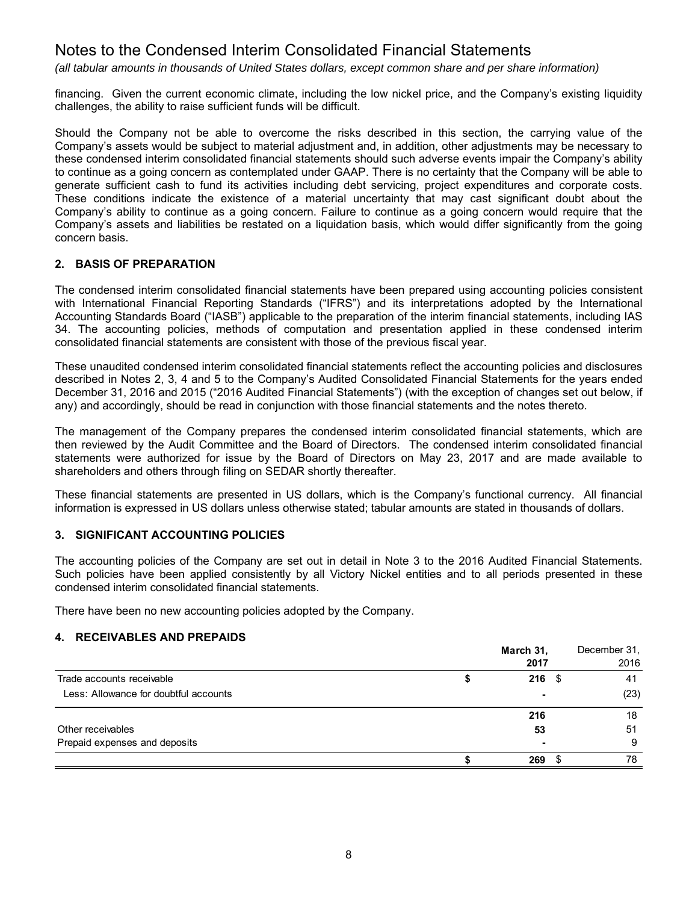financing. Given the current economic climate, including the low nickel price, and the Company's existing liquidity challenges, the ability to raise sufficient funds will be difficult.

Should the Company not be able to overcome the risks described in this section, the carrying value of the Company's assets would be subject to material adjustment and, in addition, other adjustments may be necessary to these condensed interim consolidated financial statements should such adverse events impair the Company's ability to continue as a going concern as contemplated under GAAP. There is no certainty that the Company will be able to generate sufficient cash to fund its activities including debt servicing, project expenditures and corporate costs. These conditions indicate the existence of a material uncertainty that may cast significant doubt about the Company's ability to continue as a going concern. Failure to continue as a going concern would require that the Company's assets and liabilities be restated on a liquidation basis, which would differ significantly from the going concern basis.

## 2. BASIS OF PREPARATION

The condensed interim consolidated financial statements have been prepared using accounting policies consistent with International Financial Reporting Standards ("IFRS") and its interpretations adopted by the International Accounting Standards Board ("IASB") applicable to the preparation of the interim financial statements, including IAS 34. The accounting policies, methods of computation and presentation applied in these condensed interim consolidated financial statements are consistent with those of the previous fiscal year.

These unaudited condensed interim consolidated financial statements reflect the accounting policies and disclosures described in Notes 2, 3, 4 and 5 to the Company's Audited Consolidated Financial Statements for the years ended December 31, 2016 and 2015 ("2016 Audited Financial Statements") (with the exception of changes set out below, if any) and accordingly, should be read in conjunction with those financial statements and the notes thereto.

The management of the Company prepares the condensed interim consolidated financial statements, which are then reviewed by the Audit Committee and the Board of Directors. The condensed interim consolidated financial statements were authorized for issue by the Board of Directors on May 23, 2017 and are made available to shareholders and others through filing on SEDAR shortly thereafter.

These financial statements are presented in US dollars, which is the Company's functional currency. All financial information is expressed in US dollars unless otherwise stated; tabular amounts are stated in thousands of dollars.

## 3. SIGNIFICANT ACCOUNTING POLICIES

The accounting policies of the Company are set out in detail in Note 3 to the 2016 Audited Financial Statements. Such policies have been applied consistently by all Victory Nickel entities and to all periods presented in these condensed interim consolidated financial statements.

There have been no new accounting policies adopted by the Company.

## 4. RECEIVABLES AND PREPAIDS

| | **March 31, 2017** | December 31, 2016 |
|---|---|---|
| Trade accounts receivable | **$ 216** | $ 41 |
| Less: Allowance for doubtful accounts | **-** | (23) |
| | **216** | 18 |
| Other receivables | **53** | 51 |
| Prepaid expenses and deposits | **-** | 9 |
| | **$ 269** | $ 78 |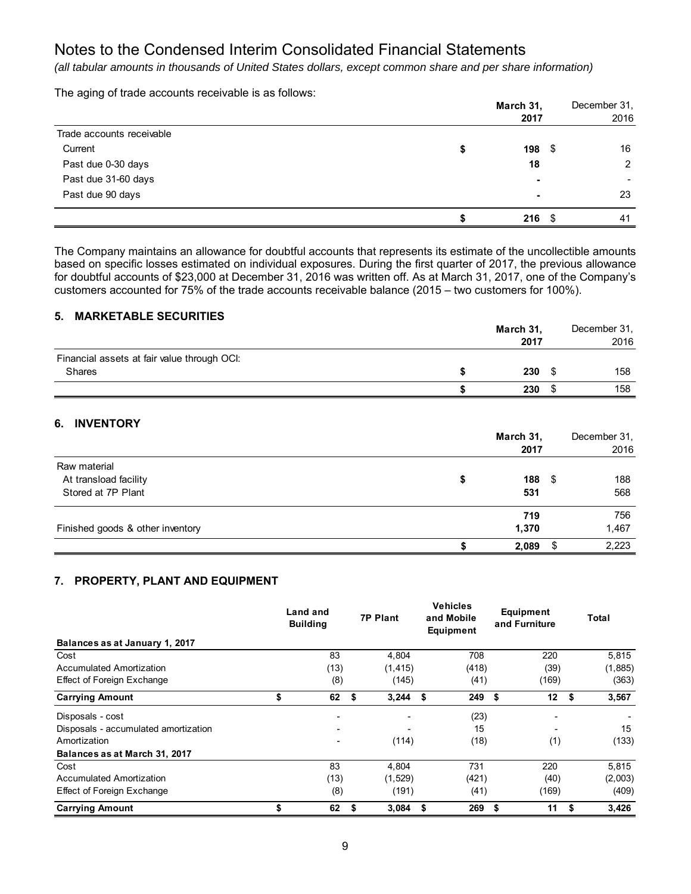# Notes to the Condensed Interim Consolidated Financial Statements

*(all tabular amounts in thousands of United States dollars, except common share and per share information)*

The aging of trade accounts receivable is as follows:

| | **March 31, 2017** | December 31, 2016 |
|---|---|---|
| Trade accounts receivable | | |
| Current | **$ 198** | $ 16 |
| Past due 0-30 days | **18** | 2 |
| Past due 31-60 days | **-** | - |
| Past due 90 days | **-** | 23 |
| | **$ 216** | $ 41 |

The Company maintains an allowance for doubtful accounts that represents its estimate of the uncollectible amounts based on specific losses estimated on individual exposures. During the first quarter of 2017, the previous allowance for doubtful accounts of $23,000 at December 31, 2016 was written off. As at March 31, 2017, one of the Company's customers accounted for 75% of the trade accounts receivable balance (2015 – two customers for 100%).

## 5. MARKETABLE SECURITIES

| | **March 31, 2017** | December 31, 2016 |
|---|---|---|
| Financial assets at fair value through OCI: | | |
| Shares | **$ 230** | $ 158 |
| | **$ 230** | $ 158 |

## 6. INVENTORY

| | **March 31, 2017** | December 31, 2016 |
|---|---|---|
| Raw material | | |
| At transload facility | **$ 188** | $ 188 |
| Stored at 7P Plant | **531** | 568 |
| | **719** | 756 |
| Finished goods & other inventory | **1,370** | 1,467 |
| | **$ 2,089** | $ 2,223 |

## 7. PROPERTY, PLANT AND EQUIPMENT

| | Land and Building | 7P Plant | Vehicles and Mobile Equipment | Equipment and Furniture | Total |
|---|---|---|---|---|---|
| **Balances as at January 1, 2017** | | | | | |
| Cost | 83 | 4,804 | 708 | 220 | 5,815 |
| Accumulated Amortization | (13) | (1,415) | (418) | (39) | (1,885) |
| Effect of Foreign Exchange | (8) | (145) | (41) | (169) | (363) |
| **Carrying Amount** | **$ 62** | **$ 3,244** | **$ 249** | **$ 12** | **$ 3,567** |
| Disposals - cost | - | - | (23) | - | - |
| Disposals - accumulated amortization | - | - | 15 | - | 15 |
| Amortization | - | (114) | (18) | (1) | (133) |
| **Balances as at March 31, 2017** | | | | | |
| Cost | 83 | 4,804 | 731 | 220 | 5,815 |
| Accumulated Amortization | (13) | (1,529) | (421) | (40) | (2,003) |
| Effect of Foreign Exchange | (8) | (191) | (41) | (169) | (409) |
| **Carrying Amount** | **$ 62** | **$ 3,084** | **$ 269** | **$ 11** | **$ 3,426** |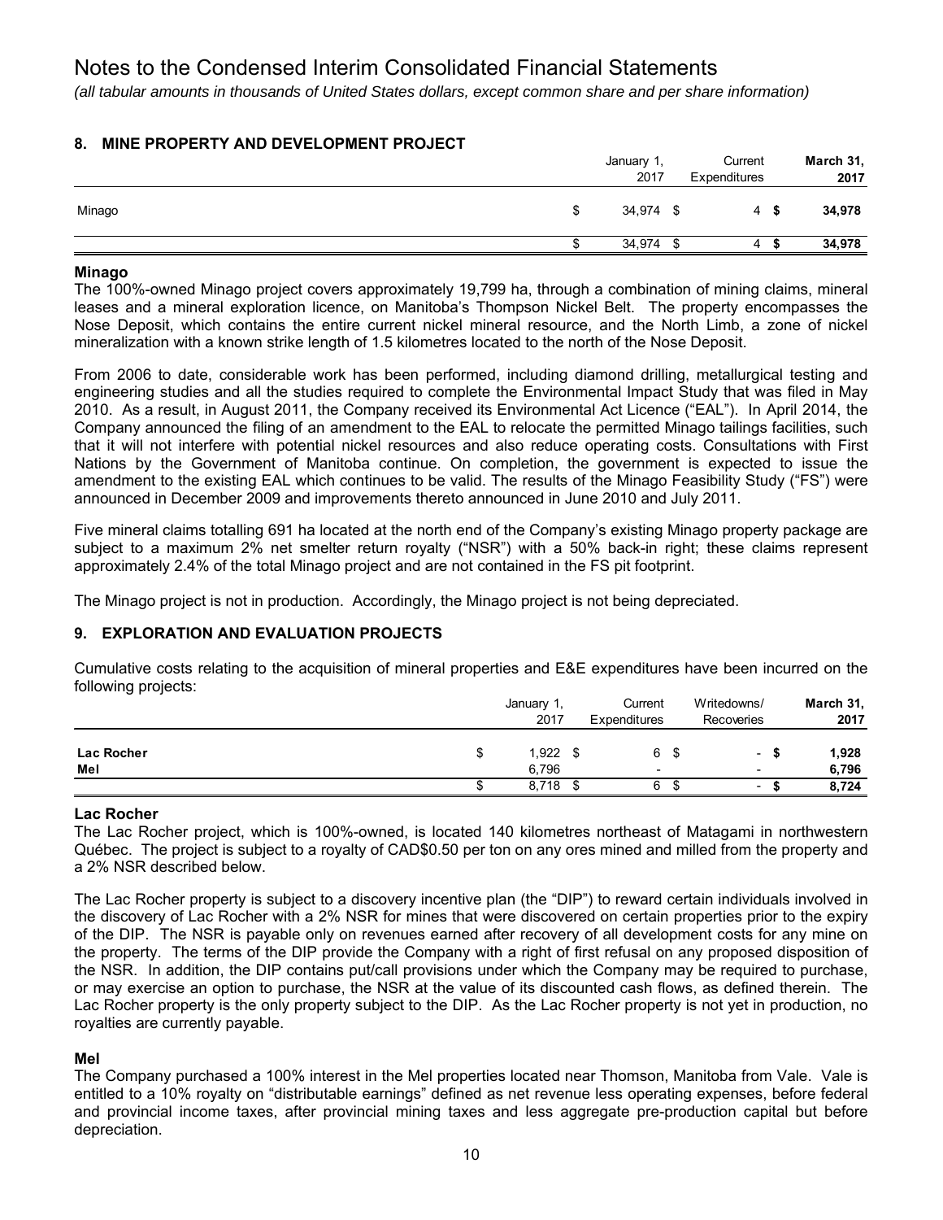# Notes to the Condensed Interim Consolidated Financial Statements

*(all tabular amounts in thousands of United States dollars, except common share and per share information)*

## 8. MINE PROPERTY AND DEVELOPMENT PROJECT

| | January 1, 2017 | Current Expenditures | **March 31, 2017** |
|---|---|---|---|
| Minago | $ 34,974 | $ 4 | **$ 34,978** |
| | $ 34,974 | $ 4 | **$ 34,978** |

### Minago

The 100%-owned Minago project covers approximately 19,799 ha, through a combination of mining claims, mineral leases and a mineral exploration licence, on Manitoba's Thompson Nickel Belt. The property encompasses the Nose Deposit, which contains the entire current nickel mineral resource, and the North Limb, a zone of nickel mineralization with a known strike length of 1.5 kilometres located to the north of the Nose Deposit.

From 2006 to date, considerable work has been performed, including diamond drilling, metallurgical testing and engineering studies and all the studies required to complete the Environmental Impact Study that was filed in May 2010. As a result, in August 2011, the Company received its Environmental Act Licence ("EAL"). In April 2014, the Company announced the filing of an amendment to the EAL to relocate the permitted Minago tailings facilities, such that it will not interfere with potential nickel resources and also reduce operating costs. Consultations with First Nations by the Government of Manitoba continue. On completion, the government is expected to issue the amendment to the existing EAL which continues to be valid. The results of the Minago Feasibility Study ("FS") were announced in December 2009 and improvements thereto announced in June 2010 and July 2011.

Five mineral claims totalling 691 ha located at the north end of the Company's existing Minago property package are subject to a maximum 2% net smelter return royalty ("NSR") with a 50% back-in right; these claims represent approximately 2.4% of the total Minago project and are not contained in the FS pit footprint.

The Minago project is not in production. Accordingly, the Minago project is not being depreciated.

## 9. EXPLORATION AND EVALUATION PROJECTS

Cumulative costs relating to the acquisition of mineral properties and E&E expenditures have been incurred on the following projects:

| | January 1, 2017 | Current Expenditures | Writedowns/ Recoveries | **March 31, 2017** |
|---|---|---|---|---|
| **Lac Rocher** | $ 1,922 | $ 6 | $ - | **$ 1,928** |
| **Mel** | 6,796 | - | - | **6,796** |
| | $ 8,718 | $ 6 | $ - | **$ 8,724** |

### Lac Rocher

The Lac Rocher project, which is 100%-owned, is located 140 kilometres northeast of Matagami in northwestern Québec. The project is subject to a royalty of CAD$0.50 per ton on any ores mined and milled from the property and a 2% NSR described below.

The Lac Rocher property is subject to a discovery incentive plan (the "DIP") to reward certain individuals involved in the discovery of Lac Rocher with a 2% NSR for mines that were discovered on certain properties prior to the expiry of the DIP. The NSR is payable only on revenues earned after recovery of all development costs for any mine on the property. The terms of the DIP provide the Company with a right of first refusal on any proposed disposition of the NSR. In addition, the DIP contains put/call provisions under which the Company may be required to purchase, or may exercise an option to purchase, the NSR at the value of its discounted cash flows, as defined therein. The Lac Rocher property is the only property subject to the DIP. As the Lac Rocher property is not yet in production, no royalties are currently payable.

### Mel

The Company purchased a 100% interest in the Mel properties located near Thomson, Manitoba from Vale. Vale is entitled to a 10% royalty on "distributable earnings" defined as net revenue less operating expenses, before federal and provincial income taxes, after provincial mining taxes and less aggregate pre-production capital but before depreciation.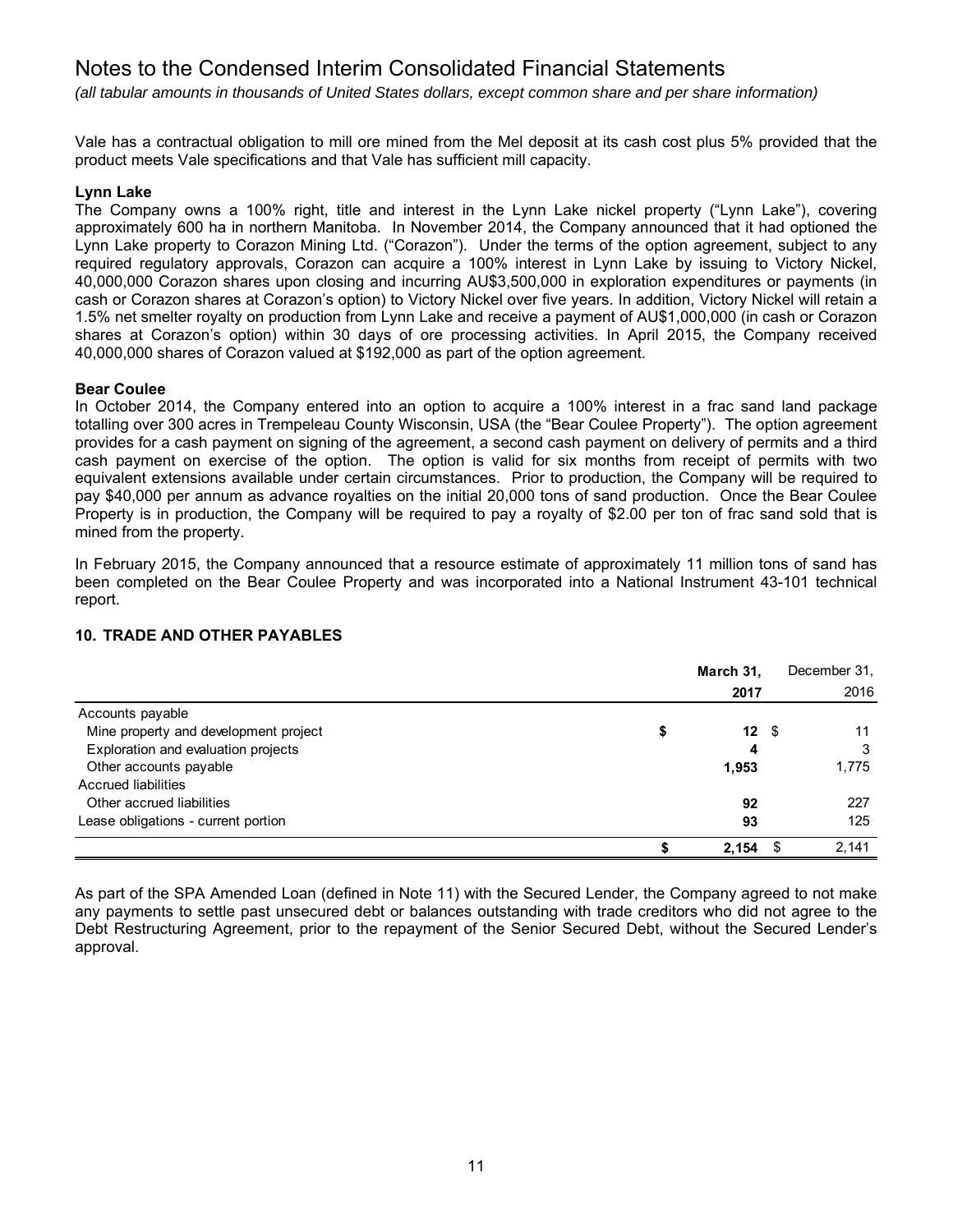Vale has a contractual obligation to mill ore mined from the Mel deposit at its cash cost plus 5% provided that the product meets Vale specifications and that Vale has sufficient mill capacity.

**Lynn Lake**

The Company owns a 100% right, title and interest in the Lynn Lake nickel property ("Lynn Lake"), covering approximately 600 ha in northern Manitoba. In November 2014, the Company announced that it had optioned the Lynn Lake property to Corazon Mining Ltd. ("Corazon"). Under the terms of the option agreement, subject to any required regulatory approvals, Corazon can acquire a 100% interest in Lynn Lake by issuing to Victory Nickel, 40,000,000 Corazon shares upon closing and incurring AU$3,500,000 in exploration expenditures or payments (in cash or Corazon shares at Corazon's option) to Victory Nickel over five years. In addition, Victory Nickel will retain a 1.5% net smelter royalty on production from Lynn Lake and receive a payment of AU$1,000,000 (in cash or Corazon shares at Corazon's option) within 30 days of ore processing activities. In April 2015, the Company received 40,000,000 shares of Corazon valued at $192,000 as part of the option agreement.

**Bear Coulee**

In October 2014, the Company entered into an option to acquire a 100% interest in a frac sand land package totalling over 300 acres in Trempeleau County Wisconsin, USA (the "Bear Coulee Property"). The option agreement provides for a cash payment on signing of the agreement, a second cash payment on delivery of permits and a third cash payment on exercise of the option. The option is valid for six months from receipt of permits with two equivalent extensions available under certain circumstances. Prior to production, the Company will be required to pay $40,000 per annum as advance royalties on the initial 20,000 tons of sand production. Once the Bear Coulee Property is in production, the Company will be required to pay a royalty of $2.00 per ton of frac sand sold that is mined from the property.

In February 2015, the Company announced that a resource estimate of approximately 11 million tons of sand has been completed on the Bear Coulee Property and was incorporated into a National Instrument 43-101 technical report.

## 10. TRADE AND OTHER PAYABLES

| | March 31, 2017 | December 31, 2016 |
|---|---|---|
| Accounts payable | | |
| Mine property and development project | $ **12** | $ 11 |
| Exploration and evaluation projects | **4** | 3 |
| Other accounts payable | **1,953** | 1,775 |
| Accrued liabilities | | |
| Other accrued liabilities | **92** | 227 |
| Lease obligations - current portion | **93** | 125 |
| | $ **2,154** | $ 2,141 |

As part of the SPA Amended Loan (defined in Note 11) with the Secured Lender, the Company agreed to not make any payments to settle past unsecured debt or balances outstanding with trade creditors who did not agree to the Debt Restructuring Agreement, prior to the repayment of the Senior Secured Debt, without the Secured Lender's approval.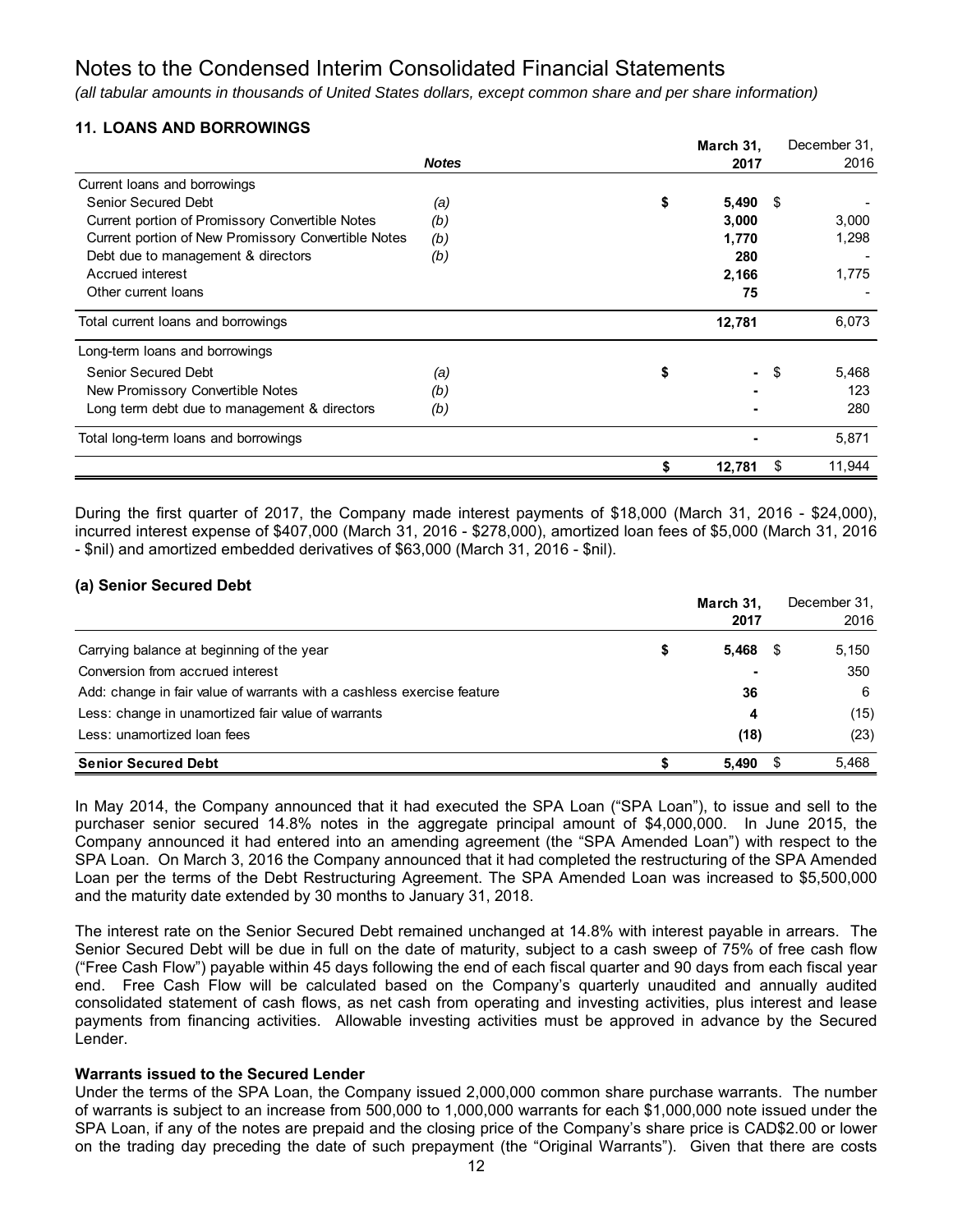# Notes to the Condensed Interim Consolidated Financial Statements

*(all tabular amounts in thousands of United States dollars, except common share and per share information)*

## 11. LOANS AND BORROWINGS

| | *Notes* | March 31, 2017 | December 31, 2016 |
|---|---|---|---|
| Current loans and borrowings | | | |
| Senior Secured Debt | *(a)* | $ 5,490 | $ - |
| Current portion of Promissory Convertible Notes | *(b)* | 3,000 | 3,000 |
| Current portion of New Promissory Convertible Notes | *(b)* | 1,770 | 1,298 |
| Debt due to management & directors | *(b)* | 280 | - |
| Accrued interest | | 2,166 | 1,775 |
| Other current loans | | 75 | - |
| Total current loans and borrowings | | 12,781 | 6,073 |
| Long-term loans and borrowings | | | |
| Senior Secured Debt | *(a)* | $ - | $ 5,468 |
| New Promissory Convertible Notes | *(b)* | - | 123 |
| Long term debt due to management & directors | *(b)* | - | 280 |
| Total long-term loans and borrowings | | - | 5,871 |
| | | $ 12,781 | $ 11,944 |

During the first quarter of 2017, the Company made interest payments of $18,000 (March 31, 2016 - $24,000), incurred interest expense of $407,000 (March 31, 2016 - $278,000), amortized loan fees of $5,000 (March 31, 2016 - $nil) and amortized embedded derivatives of $63,000 (March 31, 2016 - $nil).

### (a) Senior Secured Debt

| | March 31, 2017 | December 31, 2016 |
|---|---|---|
| Carrying balance at beginning of the year | $ 5,468 | $ 5,150 |
| Conversion from accrued interest | - | 350 |
| Add: change in fair value of warrants with a cashless exercise feature | 36 | 6 |
| Less: change in unamortized fair value of warrants | 4 | (15) |
| Less: unamortized loan fees | (18) | (23) |
| **Senior Secured Debt** | $ 5,490 | $ 5,468 |

In May 2014, the Company announced that it had executed the SPA Loan ("SPA Loan"), to issue and sell to the purchaser senior secured 14.8% notes in the aggregate principal amount of $4,000,000. In June 2015, the Company announced it had entered into an amending agreement (the "SPA Amended Loan") with respect to the SPA Loan. On March 3, 2016 the Company announced that it had completed the restructuring of the SPA Amended Loan per the terms of the Debt Restructuring Agreement. The SPA Amended Loan was increased to $5,500,000 and the maturity date extended by 30 months to January 31, 2018.

The interest rate on the Senior Secured Debt remained unchanged at 14.8% with interest payable in arrears. The Senior Secured Debt will be due in full on the date of maturity, subject to a cash sweep of 75% of free cash flow ("Free Cash Flow") payable within 45 days following the end of each fiscal quarter and 90 days from each fiscal year end. Free Cash Flow will be calculated based on the Company's quarterly unaudited and annually audited consolidated statement of cash flows, as net cash from operating and investing activities, plus interest and lease payments from financing activities. Allowable investing activities must be approved in advance by the Secured Lender.

**Warrants issued to the Secured Lender**

Under the terms of the SPA Loan, the Company issued 2,000,000 common share purchase warrants. The number of warrants is subject to an increase from 500,000 to 1,000,000 warrants for each $1,000,000 note issued under the SPA Loan, if any of the notes are prepaid and the closing price of the Company's share price is CAD$2.00 or lower on the trading day preceding the date of such prepayment (the "Original Warrants"). Given that there are costs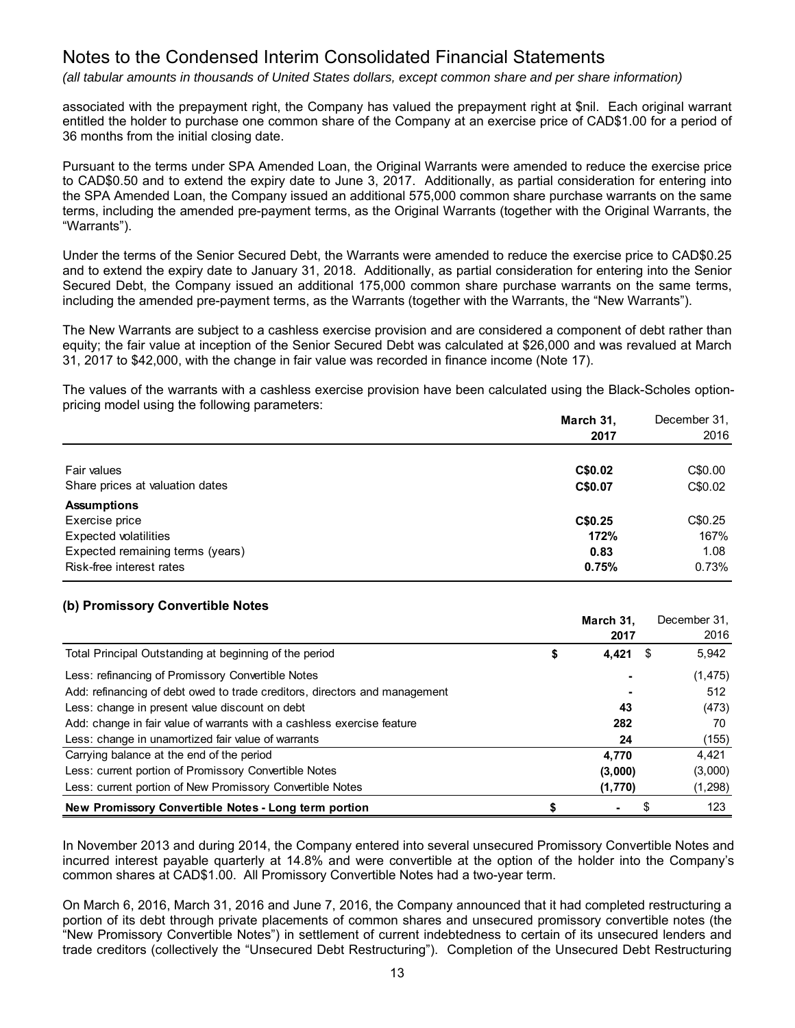associated with the prepayment right, the Company has valued the prepayment right at $nil. Each original warrant entitled the holder to purchase one common share of the Company at an exercise price of CAD$1.00 for a period of 36 months from the initial closing date.

Pursuant to the terms under SPA Amended Loan, the Original Warrants were amended to reduce the exercise price to CAD$0.50 and to extend the expiry date to June 3, 2017. Additionally, as partial consideration for entering into the SPA Amended Loan, the Company issued an additional 575,000 common share purchase warrants on the same terms, including the amended pre-payment terms, as the Original Warrants (together with the Original Warrants, the "Warrants").

Under the terms of the Senior Secured Debt, the Warrants were amended to reduce the exercise price to CAD$0.25 and to extend the expiry date to January 31, 2018. Additionally, as partial consideration for entering into the Senior Secured Debt, the Company issued an additional 175,000 common share purchase warrants on the same terms, including the amended pre-payment terms, as the Warrants (together with the Warrants, the "New Warrants").

The New Warrants are subject to a cashless exercise provision and are considered a component of debt rather than equity; the fair value at inception of the Senior Secured Debt was calculated at $26,000 and was revalued at March 31, 2017 to $42,000, with the change in fair value was recorded in finance income (Note 17).

The values of the warrants with a cashless exercise provision have been calculated using the Black-Scholes option-pricing model using the following parameters:

| | **March 31, 2017** | December 31, 2016 |
|---|---|---|
| Fair values | **C$0.02** | C$0.00 |
| Share prices at valuation dates | **C$0.07** | C$0.02 |
| **Assumptions** | | |
| Exercise price | **C$0.25** | C$0.25 |
| Expected volatilities | **172%** | 167% |
| Expected remaining terms (years) | **0.83** | 1.08 |
| Risk-free interest rates | **0.75%** | 0.73% |

### (b) Promissory Convertible Notes

| | **March 31, 2017** | December 31, 2016 |
|---|---|---|
| Total Principal Outstanding at beginning of the period | **$ 4,421** | $ 5,942 |
| Less: refinancing of Promissory Convertible Notes | **-** | (1,475) |
| Add: refinancing of debt owed to trade creditors, directors and management | **-** | 512 |
| Less: change in present value discount on debt | **43** | (473) |
| Add: change in fair value of warrants with a cashless exercise feature | **282** | 70 |
| Less: change in unamortized fair value of warrants | **24** | (155) |
| Carrying balance at the end of the period | **4,770** | 4,421 |
| Less: current portion of Promissory Convertible Notes | **(3,000)** | (3,000) |
| Less: current portion of New Promissory Convertible Notes | **(1,770)** | (1,298) |
| **New Promissory Convertible Notes - Long term portion** | **$ -** | $ 123 |

In November 2013 and during 2014, the Company entered into several unsecured Promissory Convertible Notes and incurred interest payable quarterly at 14.8% and were convertible at the option of the holder into the Company's common shares at CAD$1.00. All Promissory Convertible Notes had a two-year term.

On March 6, 2016, March 31, 2016 and June 7, 2016, the Company announced that it had completed restructuring a portion of its debt through private placements of common shares and unsecured promissory convertible notes (the "New Promissory Convertible Notes") in settlement of current indebtedness to certain of its unsecured lenders and trade creditors (collectively the "Unsecured Debt Restructuring"). Completion of the Unsecured Debt Restructuring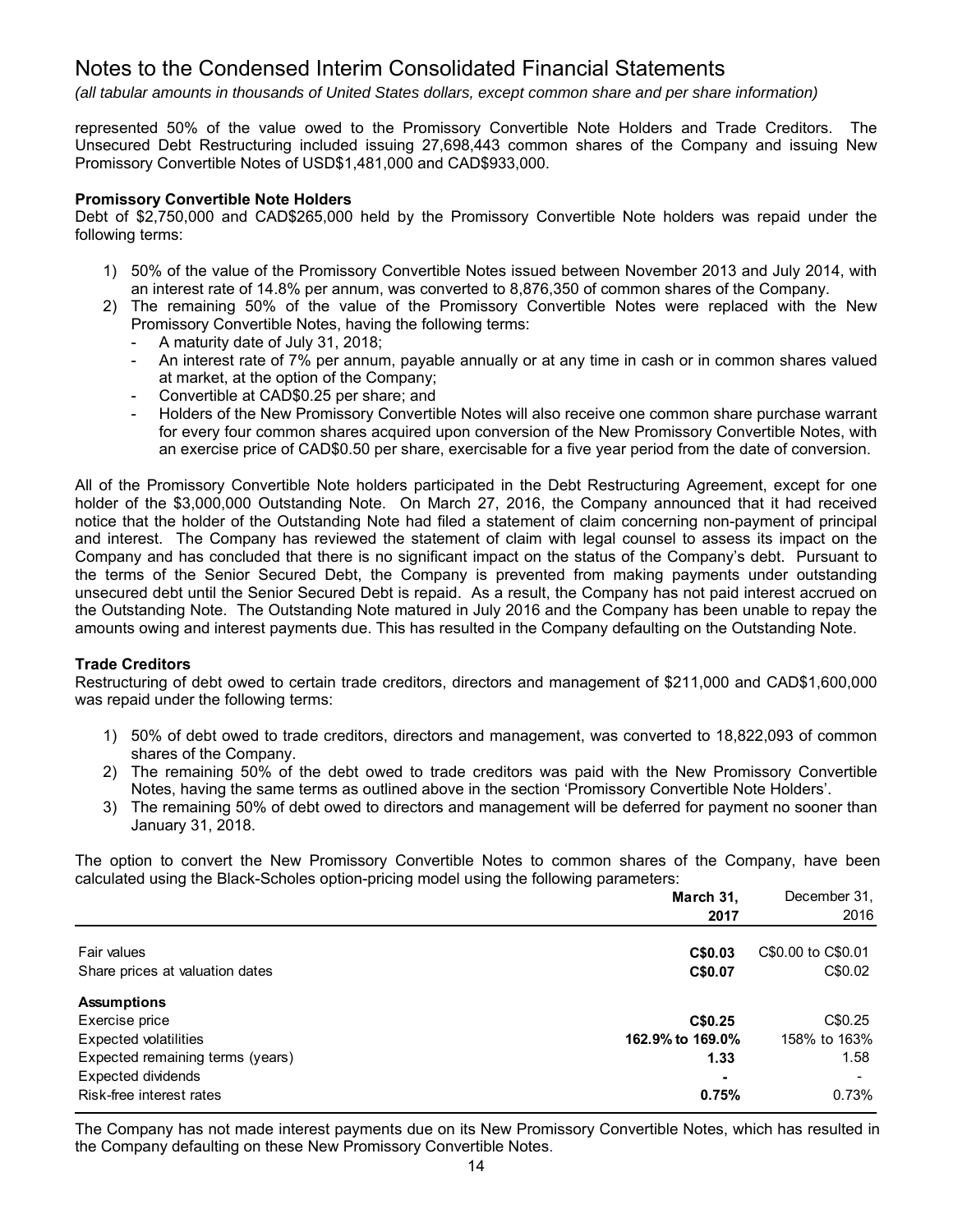# Notes to the Condensed Interim Consolidated Financial Statements

*(all tabular amounts in thousands of United States dollars, except common share and per share information)*

represented 50% of the value owed to the Promissory Convertible Note Holders and Trade Creditors. The Unsecured Debt Restructuring included issuing 27,698,443 common shares of the Company and issuing New Promissory Convertible Notes of USD$1,481,000 and CAD$933,000.

**Promissory Convertible Note Holders**

Debt of $2,750,000 and CAD$265,000 held by the Promissory Convertible Note holders was repaid under the following terms:

1) 50% of the value of the Promissory Convertible Notes issued between November 2013 and July 2014, with an interest rate of 14.8% per annum, was converted to 8,876,350 of common shares of the Company.
2) The remaining 50% of the value of the Promissory Convertible Notes were replaced with the New Promissory Convertible Notes, having the following terms:
   - A maturity date of July 31, 2018;
   - An interest rate of 7% per annum, payable annually or at any time in cash or in common shares valued at market, at the option of the Company;
   - Convertible at CAD$0.25 per share; and
   - Holders of the New Promissory Convertible Notes will also receive one common share purchase warrant for every four common shares acquired upon conversion of the New Promissory Convertible Notes, with an exercise price of CAD$0.50 per share, exercisable for a five year period from the date of conversion.

All of the Promissory Convertible Note holders participated in the Debt Restructuring Agreement, except for one holder of the $3,000,000 Outstanding Note. On March 27, 2016, the Company announced that it had received notice that the holder of the Outstanding Note had filed a statement of claim concerning non-payment of principal and interest. The Company has reviewed the statement of claim with legal counsel to assess its impact on the Company and has concluded that there is no significant impact on the status of the Company's debt. Pursuant to the terms of the Senior Secured Debt, the Company is prevented from making payments under outstanding unsecured debt until the Senior Secured Debt is repaid. As a result, the Company has not paid interest accrued on the Outstanding Note. The Outstanding Note matured in July 2016 and the Company has been unable to repay the amounts owing and interest payments due. This has resulted in the Company defaulting on the Outstanding Note.

**Trade Creditors**

Restructuring of debt owed to certain trade creditors, directors and management of $211,000 and CAD$1,600,000 was repaid under the following terms:

1) 50% of debt owed to trade creditors, directors and management, was converted to 18,822,093 of common shares of the Company.
2) The remaining 50% of the debt owed to trade creditors was paid with the New Promissory Convertible Notes, having the same terms as outlined above in the section 'Promissory Convertible Note Holders'.
3) The remaining 50% of debt owed to directors and management will be deferred for payment no sooner than January 31, 2018.

The option to convert the New Promissory Convertible Notes to common shares of the Company, have been calculated using the Black-Scholes option-pricing model using the following parameters:

| | **March 31, 2017** | December 31, 2016 |
|---|---|---|
| Fair values | **C$0.03** | C$0.00 to C$0.01 |
| Share prices at valuation dates | **C$0.07** | C$0.02 |
| **Assumptions** | | |
| Exercise price | **C$0.25** | C$0.25 |
| Expected volatilities | **162.9% to 169.0%** | 158% to 163% |
| Expected remaining terms (years) | **1.33** | 1.58 |
| Expected dividends | **-** | - |
| Risk-free interest rates | **0.75%** | 0.73% |

The Company has not made interest payments due on its New Promissory Convertible Notes, which has resulted in the Company defaulting on these New Promissory Convertible Notes.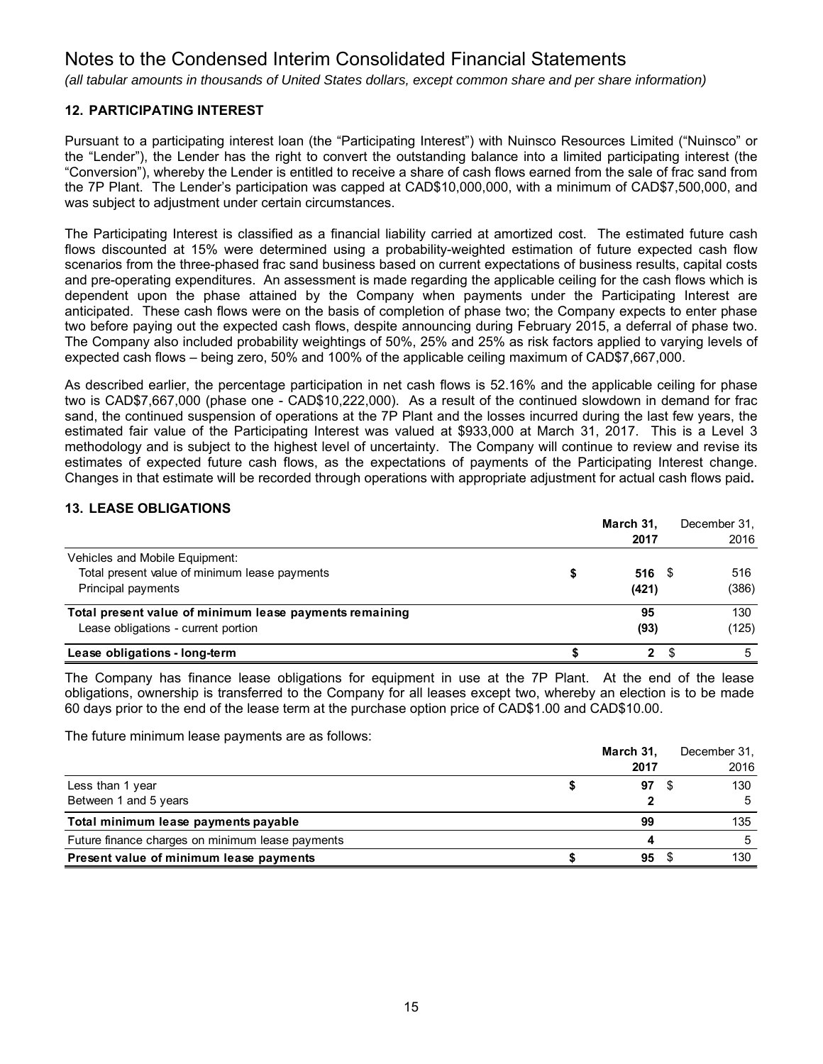# Notes to the Condensed Interim Consolidated Financial Statements

*(all tabular amounts in thousands of United States dollars, except common share and per share information)*

### 12. PARTICIPATING INTEREST

Pursuant to a participating interest loan (the "Participating Interest") with Nuinsco Resources Limited ("Nuinsco" or the "Lender"), the Lender has the right to convert the outstanding balance into a limited participating interest (the "Conversion"), whereby the Lender is entitled to receive a share of cash flows earned from the sale of frac sand from the 7P Plant. The Lender's participation was capped at CAD$10,000,000, with a minimum of CAD$7,500,000, and was subject to adjustment under certain circumstances.

The Participating Interest is classified as a financial liability carried at amortized cost. The estimated future cash flows discounted at 15% were determined using a probability-weighted estimation of future expected cash flow scenarios from the three-phased frac sand business based on current expectations of business results, capital costs and pre-operating expenditures. An assessment is made regarding the applicable ceiling for the cash flows which is dependent upon the phase attained by the Company when payments under the Participating Interest are anticipated. These cash flows were on the basis of completion of phase two; the Company expects to enter phase two before paying out the expected cash flows, despite announcing during February 2015, a deferral of phase two. The Company also included probability weightings of 50%, 25% and 25% as risk factors applied to varying levels of expected cash flows – being zero, 50% and 100% of the applicable ceiling maximum of CAD$7,667,000.

As described earlier, the percentage participation in net cash flows is 52.16% and the applicable ceiling for phase two is CAD$7,667,000 (phase one - CAD$10,222,000). As a result of the continued slowdown in demand for frac sand, the continued suspension of operations at the 7P Plant and the losses incurred during the last few years, the estimated fair value of the Participating Interest was valued at $933,000 at March 31, 2017. This is a Level 3 methodology and is subject to the highest level of uncertainty. The Company will continue to review and revise its estimates of expected future cash flows, as the expectations of payments of the Participating Interest change. Changes in that estimate will be recorded through operations with appropriate adjustment for actual cash flows paid**.**

### 13. LEASE OBLIGATIONS

| | **March 31, 2017** | December 31, 2016 |
|---|---|---|
| Vehicles and Mobile Equipment: | | |
| Total present value of minimum lease payments | **$ 516** | $ 516 |
| Principal payments | **(421)** | (386) |
| **Total present value of minimum lease payments remaining** | **95** | 130 |
| Lease obligations - current portion | **(93)** | (125) |
| **Lease obligations - long-term** | **$ 2** | $ 5 |

The Company has finance lease obligations for equipment in use at the 7P Plant. At the end of the lease obligations, ownership is transferred to the Company for all leases except two, whereby an election is to be made 60 days prior to the end of the lease term at the purchase option price of CAD$1.00 and CAD$10.00.

The future minimum lease payments are as follows:

| | **March 31, 2017** | December 31, 2016 |
|---|---|---|
| Less than 1 year | **$ 97** | $ 130 |
| Between 1 and 5 years | **2** | 5 |
| **Total minimum lease payments payable** | **99** | 135 |
| Future finance charges on minimum lease payments | **4** | 5 |
| **Present value of minimum lease payments** | **$ 95** | $ 130 |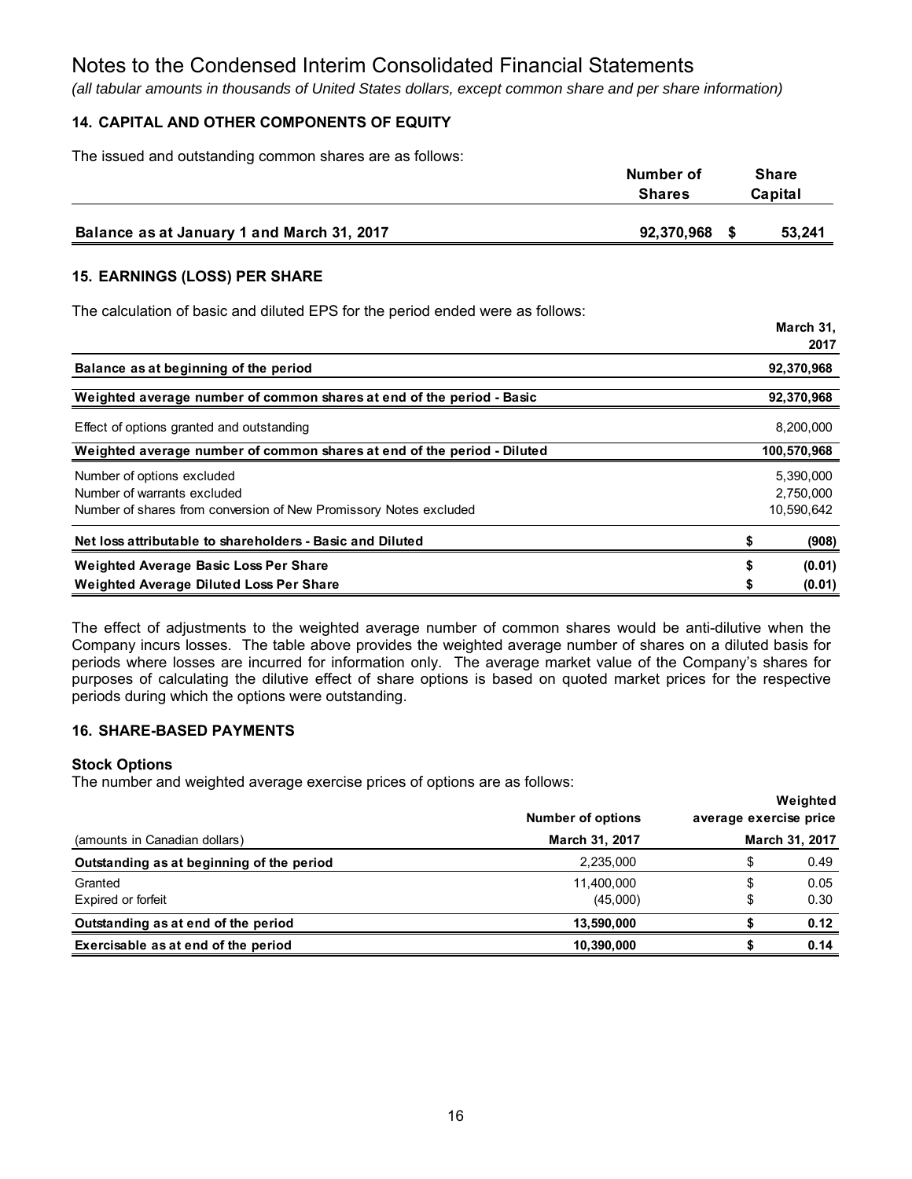# Notes to the Condensed Interim Consolidated Financial Statements

*(all tabular amounts in thousands of United States dollars, except common share and per share information)*

### 14. CAPITAL AND OTHER COMPONENTS OF EQUITY

The issued and outstanding common shares are as follows:

| | Number of Shares | Share Capital |
|---|---|---|
| **Balance as at January 1 and March 31, 2017** | **92,370,968** | **$ 53,241** |

### 15. EARNINGS (LOSS) PER SHARE

The calculation of basic and diluted EPS for the period ended were as follows:

| | March 31, 2017 |
|---|---|
| **Balance as at beginning of the period** | **92,370,968** |
| **Weighted average number of common shares at end of the period - Basic** | **92,370,968** |
| Effect of options granted and outstanding | 8,200,000 |
| **Weighted average number of common shares at end of the period - Diluted** | **100,570,968** |
| Number of options excluded | 5,390,000 |
| Number of warrants excluded | 2,750,000 |
| Number of shares from conversion of New Promissory Notes excluded | 10,590,642 |
| **Net loss attributable to shareholders - Basic and Diluted** | **$ (908)** |
| **Weighted Average Basic Loss Per Share** | **$ (0.01)** |
| **Weighted Average Diluted Loss Per Share** | **$ (0.01)** |

The effect of adjustments to the weighted average number of common shares would be anti-dilutive when the Company incurs losses. The table above provides the weighted average number of shares on a diluted basis for periods where losses are incurred for information only. The average market value of the Company's shares for purposes of calculating the dilutive effect of share options is based on quoted market prices for the respective periods during which the options were outstanding.

### 16. SHARE-BASED PAYMENTS

**Stock Options**

The number and weighted average exercise prices of options are as follows:

| (amounts in Canadian dollars) | Number of options<br>March 31, 2017 | Weighted average exercise price<br>March 31, 2017 |
|---|---|---|
| **Outstanding as at beginning of the period** | 2,235,000 | $ 0.49 |
| Granted | 11,400,000 | $ 0.05 |
| Expired or forfeit | (45,000) | $ 0.30 |
| **Outstanding as at end of the period** | **13,590,000** | **$ 0.12** |
| **Exercisable as at end of the period** | **10,390,000** | **$ 0.14** |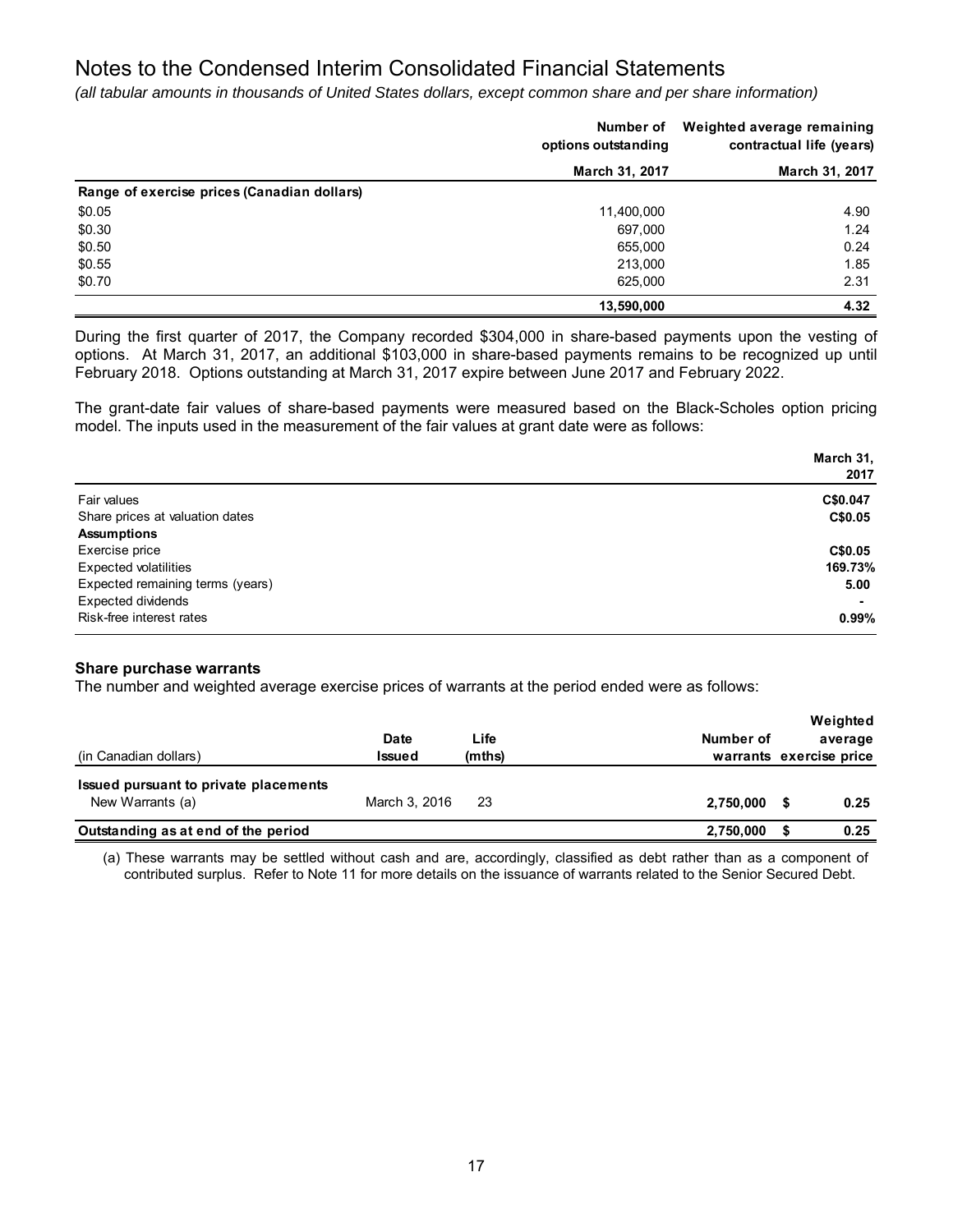# Notes to the Condensed Interim Consolidated Financial Statements

*(all tabular amounts in thousands of United States dollars, except common share and per share information)*

| | Number of options outstanding | Weighted average remaining contractual life (years) |
|---|---|---|
| | March 31, 2017 | March 31, 2017 |
| **Range of exercise prices (Canadian dollars)** | | |
| \$0.05 | 11,400,000 | 4.90 |
| \$0.30 | 697,000 | 1.24 |
| \$0.50 | 655,000 | 0.24 |
| \$0.55 | 213,000 | 1.85 |
| \$0.70 | 625,000 | 2.31 |
| | **13,590,000** | **4.32** |

During the first quarter of 2017, the Company recorded \$304,000 in share-based payments upon the vesting of options. At March 31, 2017, an additional \$103,000 in share-based payments remains to be recognized up until February 2018. Options outstanding at March 31, 2017 expire between June 2017 and February 2022.

The grant-date fair values of share-based payments were measured based on the Black-Scholes option pricing model. The inputs used in the measurement of the fair values at grant date were as follows:

| | March 31, 2017 |
|---|---|
| Fair values | C\$0.047 |
| Share prices at valuation dates | C\$0.05 |
| **Assumptions** | |
| Exercise price | C\$0.05 |
| Expected volatilities | 169.73% |
| Expected remaining terms (years) | 5.00 |
| Expected dividends | - |
| Risk-free interest rates | 0.99% |

**Share purchase warrants**

The number and weighted average exercise prices of warrants at the period ended were as follows:

| (in Canadian dollars) | Date Issued | Life (mths) | Number of warrants | Weighted average exercise price |
|---|---|---|---|---|
| **Issued pursuant to private placements** | | | | |
| New Warrants (a) | March 3, 2016 | 23 | **2,750,000** | **\$ 0.25** |
| **Outstanding as at end of the period** | | | **2,750,000** | **\$ 0.25** |

(a) These warrants may be settled without cash and are, accordingly, classified as debt rather than as a component of contributed surplus. Refer to Note 11 for more details on the issuance of warrants related to the Senior Secured Debt.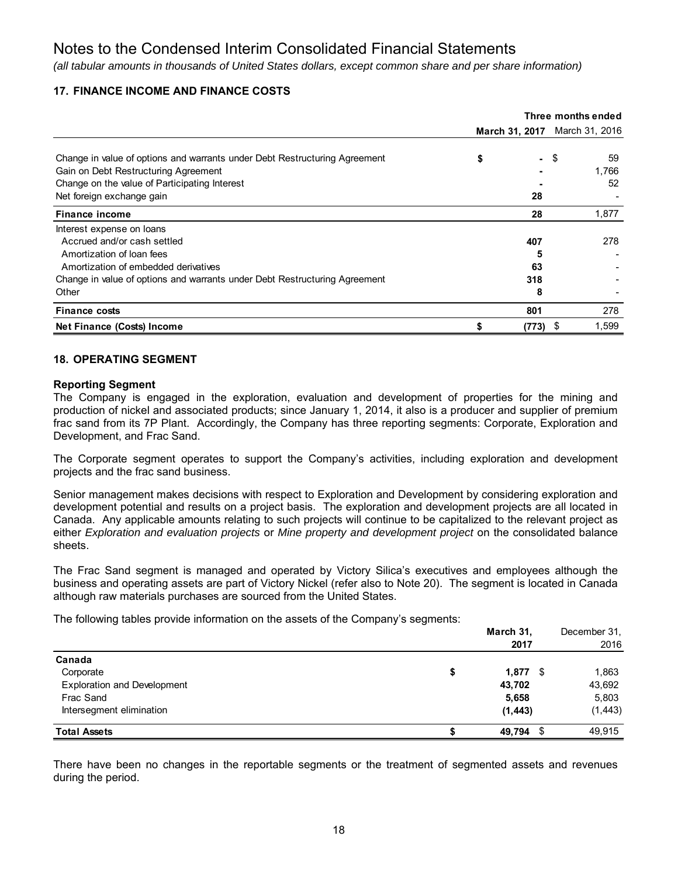# Notes to the Condensed Interim Consolidated Financial Statements

*(all tabular amounts in thousands of United States dollars, except common share and per share information)*

## 17. FINANCE INCOME AND FINANCE COSTS

| | Three months ended | |
|---|---|---|
| | **March 31, 2017** | March 31, 2016 |
| Change in value of options and warrants under Debt Restructuring Agreement | **$ -** | $ 59 |
| Gain on Debt Restructuring Agreement | **-** | 1,766 |
| Change on the value of Participating Interest | **-** | 52 |
| Net foreign exchange gain | **28** | - |
| **Finance income** | **28** | 1,877 |
| Interest expense on loans | | |
| Accrued and/or cash settled | **407** | 278 |
| Amortization of loan fees | **5** | - |
| Amortization of embedded derivatives | **63** | - |
| Change in value of options and warrants under Debt Restructuring Agreement | **318** | - |
| Other | **8** | - |
| **Finance costs** | **801** | 278 |
| **Net Finance (Costs) Income** | **$ (773)** | $ 1,599 |

## 18. OPERATING SEGMENT

### Reporting Segment

The Company is engaged in the exploration, evaluation and development of properties for the mining and production of nickel and associated products; since January 1, 2014, it also is a producer and supplier of premium frac sand from its 7P Plant. Accordingly, the Company has three reporting segments: Corporate, Exploration and Development, and Frac Sand.

The Corporate segment operates to support the Company's activities, including exploration and development projects and the frac sand business.

Senior management makes decisions with respect to Exploration and Development by considering exploration and development potential and results on a project basis. The exploration and development projects are all located in Canada. Any applicable amounts relating to such projects will continue to be capitalized to the relevant project as either *Exploration and evaluation projects* or *Mine property and development project* on the consolidated balance sheets.

The Frac Sand segment is managed and operated by Victory Silica's executives and employees although the business and operating assets are part of Victory Nickel (refer also to Note 20). The segment is located in Canada although raw materials purchases are sourced from the United States.

The following tables provide information on the assets of the Company's segments:

| | **March 31, 2017** | December 31, 2016 |
|---|---|---|
| **Canada** | | |
| Corporate | **$ 1,877** | $ 1,863 |
| Exploration and Development | **43,702** | 43,692 |
| Frac Sand | **5,658** | 5,803 |
| Intersegment elimination | **(1,443)** | (1,443) |
| **Total Assets** | **$ 49,794** | $ 49,915 |

There have been no changes in the reportable segments or the treatment of segmented assets and revenues during the period.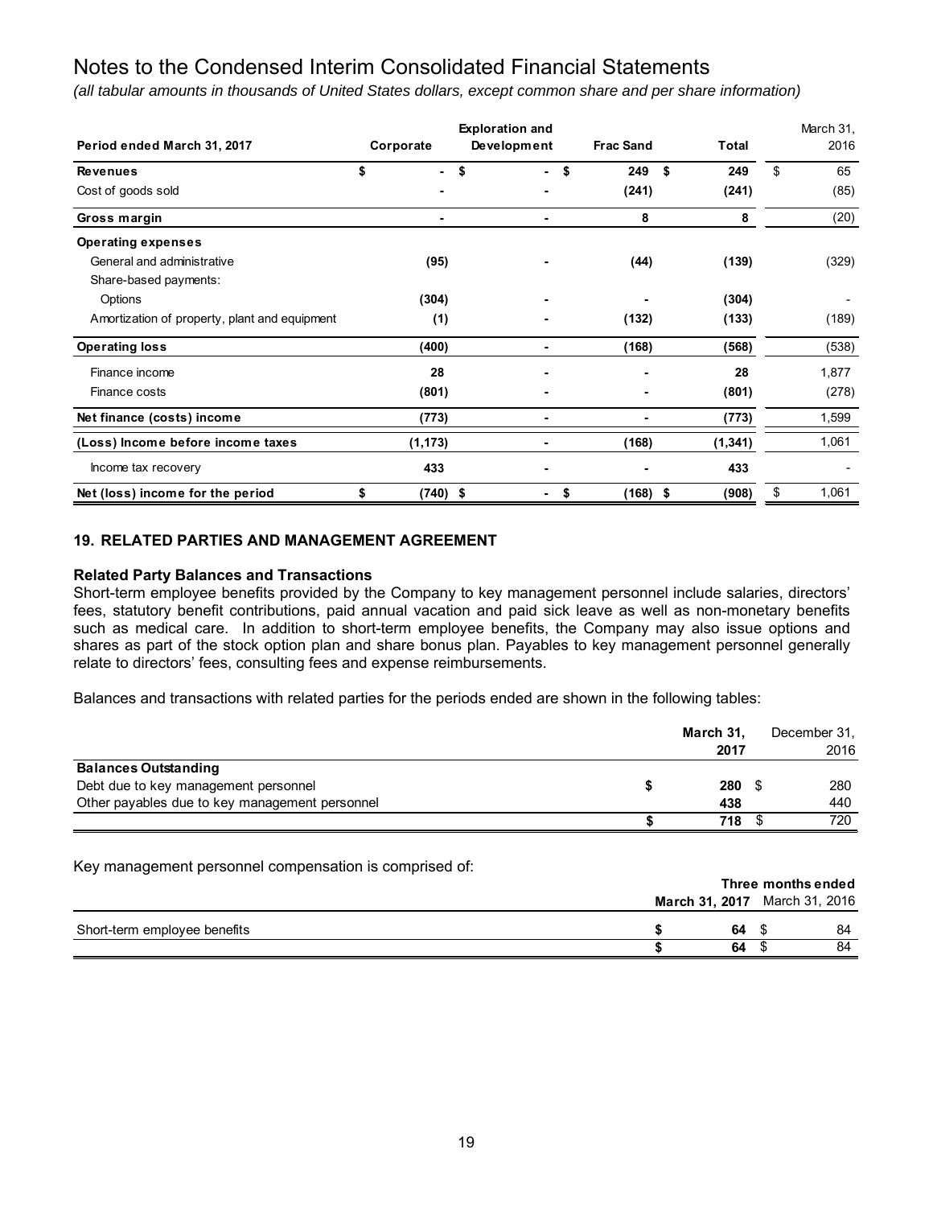# Notes to the Condensed Interim Consolidated Financial Statements

*(all tabular amounts in thousands of United States dollars, except common share and per share information)*

| Period ended March 31, 2017 | Corporate | Exploration and Development | Frac Sand | Total | March 31, 2016 |
|---|---|---|---|---|---|
| **Revenues** | **$ -** | **$ -** | **$ 249** | **$ 249** | $ 65 |
| Cost of goods sold | **-** | **-** | **(241)** | **(241)** | (85) |
| **Gross margin** | **-** | **-** | **8** | **8** | (20) |
| **Operating expenses** | | | | | |
| General and administrative | **(95)** | **-** | **(44)** | **(139)** | (329) |
| Share-based payments: | | | | | |
| Options | **(304)** | **-** | **-** | **(304)** | - |
| Amortization of property, plant and equipment | **(1)** | **-** | **(132)** | **(133)** | (189) |
| **Operating loss** | **(400)** | **-** | **(168)** | **(568)** | (538) |
| Finance income | **28** | **-** | **-** | **28** | 1,877 |
| Finance costs | **(801)** | **-** | **-** | **(801)** | (278) |
| **Net finance (costs) income** | **(773)** | **-** | **-** | **(773)** | 1,599 |
| **(Loss) Income before income taxes** | **(1,173)** | **-** | **(168)** | **(1,341)** | 1,061 |
| Income tax recovery | **433** | **-** | **-** | **433** | - |
| **Net (loss) income for the period** | **$ (740)** | **$ -** | **$ (168)** | **$ (908)** | $ 1,061 |

## 19. RELATED PARTIES AND MANAGEMENT AGREEMENT

### Related Party Balances and Transactions

Short-term employee benefits provided by the Company to key management personnel include salaries, directors' fees, statutory benefit contributions, paid annual vacation and paid sick leave as well as non-monetary benefits such as medical care. In addition to short-term employee benefits, the Company may also issue options and shares as part of the stock option plan and share bonus plan. Payables to key management personnel generally relate to directors' fees, consulting fees and expense reimbursements.

Balances and transactions with related parties for the periods ended are shown in the following tables:

| | March 31, 2017 | December 31, 2016 |
|---|---|---|
| **Balances Outstanding** | | |
| Debt due to key management personnel | **$ 280** | $ 280 |
| Other payables due to key management personnel | **438** | 440 |
| | **$ 718** | $ 720 |

Key management personnel compensation is comprised of:

| | Three months ended | |
|---|---|---|
| | **March 31, 2017** | March 31, 2016 |
| Short-term employee benefits | **$ 64** | $ 84 |
| | **$ 64** | $ 84 |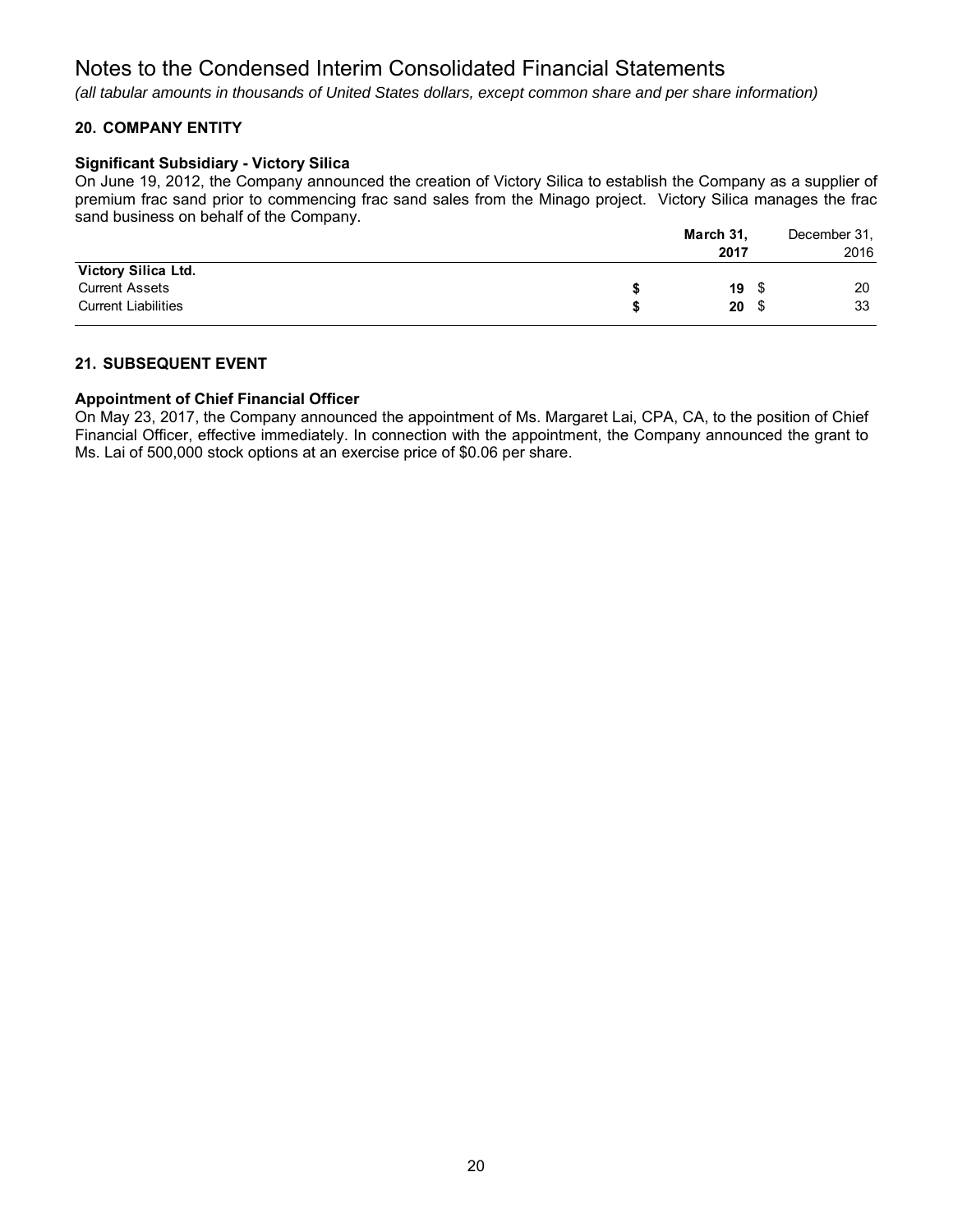# Notes to the Condensed Interim Consolidated Financial Statements

*(all tabular amounts in thousands of United States dollars, except common share and per share information)*

## 20. COMPANY ENTITY

### Significant Subsidiary - Victory Silica

On June 19, 2012, the Company announced the creation of Victory Silica to establish the Company as a supplier of premium frac sand prior to commencing frac sand sales from the Minago project. Victory Silica manages the frac sand business on behalf of the Company.

| | **March 31, 2017** | December 31, 2016 |
|---|---|---|
| **Victory Silica Ltd.** | | |
| Current Assets | **$ 19** | $ 20 |
| Current Liabilities | **$ 20** | $ 33 |

## 21. SUBSEQUENT EVENT

### Appointment of Chief Financial Officer

On May 23, 2017, the Company announced the appointment of Ms. Margaret Lai, CPA, CA, to the position of Chief Financial Officer, effective immediately. In connection with the appointment, the Company announced the grant to Ms. Lai of 500,000 stock options at an exercise price of $0.06 per share.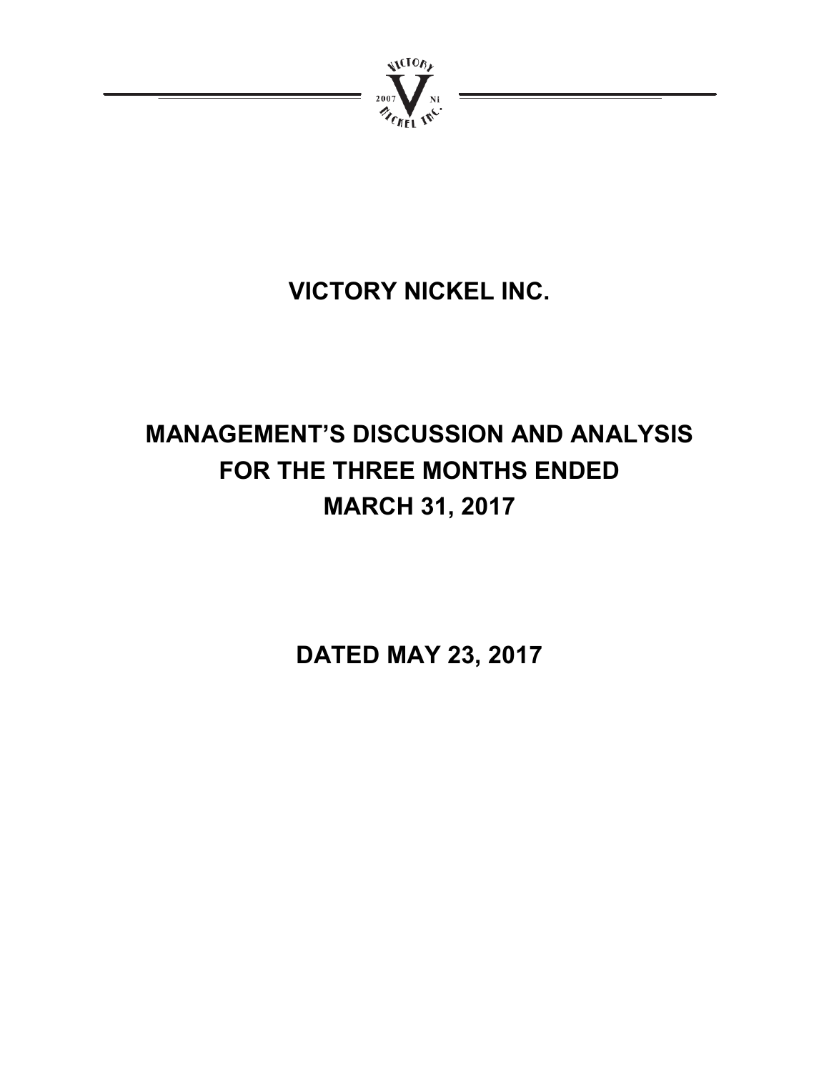# VICTORY NICKEL INC.

# MANAGEMENT'S DISCUSSION AND ANALYSIS FOR THE THREE MONTHS ENDED MARCH 31, 2017

## DATED MAY 23, 2017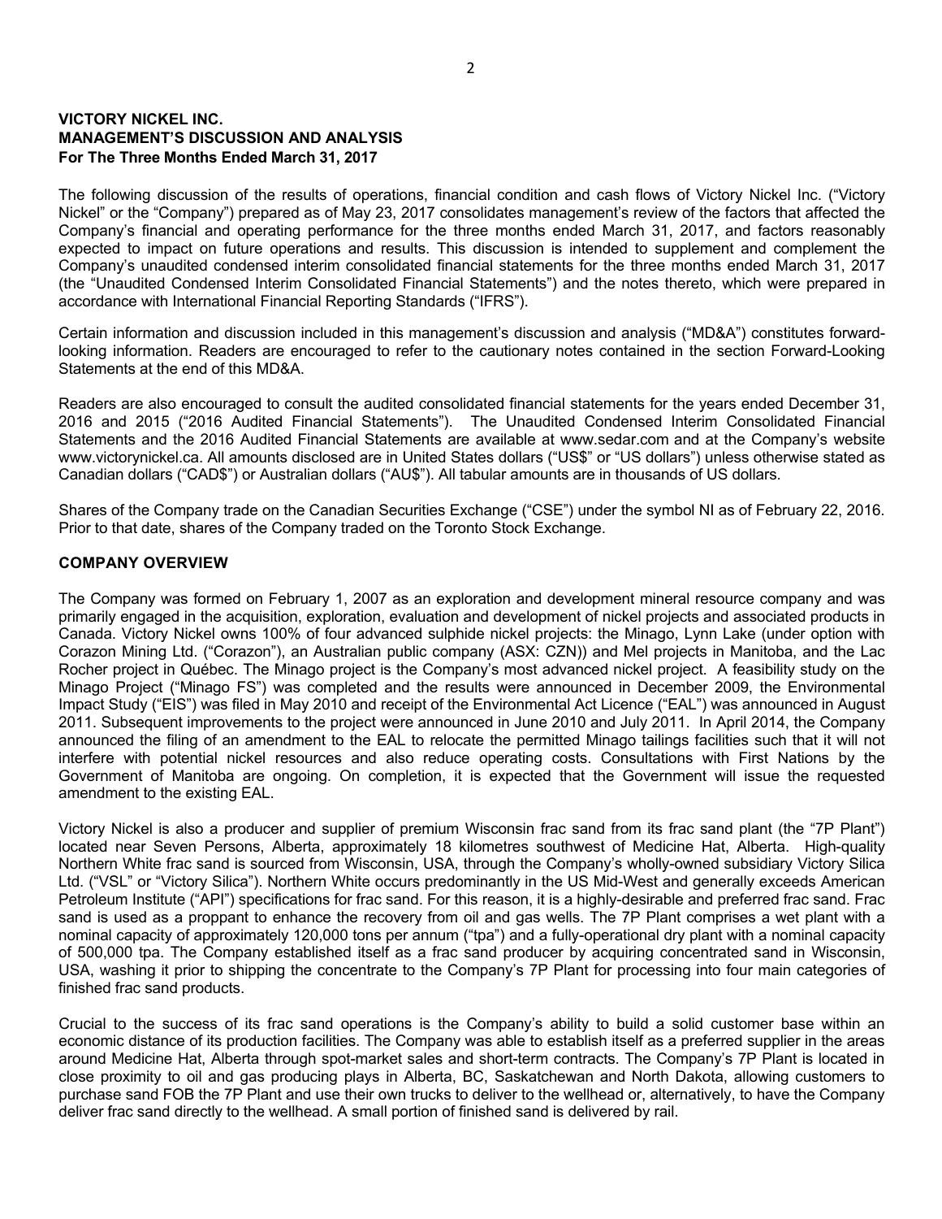**VICTORY NICKEL INC.**
**MANAGEMENT'S DISCUSSION AND ANALYSIS**
**For The Three Months Ended March 31, 2017**

The following discussion of the results of operations, financial condition and cash flows of Victory Nickel Inc. ("Victory Nickel" or the "Company") prepared as of May 23, 2017 consolidates management's review of the factors that affected the Company's financial and operating performance for the three months ended March 31, 2017, and factors reasonably expected to impact on future operations and results. This discussion is intended to supplement and complement the Company's unaudited condensed interim consolidated financial statements for the three months ended March 31, 2017 (the "Unaudited Condensed Interim Consolidated Financial Statements") and the notes thereto, which were prepared in accordance with International Financial Reporting Standards ("IFRS").

Certain information and discussion included in this management's discussion and analysis ("MD&A") constitutes forward-looking information. Readers are encouraged to refer to the cautionary notes contained in the section Forward-Looking Statements at the end of this MD&A.

Readers are also encouraged to consult the audited consolidated financial statements for the years ended December 31, 2016 and 2015 ("2016 Audited Financial Statements"). The Unaudited Condensed Interim Consolidated Financial Statements and the 2016 Audited Financial Statements are available at www.sedar.com and at the Company's website www.victorynickel.ca. All amounts disclosed are in United States dollars ("US$" or "US dollars") unless otherwise stated as Canadian dollars ("CAD$") or Australian dollars ("AU$"). All tabular amounts are in thousands of US dollars.

Shares of the Company trade on the Canadian Securities Exchange ("CSE") under the symbol NI as of February 22, 2016. Prior to that date, shares of the Company traded on the Toronto Stock Exchange.

## COMPANY OVERVIEW

The Company was formed on February 1, 2007 as an exploration and development mineral resource company and was primarily engaged in the acquisition, exploration, evaluation and development of nickel projects and associated products in Canada. Victory Nickel owns 100% of four advanced sulphide nickel projects: the Minago, Lynn Lake (under option with Corazon Mining Ltd. ("Corazon"), an Australian public company (ASX: CZN)) and Mel projects in Manitoba, and the Lac Rocher project in Québec. The Minago project is the Company's most advanced nickel project. A feasibility study on the Minago Project ("Minago FS") was completed and the results were announced in December 2009, the Environmental Impact Study ("EIS") was filed in May 2010 and receipt of the Environmental Act Licence ("EAL") was announced in August 2011. Subsequent improvements to the project were announced in June 2010 and July 2011. In April 2014, the Company announced the filing of an amendment to the EAL to relocate the permitted Minago tailings facilities such that it will not interfere with potential nickel resources and also reduce operating costs. Consultations with First Nations by the Government of Manitoba are ongoing. On completion, it is expected that the Government will issue the requested amendment to the existing EAL.

Victory Nickel is also a producer and supplier of premium Wisconsin frac sand from its frac sand plant (the "7P Plant") located near Seven Persons, Alberta, approximately 18 kilometres southwest of Medicine Hat, Alberta. High-quality Northern White frac sand is sourced from Wisconsin, USA, through the Company's wholly-owned subsidiary Victory Silica Ltd. ("VSL" or "Victory Silica"). Northern White occurs predominantly in the US Mid-West and generally exceeds American Petroleum Institute ("API") specifications for frac sand. For this reason, it is a highly-desirable and preferred frac sand. Frac sand is used as a proppant to enhance the recovery from oil and gas wells. The 7P Plant comprises a wet plant with a nominal capacity of approximately 120,000 tons per annum ("tpa") and a fully-operational dry plant with a nominal capacity of 500,000 tpa. The Company established itself as a frac sand producer by acquiring concentrated sand in Wisconsin, USA, washing it prior to shipping the concentrate to the Company's 7P Plant for processing into four main categories of finished frac sand products.

Crucial to the success of its frac sand operations is the Company's ability to build a solid customer base within an economic distance of its production facilities. The Company was able to establish itself as a preferred supplier in the areas around Medicine Hat, Alberta through spot-market sales and short-term contracts. The Company's 7P Plant is located in close proximity to oil and gas producing plays in Alberta, BC, Saskatchewan and North Dakota, allowing customers to purchase sand FOB the 7P Plant and use their own trucks to deliver to the wellhead or, alternatively, to have the Company deliver frac sand directly to the wellhead. A small portion of finished sand is delivered by rail.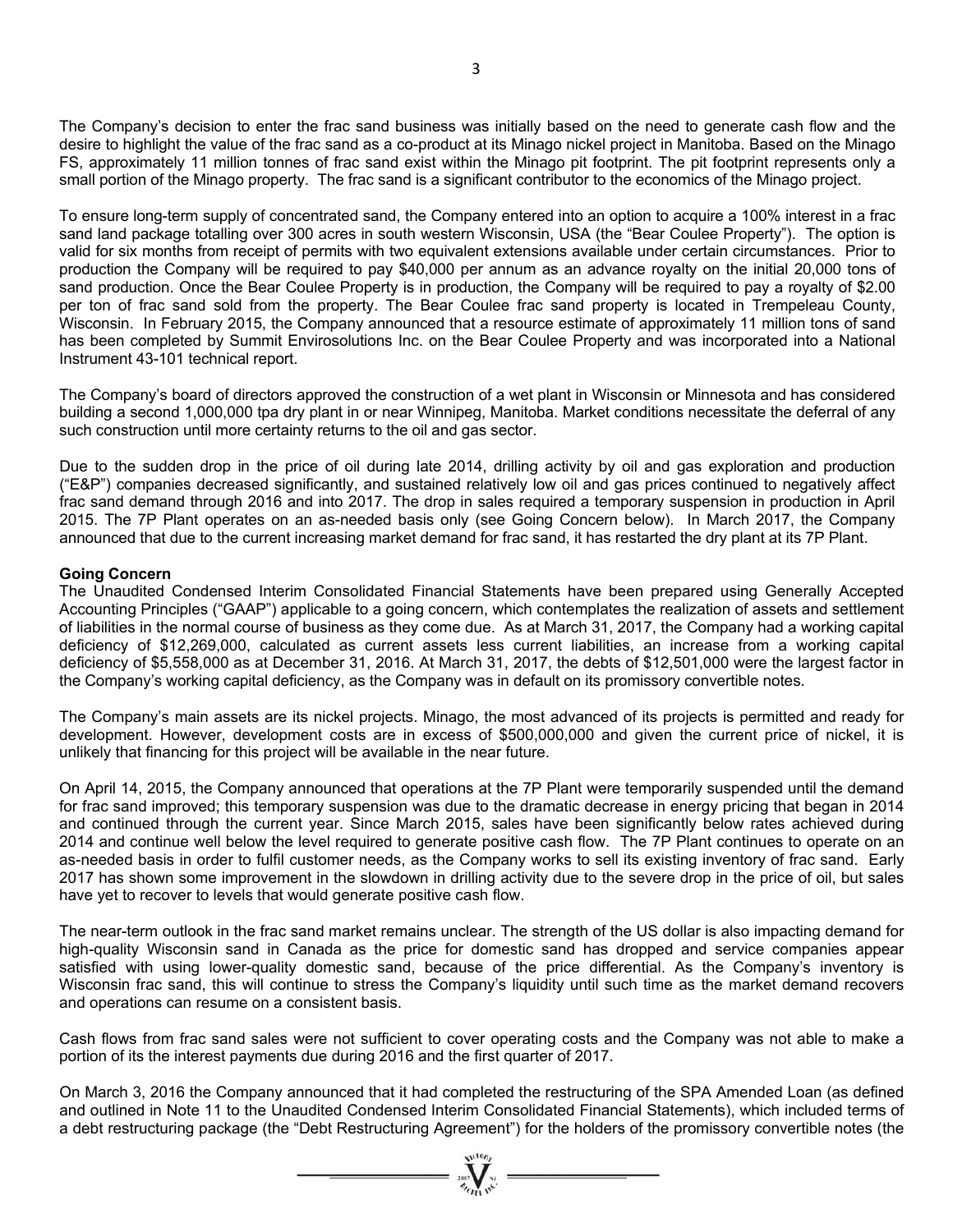The Company's decision to enter the frac sand business was initially based on the need to generate cash flow and the desire to highlight the value of the frac sand as a co-product at its Minago nickel project in Manitoba. Based on the Minago FS, approximately 11 million tonnes of frac sand exist within the Minago pit footprint. The pit footprint represents only a small portion of the Minago property. The frac sand is a significant contributor to the economics of the Minago project.

To ensure long-term supply of concentrated sand, the Company entered into an option to acquire a 100% interest in a frac sand land package totalling over 300 acres in south western Wisconsin, USA (the "Bear Coulee Property"). The option is valid for six months from receipt of permits with two equivalent extensions available under certain circumstances. Prior to production the Company will be required to pay $40,000 per annum as an advance royalty on the initial 20,000 tons of sand production. Once the Bear Coulee Property is in production, the Company will be required to pay a royalty of $2.00 per ton of frac sand sold from the property. The Bear Coulee frac sand property is located in Trempeleau County, Wisconsin. In February 2015, the Company announced that a resource estimate of approximately 11 million tons of sand has been completed by Summit Envirosolutions Inc. on the Bear Coulee Property and was incorporated into a National Instrument 43-101 technical report.

The Company's board of directors approved the construction of a wet plant in Wisconsin or Minnesota and has considered building a second 1,000,000 tpa dry plant in or near Winnipeg, Manitoba. Market conditions necessitate the deferral of any such construction until more certainty returns to the oil and gas sector.

Due to the sudden drop in the price of oil during late 2014, drilling activity by oil and gas exploration and production ("E&P") companies decreased significantly, and sustained relatively low oil and gas prices continued to negatively affect frac sand demand through 2016 and into 2017. The drop in sales required a temporary suspension in production in April 2015. The 7P Plant operates on an as-needed basis only (see Going Concern below). In March 2017, the Company announced that due to the current increasing market demand for frac sand, it has restarted the dry plant at its 7P Plant.

**Going Concern**

The Unaudited Condensed Interim Consolidated Financial Statements have been prepared using Generally Accepted Accounting Principles ("GAAP") applicable to a going concern, which contemplates the realization of assets and settlement of liabilities in the normal course of business as they come due. As at March 31, 2017, the Company had a working capital deficiency of $12,269,000, calculated as current assets less current liabilities, an increase from a working capital deficiency of $5,558,000 as at December 31, 2016. At March 31, 2017, the debts of $12,501,000 were the largest factor in the Company's working capital deficiency, as the Company was in default on its promissory convertible notes.

The Company's main assets are its nickel projects. Minago, the most advanced of its projects is permitted and ready for development. However, development costs are in excess of $500,000,000 and given the current price of nickel, it is unlikely that financing for this project will be available in the near future.

On April 14, 2015, the Company announced that operations at the 7P Plant were temporarily suspended until the demand for frac sand improved; this temporary suspension was due to the dramatic decrease in energy pricing that began in 2014 and continued through the current year. Since March 2015, sales have been significantly below rates achieved during 2014 and continue well below the level required to generate positive cash flow. The 7P Plant continues to operate on an as-needed basis in order to fulfil customer needs, as the Company works to sell its existing inventory of frac sand. Early 2017 has shown some improvement in the slowdown in drilling activity due to the severe drop in the price of oil, but sales have yet to recover to levels that would generate positive cash flow.

The near-term outlook in the frac sand market remains unclear. The strength of the US dollar is also impacting demand for high-quality Wisconsin sand in Canada as the price for domestic sand has dropped and service companies appear satisfied with using lower-quality domestic sand, because of the price differential. As the Company's inventory is Wisconsin frac sand, this will continue to stress the Company's liquidity until such time as the market demand recovers and operations can resume on a consistent basis.

Cash flows from frac sand sales were not sufficient to cover operating costs and the Company was not able to make a portion of its the interest payments due during 2016 and the first quarter of 2017.

On March 3, 2016 the Company announced that it had completed the restructuring of the SPA Amended Loan (as defined and outlined in Note 11 to the Unaudited Condensed Interim Consolidated Financial Statements), which included terms of a debt restructuring package (the "Debt Restructuring Agreement") for the holders of the promissory convertible notes (the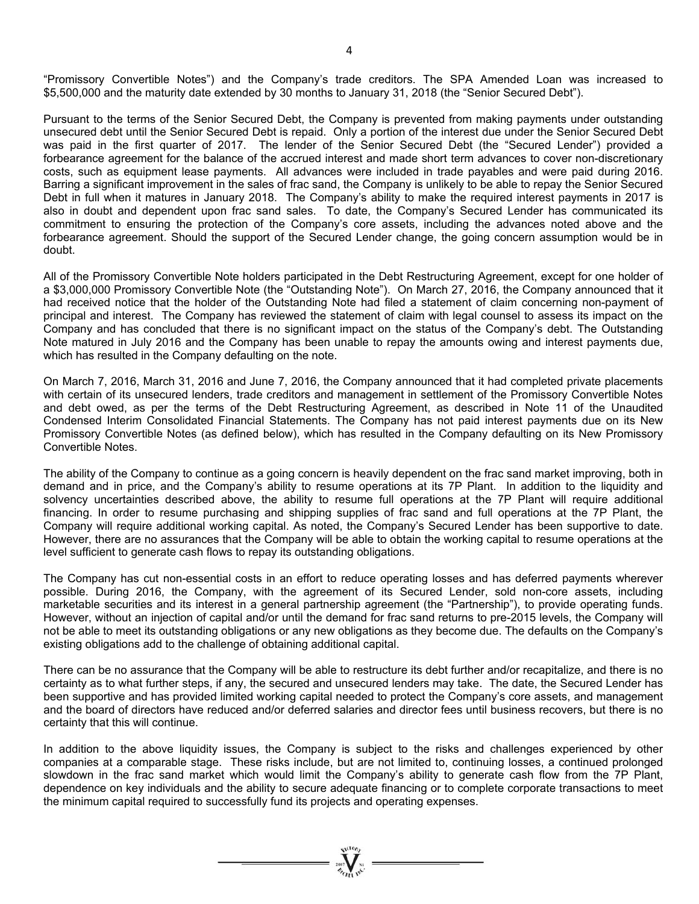"Promissory Convertible Notes") and the Company's trade creditors. The SPA Amended Loan was increased to $5,500,000 and the maturity date extended by 30 months to January 31, 2018 (the "Senior Secured Debt").

Pursuant to the terms of the Senior Secured Debt, the Company is prevented from making payments under outstanding unsecured debt until the Senior Secured Debt is repaid. Only a portion of the interest due under the Senior Secured Debt was paid in the first quarter of 2017. The lender of the Senior Secured Debt (the "Secured Lender") provided a forbearance agreement for the balance of the accrued interest and made short term advances to cover non-discretionary costs, such as equipment lease payments. All advances were included in trade payables and were paid during 2016. Barring a significant improvement in the sales of frac sand, the Company is unlikely to be able to repay the Senior Secured Debt in full when it matures in January 2018. The Company's ability to make the required interest payments in 2017 is also in doubt and dependent upon frac sand sales. To date, the Company's Secured Lender has communicated its commitment to ensuring the protection of the Company's core assets, including the advances noted above and the forbearance agreement. Should the support of the Secured Lender change, the going concern assumption would be in doubt.

All of the Promissory Convertible Note holders participated in the Debt Restructuring Agreement, except for one holder of a $3,000,000 Promissory Convertible Note (the "Outstanding Note"). On March 27, 2016, the Company announced that it had received notice that the holder of the Outstanding Note had filed a statement of claim concerning non-payment of principal and interest. The Company has reviewed the statement of claim with legal counsel to assess its impact on the Company and has concluded that there is no significant impact on the status of the Company's debt. The Outstanding Note matured in July 2016 and the Company has been unable to repay the amounts owing and interest payments due, which has resulted in the Company defaulting on the note.

On March 7, 2016, March 31, 2016 and June 7, 2016, the Company announced that it had completed private placements with certain of its unsecured lenders, trade creditors and management in settlement of the Promissory Convertible Notes and debt owed, as per the terms of the Debt Restructuring Agreement, as described in Note 11 of the Unaudited Condensed Interim Consolidated Financial Statements. The Company has not paid interest payments due on its New Promissory Convertible Notes (as defined below), which has resulted in the Company defaulting on its New Promissory Convertible Notes.

The ability of the Company to continue as a going concern is heavily dependent on the frac sand market improving, both in demand and in price, and the Company's ability to resume operations at its 7P Plant. In addition to the liquidity and solvency uncertainties described above, the ability to resume full operations at the 7P Plant will require additional financing. In order to resume purchasing and shipping supplies of frac sand and full operations at the 7P Plant, the Company will require additional working capital. As noted, the Company's Secured Lender has been supportive to date. However, there are no assurances that the Company will be able to obtain the working capital to resume operations at the level sufficient to generate cash flows to repay its outstanding obligations.

The Company has cut non-essential costs in an effort to reduce operating losses and has deferred payments wherever possible. During 2016, the Company, with the agreement of its Secured Lender, sold non-core assets, including marketable securities and its interest in a general partnership agreement (the "Partnership"), to provide operating funds. However, without an injection of capital and/or until the demand for frac sand returns to pre-2015 levels, the Company will not be able to meet its outstanding obligations or any new obligations as they become due. The defaults on the Company's existing obligations add to the challenge of obtaining additional capital.

There can be no assurance that the Company will be able to restructure its debt further and/or recapitalize, and there is no certainty as to what further steps, if any, the secured and unsecured lenders may take. The date, the Secured Lender has been supportive and has provided limited working capital needed to protect the Company's core assets, and management and the board of directors have reduced and/or deferred salaries and director fees until business recovers, but there is no certainty that this will continue.

In addition to the above liquidity issues, the Company is subject to the risks and challenges experienced by other companies at a comparable stage. These risks include, but are not limited to, continuing losses, a continued prolonged slowdown in the frac sand market which would limit the Company's ability to generate cash flow from the 7P Plant, dependence on key individuals and the ability to secure adequate financing or to complete corporate transactions to meet the minimum capital required to successfully fund its projects and operating expenses.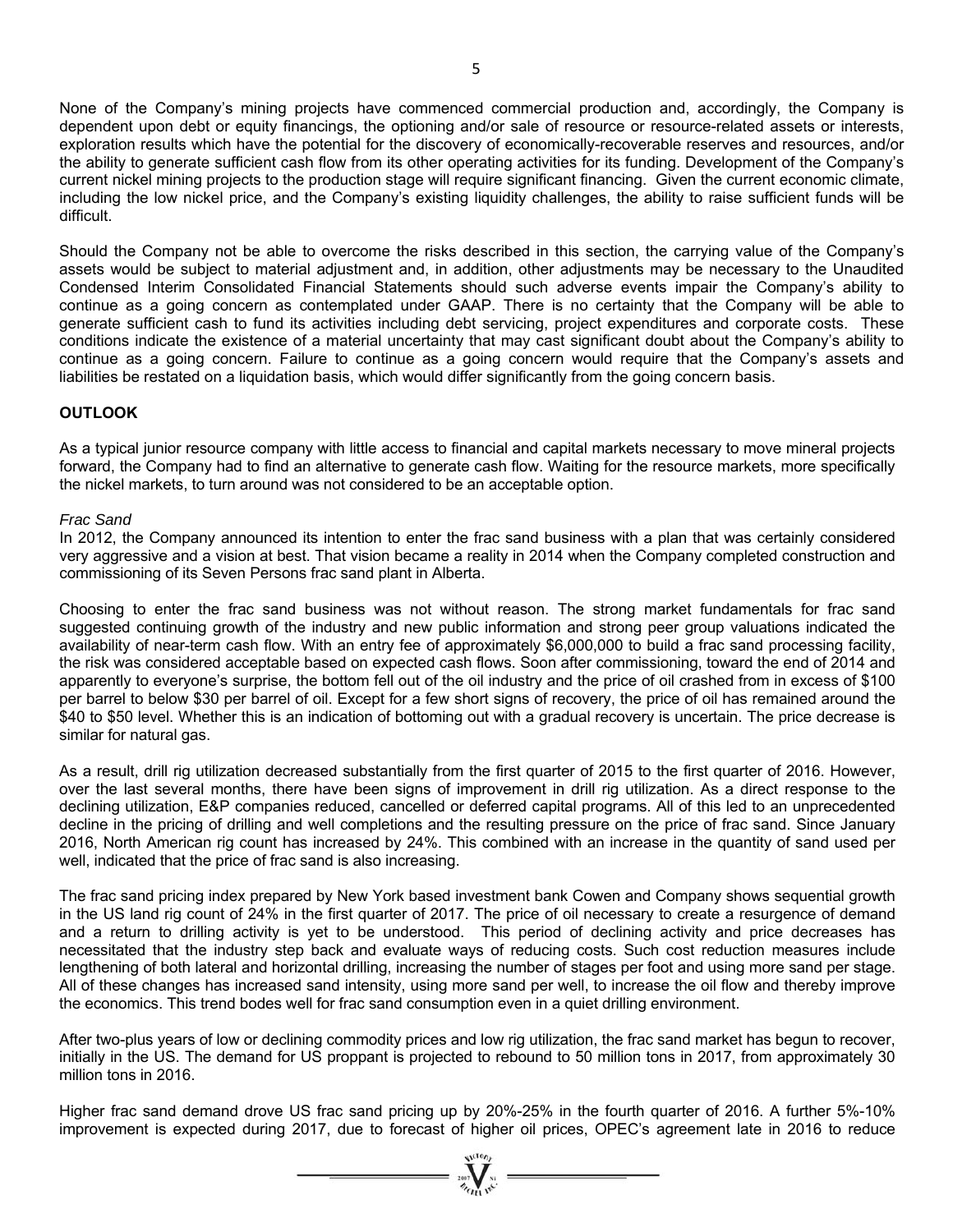None of the Company's mining projects have commenced commercial production and, accordingly, the Company is dependent upon debt or equity financings, the optioning and/or sale of resource or resource-related assets or interests, exploration results which have the potential for the discovery of economically-recoverable reserves and resources, and/or the ability to generate sufficient cash flow from its other operating activities for its funding. Development of the Company's current nickel mining projects to the production stage will require significant financing. Given the current economic climate, including the low nickel price, and the Company's existing liquidity challenges, the ability to raise sufficient funds will be difficult.

Should the Company not be able to overcome the risks described in this section, the carrying value of the Company's assets would be subject to material adjustment and, in addition, other adjustments may be necessary to the Unaudited Condensed Interim Consolidated Financial Statements should such adverse events impair the Company's ability to continue as a going concern as contemplated under GAAP. There is no certainty that the Company will be able to generate sufficient cash to fund its activities including debt servicing, project expenditures and corporate costs. These conditions indicate the existence of a material uncertainty that may cast significant doubt about the Company's ability to continue as a going concern. Failure to continue as a going concern would require that the Company's assets and liabilities be restated on a liquidation basis, which would differ significantly from the going concern basis.

## OUTLOOK

As a typical junior resource company with little access to financial and capital markets necessary to move mineral projects forward, the Company had to find an alternative to generate cash flow. Waiting for the resource markets, more specifically the nickel markets, to turn around was not considered to be an acceptable option.

*Frac Sand*

In 2012, the Company announced its intention to enter the frac sand business with a plan that was certainly considered very aggressive and a vision at best. That vision became a reality in 2014 when the Company completed construction and commissioning of its Seven Persons frac sand plant in Alberta.

Choosing to enter the frac sand business was not without reason. The strong market fundamentals for frac sand suggested continuing growth of the industry and new public information and strong peer group valuations indicated the availability of near-term cash flow. With an entry fee of approximately $6,000,000 to build a frac sand processing facility, the risk was considered acceptable based on expected cash flows. Soon after commissioning, toward the end of 2014 and apparently to everyone's surprise, the bottom fell out of the oil industry and the price of oil crashed from in excess of $100 per barrel to below $30 per barrel of oil. Except for a few short signs of recovery, the price of oil has remained around the $40 to $50 level. Whether this is an indication of bottoming out with a gradual recovery is uncertain. The price decrease is similar for natural gas.

As a result, drill rig utilization decreased substantially from the first quarter of 2015 to the first quarter of 2016. However, over the last several months, there have been signs of improvement in drill rig utilization. As a direct response to the declining utilization, E&P companies reduced, cancelled or deferred capital programs. All of this led to an unprecedented decline in the pricing of drilling and well completions and the resulting pressure on the price of frac sand. Since January 2016, North American rig count has increased by 24%. This combined with an increase in the quantity of sand used per well, indicated that the price of frac sand is also increasing.

The frac sand pricing index prepared by New York based investment bank Cowen and Company shows sequential growth in the US land rig count of 24% in the first quarter of 2017. The price of oil necessary to create a resurgence of demand and a return to drilling activity is yet to be understood. This period of declining activity and price decreases has necessitated that the industry step back and evaluate ways of reducing costs. Such cost reduction measures include lengthening of both lateral and horizontal drilling, increasing the number of stages per foot and using more sand per stage. All of these changes has increased sand intensity, using more sand per well, to increase the oil flow and thereby improve the economics. This trend bodes well for frac sand consumption even in a quiet drilling environment.

After two-plus years of low or declining commodity prices and low rig utilization, the frac sand market has begun to recover, initially in the US. The demand for US proppant is projected to rebound to 50 million tons in 2017, from approximately 30 million tons in 2016.

Higher frac sand demand drove US frac sand pricing up by 20%-25% in the fourth quarter of 2016. A further 5%-10% improvement is expected during 2017, due to forecast of higher oil prices, OPEC's agreement late in 2016 to reduce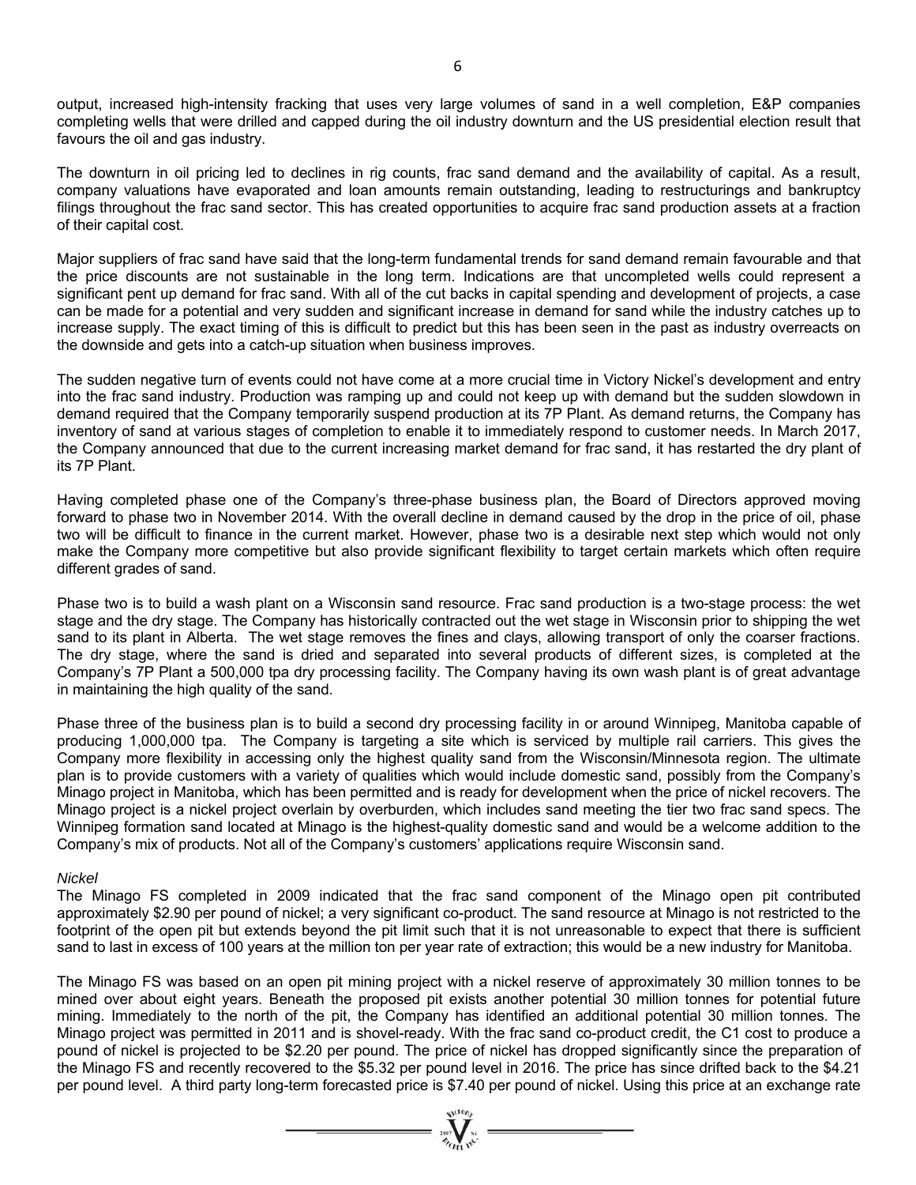output, increased high-intensity fracking that uses very large volumes of sand in a well completion, E&P companies completing wells that were drilled and capped during the oil industry downturn and the US presidential election result that favours the oil and gas industry.

The downturn in oil pricing led to declines in rig counts, frac sand demand and the availability of capital. As a result, company valuations have evaporated and loan amounts remain outstanding, leading to restructurings and bankruptcy filings throughout the frac sand sector. This has created opportunities to acquire frac sand production assets at a fraction of their capital cost.

Major suppliers of frac sand have said that the long-term fundamental trends for sand demand remain favourable and that the price discounts are not sustainable in the long term. Indications are that uncompleted wells could represent a significant pent up demand for frac sand. With all of the cut backs in capital spending and development of projects, a case can be made for a potential and very sudden and significant increase in demand for sand while the industry catches up to increase supply. The exact timing of this is difficult to predict but this has been seen in the past as industry overreacts on the downside and gets into a catch-up situation when business improves.

The sudden negative turn of events could not have come at a more crucial time in Victory Nickel's development and entry into the frac sand industry. Production was ramping up and could not keep up with demand but the sudden slowdown in demand required that the Company temporarily suspend production at its 7P Plant. As demand returns, the Company has inventory of sand at various stages of completion to enable it to immediately respond to customer needs. In March 2017, the Company announced that due to the current increasing market demand for frac sand, it has restarted the dry plant of its 7P Plant.

Having completed phase one of the Company's three-phase business plan, the Board of Directors approved moving forward to phase two in November 2014. With the overall decline in demand caused by the drop in the price of oil, phase two will be difficult to finance in the current market. However, phase two is a desirable next step which would not only make the Company more competitive but also provide significant flexibility to target certain markets which often require different grades of sand.

Phase two is to build a wash plant on a Wisconsin sand resource. Frac sand production is a two-stage process: the wet stage and the dry stage. The Company has historically contracted out the wet stage in Wisconsin prior to shipping the wet sand to its plant in Alberta. The wet stage removes the fines and clays, allowing transport of only the coarser fractions. The dry stage, where the sand is dried and separated into several products of different sizes, is completed at the Company's 7P Plant a 500,000 tpa dry processing facility. The Company having its own wash plant is of great advantage in maintaining the high quality of the sand.

Phase three of the business plan is to build a second dry processing facility in or around Winnipeg, Manitoba capable of producing 1,000,000 tpa. The Company is targeting a site which is serviced by multiple rail carriers. This gives the Company more flexibility in accessing only the highest quality sand from the Wisconsin/Minnesota region. The ultimate plan is to provide customers with a variety of qualities which would include domestic sand, possibly from the Company's Minago project in Manitoba, which has been permitted and is ready for development when the price of nickel recovers. The Minago project is a nickel project overlain by overburden, which includes sand meeting the tier two frac sand specs. The Winnipeg formation sand located at Minago is the highest-quality domestic sand and would be a welcome addition to the Company's mix of products. Not all of the Company's customers' applications require Wisconsin sand.

*Nickel*

The Minago FS completed in 2009 indicated that the frac sand component of the Minago open pit contributed approximately $2.90 per pound of nickel; a very significant co-product. The sand resource at Minago is not restricted to the footprint of the open pit but extends beyond the pit limit such that it is not unreasonable to expect that there is sufficient sand to last in excess of 100 years at the million ton per year rate of extraction; this would be a new industry for Manitoba.

The Minago FS was based on an open pit mining project with a nickel reserve of approximately 30 million tonnes to be mined over about eight years. Beneath the proposed pit exists another potential 30 million tonnes for potential future mining. Immediately to the north of the pit, the Company has identified an additional potential 30 million tonnes. The Minago project was permitted in 2011 and is shovel-ready. With the frac sand co-product credit, the C1 cost to produce a pound of nickel is projected to be $2.20 per pound. The price of nickel has dropped significantly since the preparation of the Minago FS and recently recovered to the $5.32 per pound level in 2016. The price has since drifted back to the $4.21 per pound level. A third party long-term forecasted price is $7.40 per pound of nickel. Using this price at an exchange rate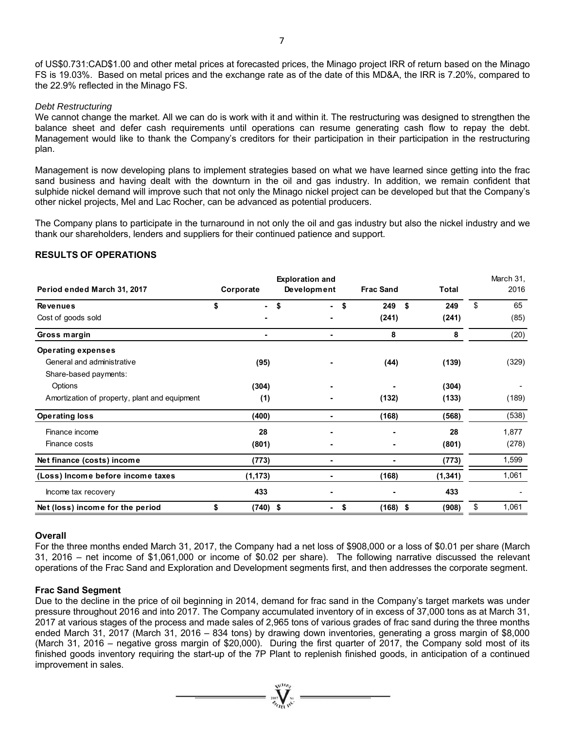of US$0.731:CAD$1.00 and other metal prices at forecasted prices, the Minago project IRR of return based on the Minago FS is 19.03%. Based on metal prices and the exchange rate as of the date of this MD&A, the IRR is 7.20%, compared to the 22.9% reflected in the Minago FS.

*Debt Restructuring*

We cannot change the market. All we can do is work with it and within it. The restructuring was designed to strengthen the balance sheet and defer cash requirements until operations can resume generating cash flow to repay the debt. Management would like to thank the Company's creditors for their participation in their participation in the restructuring plan.

Management is now developing plans to implement strategies based on what we have learned since getting into the frac sand business and having dealt with the downturn in the oil and gas industry. In addition, we remain confident that sulphide nickel demand will improve such that not only the Minago nickel project can be developed but that the Company's other nickel projects, Mel and Lac Rocher, can be advanced as potential producers.

The Company plans to participate in the turnaround in not only the oil and gas industry but also the nickel industry and we thank our shareholders, lenders and suppliers for their continued patience and support.

## RESULTS OF OPERATIONS

| Period ended March 31, 2017 | Corporate | Exploration and Development | Frac Sand | Total | March 31, 2016 |
|---|---|---|---|---|---|
| **Revenues** | $ - | $ - | $ 249 | $ 249 | $ 65 |
| Cost of goods sold | - | - | (241) | (241) | (85) |
| **Gross margin** | - | - | 8 | 8 | (20) |
| **Operating expenses** | | | | | |
| General and administrative | (95) | - | (44) | (139) | (329) |
| Share-based payments: | | | | | |
| Options | (304) | - | - | (304) | - |
| Amortization of property, plant and equipment | (1) | - | (132) | (133) | (189) |
| **Operating loss** | (400) | - | (168) | (568) | (538) |
| Finance income | 28 | - | - | 28 | 1,877 |
| Finance costs | (801) | - | - | (801) | (278) |
| **Net finance (costs) income** | (773) | - | - | (773) | 1,599 |
| **(Loss) Income before income taxes** | (1,173) | - | (168) | (1,341) | 1,061 |
| Income tax recovery | 433 | - | - | 433 | - |
| **Net (loss) income for the period** | $ (740) | $ - | $ (168) | $ (908) | $ 1,061 |

### Overall

For the three months ended March 31, 2017, the Company had a net loss of $908,000 or a loss of $0.01 per share (March 31, 2016 – net income of $1,061,000 or income of $0.02 per share). The following narrative discussed the relevant operations of the Frac Sand and Exploration and Development segments first, and then addresses the corporate segment.

### Frac Sand Segment

Due to the decline in the price of oil beginning in 2014, demand for frac sand in the Company's target markets was under pressure throughout 2016 and into 2017. The Company accumulated inventory of in excess of 37,000 tons as at March 31, 2017 at various stages of the process and made sales of 2,965 tons of various grades of frac sand during the three months ended March 31, 2017 (March 31, 2016 – 834 tons) by drawing down inventories, generating a gross margin of $8,000 (March 31, 2016 – negative gross margin of $20,000). During the first quarter of 2017, the Company sold most of its finished goods inventory requiring the start-up of the 7P Plant to replenish finished goods, in anticipation of a continued improvement in sales.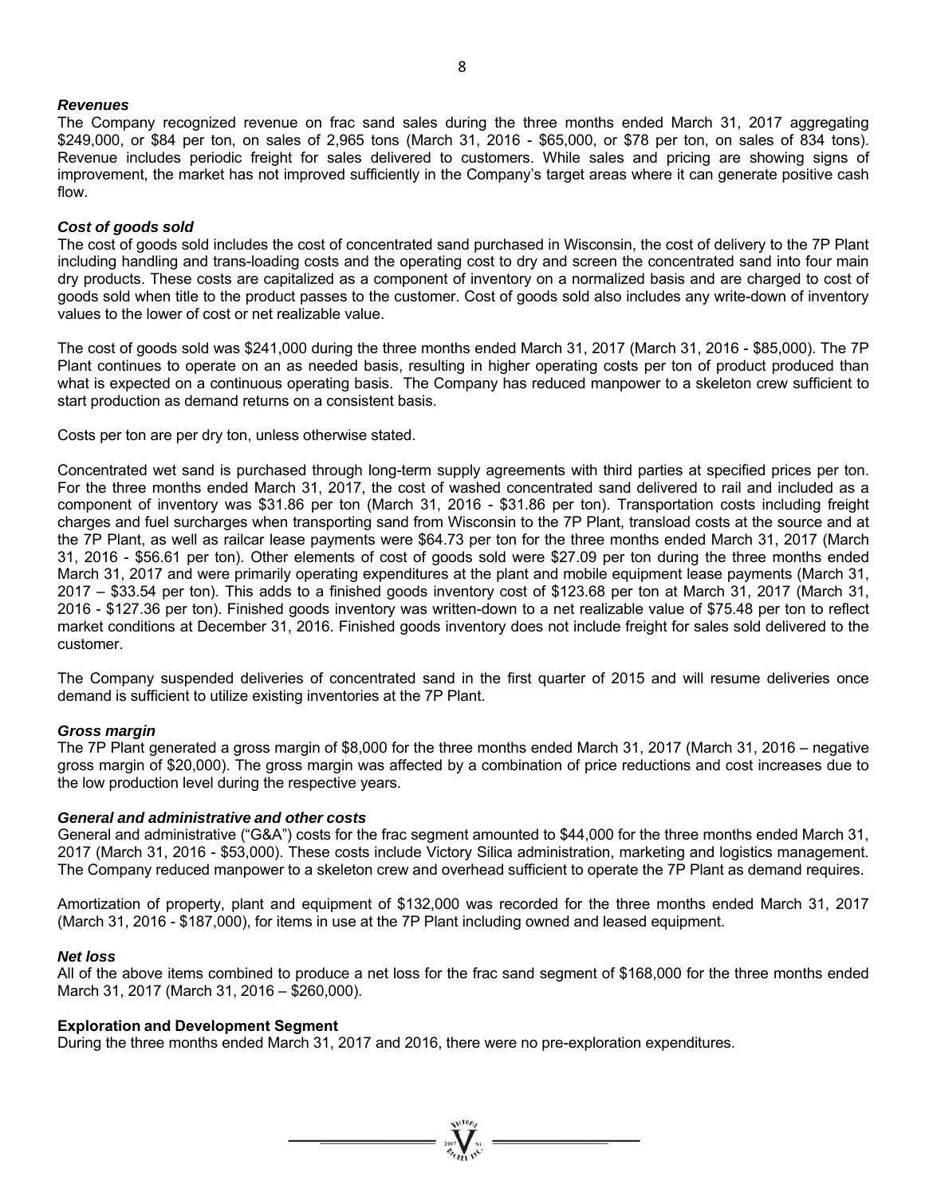***Revenues***

The Company recognized revenue on frac sand sales during the three months ended March 31, 2017 aggregating \$249,000, or \$84 per ton, on sales of 2,965 tons (March 31, 2016 - \$65,000, or \$78 per ton, on sales of 834 tons). Revenue includes periodic freight for sales delivered to customers. While sales and pricing are showing signs of improvement, the market has not improved sufficiently in the Company's target areas where it can generate positive cash flow.

***Cost of goods sold***

The cost of goods sold includes the cost of concentrated sand purchased in Wisconsin, the cost of delivery to the 7P Plant including handling and trans-loading costs and the operating cost to dry and screen the concentrated sand into four main dry products. These costs are capitalized as a component of inventory on a normalized basis and are charged to cost of goods sold when title to the product passes to the customer. Cost of goods sold also includes any write-down of inventory values to the lower of cost or net realizable value.

The cost of goods sold was \$241,000 during the three months ended March 31, 2017 (March 31, 2016 - \$85,000). The 7P Plant continues to operate on an as needed basis, resulting in higher operating costs per ton of product produced than what is expected on a continuous operating basis. The Company has reduced manpower to a skeleton crew sufficient to start production as demand returns on a consistent basis.

Costs per ton are per dry ton, unless otherwise stated.

Concentrated wet sand is purchased through long-term supply agreements with third parties at specified prices per ton. For the three months ended March 31, 2017, the cost of washed concentrated sand delivered to rail and included as a component of inventory was \$31.86 per ton (March 31, 2016 - \$31.86 per ton). Transportation costs including freight charges and fuel surcharges when transporting sand from Wisconsin to the 7P Plant, transload costs at the source and at the 7P Plant, as well as railcar lease payments were \$64.73 per ton for the three months ended March 31, 2017 (March 31, 2016 - \$56.61 per ton). Other elements of cost of goods sold were \$27.09 per ton during the three months ended March 31, 2017 and were primarily operating expenditures at the plant and mobile equipment lease payments (March 31, 2017 – \$33.54 per ton). This adds to a finished goods inventory cost of \$123.68 per ton at March 31, 2017 (March 31, 2016 - \$127.36 per ton). Finished goods inventory was written-down to a net realizable value of \$75.48 per ton to reflect market conditions at December 31, 2016. Finished goods inventory does not include freight for sales sold delivered to the customer.

The Company suspended deliveries of concentrated sand in the first quarter of 2015 and will resume deliveries once demand is sufficient to utilize existing inventories at the 7P Plant.

***Gross margin***

The 7P Plant generated a gross margin of \$8,000 for the three months ended March 31, 2017 (March 31, 2016 – negative gross margin of \$20,000). The gross margin was affected by a combination of price reductions and cost increases due to the low production level during the respective years.

***General and administrative and other costs***

General and administrative ("G&A") costs for the frac segment amounted to \$44,000 for the three months ended March 31, 2017 (March 31, 2016 - \$53,000). These costs include Victory Silica administration, marketing and logistics management. The Company reduced manpower to a skeleton crew and overhead sufficient to operate the 7P Plant as demand requires.

Amortization of property, plant and equipment of \$132,000 was recorded for the three months ended March 31, 2017 (March 31, 2016 - \$187,000), for items in use at the 7P Plant including owned and leased equipment.

***Net loss***

All of the above items combined to produce a net loss for the frac sand segment of \$168,000 for the three months ended March 31, 2017 (March 31, 2016 – \$260,000).

**Exploration and Development Segment**

During the three months ended March 31, 2017 and 2016, there were no pre-exploration expenditures.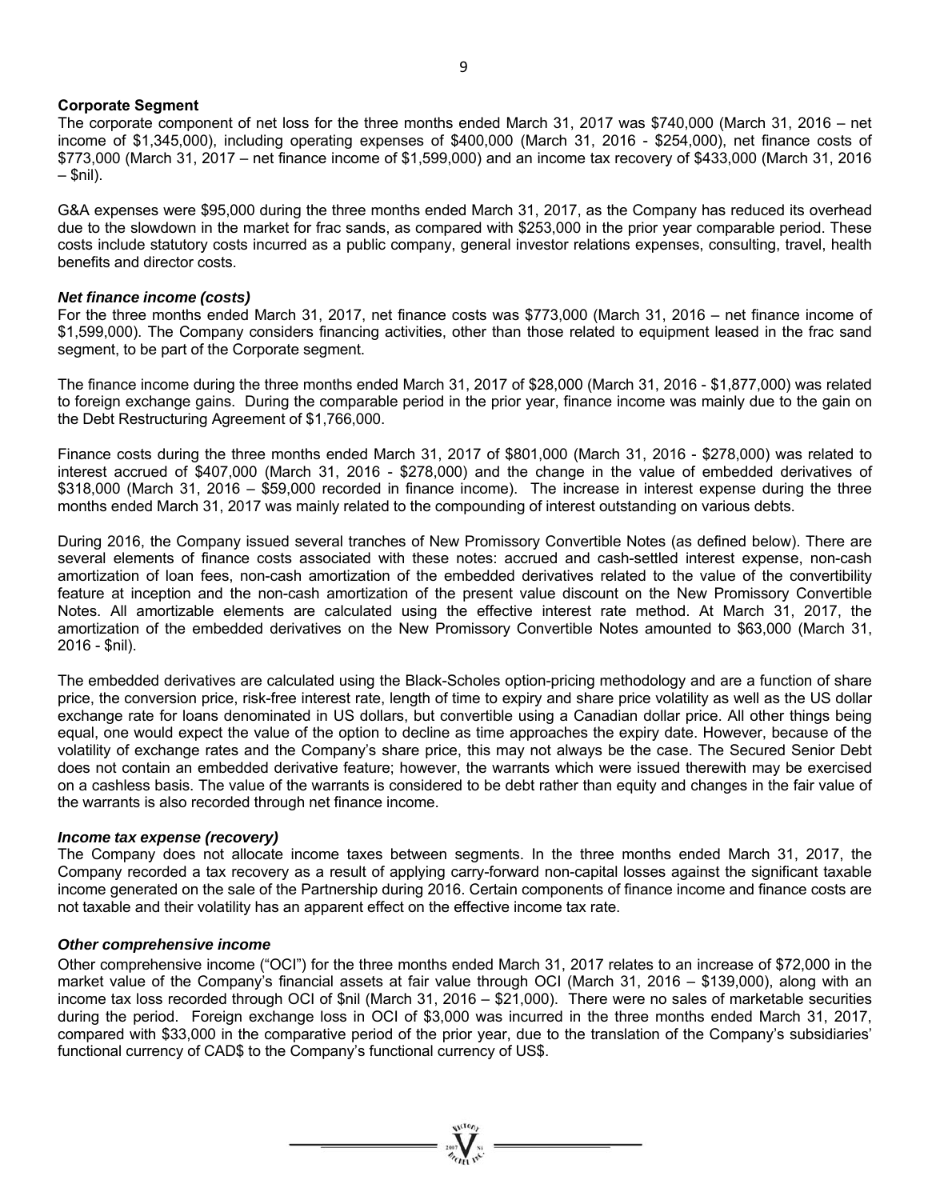**Corporate Segment**

The corporate component of net loss for the three months ended March 31, 2017 was $740,000 (March 31, 2016 – net income of $1,345,000), including operating expenses of $400,000 (March 31, 2016 - $254,000), net finance costs of $773,000 (March 31, 2017 – net finance income of $1,599,000) and an income tax recovery of $433,000 (March 31, 2016 – $nil).

G&A expenses were $95,000 during the three months ended March 31, 2017, as the Company has reduced its overhead due to the slowdown in the market for frac sands, as compared with $253,000 in the prior year comparable period. These costs include statutory costs incurred as a public company, general investor relations expenses, consulting, travel, health benefits and director costs.

***Net finance income (costs)***

For the three months ended March 31, 2017, net finance costs was $773,000 (March 31, 2016 – net finance income of $1,599,000). The Company considers financing activities, other than those related to equipment leased in the frac sand segment, to be part of the Corporate segment.

The finance income during the three months ended March 31, 2017 of $28,000 (March 31, 2016 - $1,877,000) was related to foreign exchange gains. During the comparable period in the prior year, finance income was mainly due to the gain on the Debt Restructuring Agreement of $1,766,000.

Finance costs during the three months ended March 31, 2017 of $801,000 (March 31, 2016 - $278,000) was related to interest accrued of $407,000 (March 31, 2016 - $278,000) and the change in the value of embedded derivatives of $318,000 (March 31, 2016 – $59,000 recorded in finance income). The increase in interest expense during the three months ended March 31, 2017 was mainly related to the compounding of interest outstanding on various debts.

During 2016, the Company issued several tranches of New Promissory Convertible Notes (as defined below). There are several elements of finance costs associated with these notes: accrued and cash-settled interest expense, non-cash amortization of loan fees, non-cash amortization of the embedded derivatives related to the value of the convertibility feature at inception and the non-cash amortization of the present value discount on the New Promissory Convertible Notes. All amortizable elements are calculated using the effective interest rate method. At March 31, 2017, the amortization of the embedded derivatives on the New Promissory Convertible Notes amounted to $63,000 (March 31, 2016 - $nil).

The embedded derivatives are calculated using the Black-Scholes option-pricing methodology and are a function of share price, the conversion price, risk-free interest rate, length of time to expiry and share price volatility as well as the US dollar exchange rate for loans denominated in US dollars, but convertible using a Canadian dollar price. All other things being equal, one would expect the value of the option to decline as time approaches the expiry date. However, because of the volatility of exchange rates and the Company's share price, this may not always be the case. The Secured Senior Debt does not contain an embedded derivative feature; however, the warrants which were issued therewith may be exercised on a cashless basis. The value of the warrants is considered to be debt rather than equity and changes in the fair value of the warrants is also recorded through net finance income.

***Income tax expense (recovery)***

The Company does not allocate income taxes between segments. In the three months ended March 31, 2017, the Company recorded a tax recovery as a result of applying carry-forward non-capital losses against the significant taxable income generated on the sale of the Partnership during 2016. Certain components of finance income and finance costs are not taxable and their volatility has an apparent effect on the effective income tax rate.

***Other comprehensive income***

Other comprehensive income ("OCI") for the three months ended March 31, 2017 relates to an increase of $72,000 in the market value of the Company's financial assets at fair value through OCI (March 31, 2016 – $139,000), along with an income tax loss recorded through OCI of $nil (March 31, 2016 – $21,000). There were no sales of marketable securities during the period. Foreign exchange loss in OCI of $3,000 was incurred in the three months ended March 31, 2017, compared with $33,000 in the comparative period of the prior year, due to the translation of the Company's subsidiaries' functional currency of CAD$ to the Company's functional currency of US$.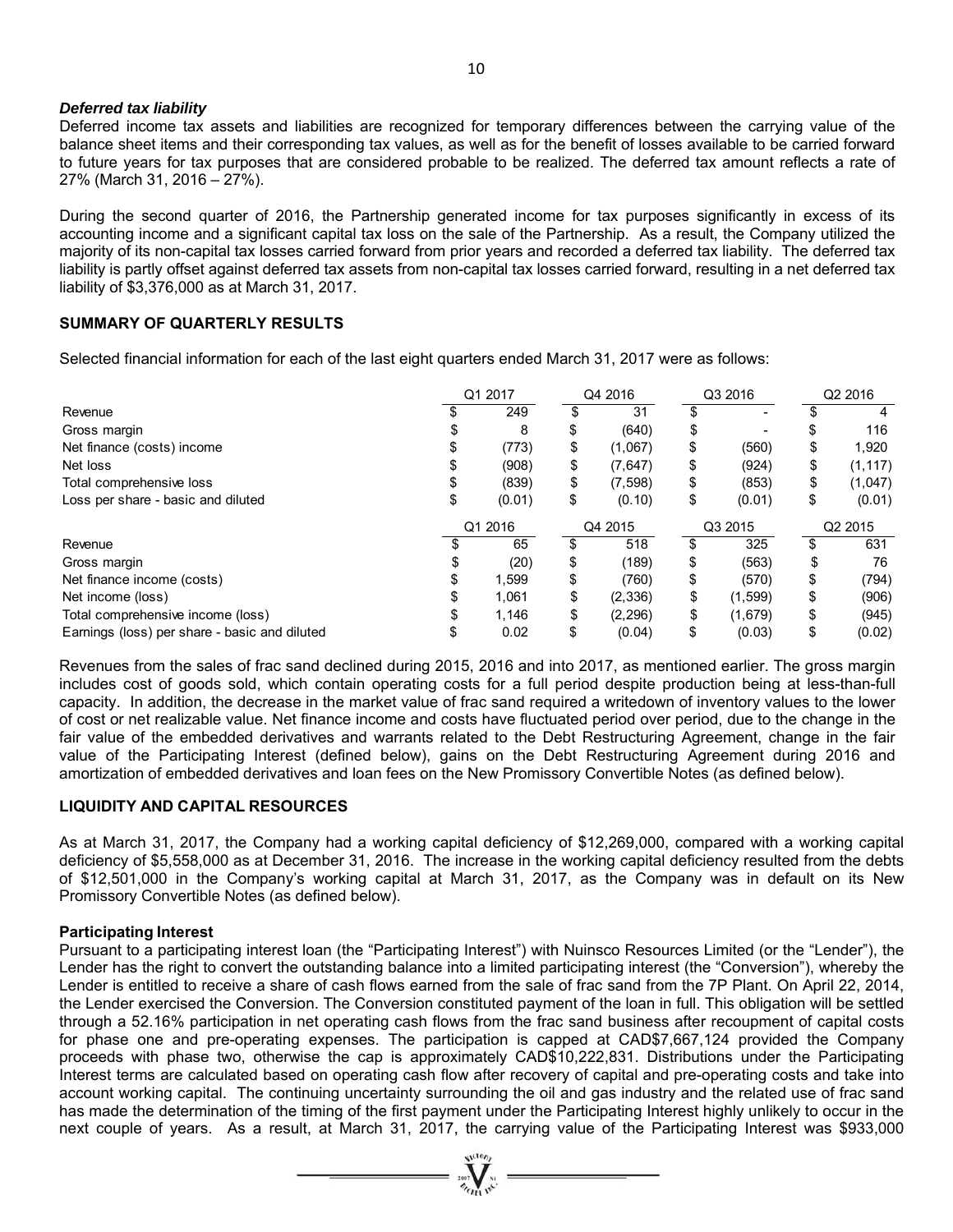### *Deferred tax liability*

Deferred income tax assets and liabilities are recognized for temporary differences between the carrying value of the balance sheet items and their corresponding tax values, as well as for the benefit of losses available to be carried forward to future years for tax purposes that are considered probable to be realized. The deferred tax amount reflects a rate of 27% (March 31, 2016 – 27%).

During the second quarter of 2016, the Partnership generated income for tax purposes significantly in excess of its accounting income and a significant capital tax loss on the sale of the Partnership. As a result, the Company utilized the majority of its non-capital tax losses carried forward from prior years and recorded a deferred tax liability. The deferred tax liability is partly offset against deferred tax assets from non-capital tax losses carried forward, resulting in a net deferred tax liability of $3,376,000 as at March 31, 2017.

## SUMMARY OF QUARTERLY RESULTS

Selected financial information for each of the last eight quarters ended March 31, 2017 were as follows:

| | Q1 2017 | Q4 2016 | Q3 2016 | Q2 2016 |
|---|---|---|---|---|
| Revenue | $ 249 | $ 31 | $ - | $ 4 |
| Gross margin | $ 8 | $ (640) | $ - | $ 116 |
| Net finance (costs) income | $ (773) | $ (1,067) | $ (560) | $ 1,920 |
| Net loss | $ (908) | $ (7,647) | $ (924) | $ (1,117) |
| Total comprehensive loss | $ (839) | $ (7,598) | $ (853) | $ (1,047) |
| Loss per share - basic and diluted | $ (0.01) | $ (0.10) | $ (0.01) | $ (0.01) |
| | **Q1 2016** | **Q4 2015** | **Q3 2015** | **Q2 2015** |
| Revenue | $ 65 | $ 518 | $ 325 | $ 631 |
| Gross margin | $ (20) | $ (189) | $ (563) | $ 76 |
| Net finance income (costs) | $ 1,599 | $ (760) | $ (570) | $ (794) |
| Net income (loss) | $ 1,061 | $ (2,336) | $ (1,599) | $ (906) |
| Total comprehensive income (loss) | $ 1,146 | $ (2,296) | $ (1,679) | $ (945) |
| Earnings (loss) per share - basic and diluted | $ 0.02 | $ (0.04) | $ (0.03) | $ (0.02) |

Revenues from the sales of frac sand declined during 2015, 2016 and into 2017, as mentioned earlier. The gross margin includes cost of goods sold, which contain operating costs for a full period despite production being at less-than-full capacity. In addition, the decrease in the market value of frac sand required a writedown of inventory values to the lower of cost or net realizable value. Net finance income and costs have fluctuated period over period, due to the change in the fair value of the embedded derivatives and warrants related to the Debt Restructuring Agreement, change in the fair value of the Participating Interest (defined below), gains on the Debt Restructuring Agreement during 2016 and amortization of embedded derivatives and loan fees on the New Promissory Convertible Notes (as defined below).

## LIQUIDITY AND CAPITAL RESOURCES

As at March 31, 2017, the Company had a working capital deficiency of $12,269,000, compared with a working capital deficiency of $5,558,000 as at December 31, 2016. The increase in the working capital deficiency resulted from the debts of $12,501,000 in the Company's working capital at March 31, 2017, as the Company was in default on its New Promissory Convertible Notes (as defined below).

### Participating Interest

Pursuant to a participating interest loan (the "Participating Interest") with Nuinsco Resources Limited (or the "Lender"), the Lender has the right to convert the outstanding balance into a limited participating interest (the "Conversion"), whereby the Lender is entitled to receive a share of cash flows earned from the sale of frac sand from the 7P Plant. On April 22, 2014, the Lender exercised the Conversion. The Conversion constituted payment of the loan in full. This obligation will be settled through a 52.16% participation in net operating cash flows from the frac sand business after recoupment of capital costs for phase one and pre-operating expenses. The participation is capped at CAD$7,667,124 provided the Company proceeds with phase two, otherwise the cap is approximately CAD$10,222,831. Distributions under the Participating Interest terms are calculated based on operating cash flow after recovery of capital and pre-operating costs and take into account working capital. The continuing uncertainty surrounding the oil and gas industry and the related use of frac sand has made the determination of the timing of the first payment under the Participating Interest highly unlikely to occur in the next couple of years. As a result, at March 31, 2017, the carrying value of the Participating Interest was $933,000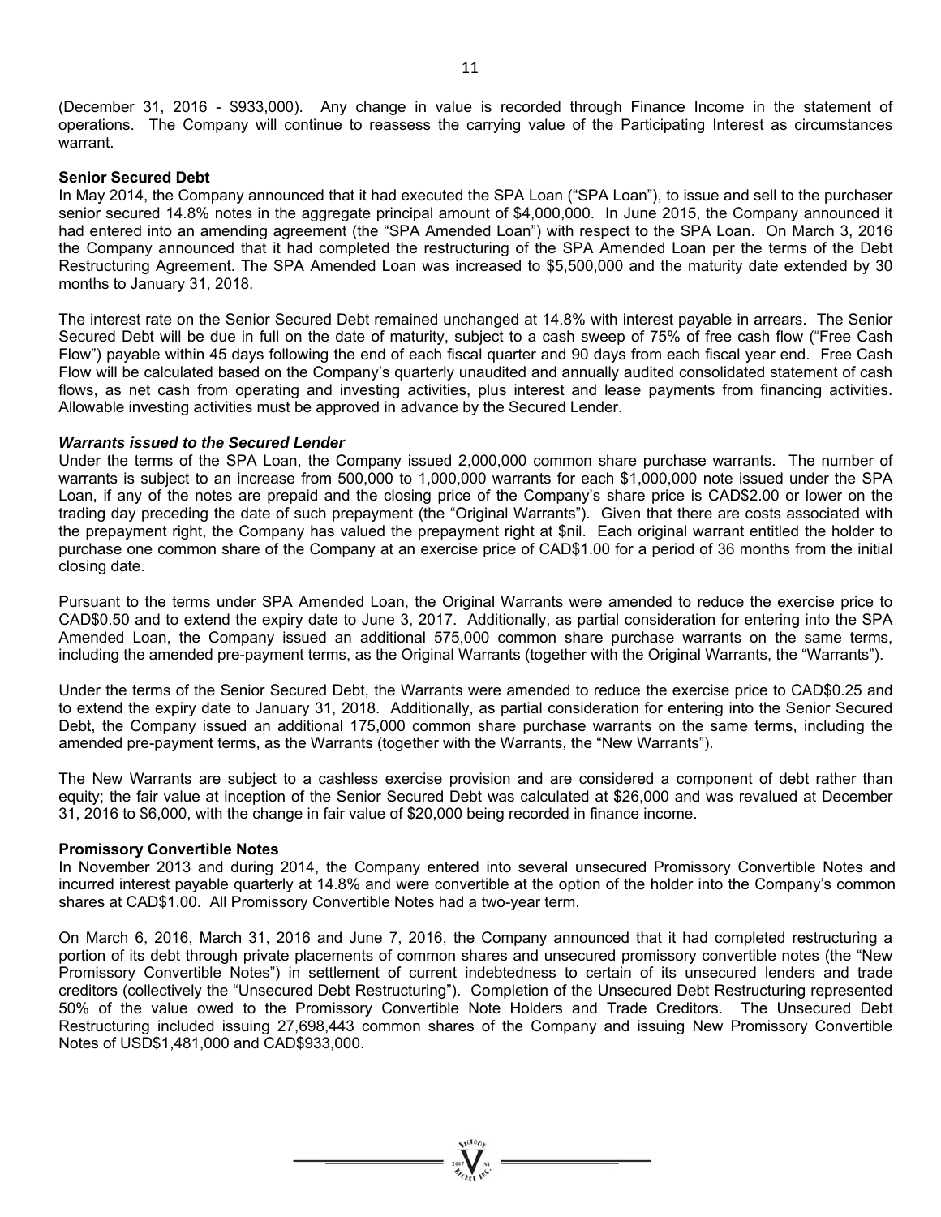(December 31, 2016 - $933,000). Any change in value is recorded through Finance Income in the statement of operations. The Company will continue to reassess the carrying value of the Participating Interest as circumstances warrant.

**Senior Secured Debt**

In May 2014, the Company announced that it had executed the SPA Loan ("SPA Loan"), to issue and sell to the purchaser senior secured 14.8% notes in the aggregate principal amount of $4,000,000. In June 2015, the Company announced it had entered into an amending agreement (the "SPA Amended Loan") with respect to the SPA Loan. On March 3, 2016 the Company announced that it had completed the restructuring of the SPA Amended Loan per the terms of the Debt Restructuring Agreement. The SPA Amended Loan was increased to $5,500,000 and the maturity date extended by 30 months to January 31, 2018.

The interest rate on the Senior Secured Debt remained unchanged at 14.8% with interest payable in arrears. The Senior Secured Debt will be due in full on the date of maturity, subject to a cash sweep of 75% of free cash flow ("Free Cash Flow") payable within 45 days following the end of each fiscal quarter and 90 days from each fiscal year end. Free Cash Flow will be calculated based on the Company's quarterly unaudited and annually audited consolidated statement of cash flows, as net cash from operating and investing activities, plus interest and lease payments from financing activities. Allowable investing activities must be approved in advance by the Secured Lender.

***Warrants issued to the Secured Lender***

Under the terms of the SPA Loan, the Company issued 2,000,000 common share purchase warrants. The number of warrants is subject to an increase from 500,000 to 1,000,000 warrants for each $1,000,000 note issued under the SPA Loan, if any of the notes are prepaid and the closing price of the Company's share price is CAD$2.00 or lower on the trading day preceding the date of such prepayment (the "Original Warrants"). Given that there are costs associated with the prepayment right, the Company has valued the prepayment right at $nil. Each original warrant entitled the holder to purchase one common share of the Company at an exercise price of CAD$1.00 for a period of 36 months from the initial closing date.

Pursuant to the terms under SPA Amended Loan, the Original Warrants were amended to reduce the exercise price to CAD$0.50 and to extend the expiry date to June 3, 2017. Additionally, as partial consideration for entering into the SPA Amended Loan, the Company issued an additional 575,000 common share purchase warrants on the same terms, including the amended pre-payment terms, as the Original Warrants (together with the Original Warrants, the "Warrants").

Under the terms of the Senior Secured Debt, the Warrants were amended to reduce the exercise price to CAD$0.25 and to extend the expiry date to January 31, 2018. Additionally, as partial consideration for entering into the Senior Secured Debt, the Company issued an additional 175,000 common share purchase warrants on the same terms, including the amended pre-payment terms, as the Warrants (together with the Warrants, the "New Warrants").

The New Warrants are subject to a cashless exercise provision and are considered a component of debt rather than equity; the fair value at inception of the Senior Secured Debt was calculated at $26,000 and was revalued at December 31, 2016 to $6,000, with the change in fair value of $20,000 being recorded in finance income.

**Promissory Convertible Notes**

In November 2013 and during 2014, the Company entered into several unsecured Promissory Convertible Notes and incurred interest payable quarterly at 14.8% and were convertible at the option of the holder into the Company's common shares at CAD$1.00. All Promissory Convertible Notes had a two-year term.

On March 6, 2016, March 31, 2016 and June 7, 2016, the Company announced that it had completed restructuring a portion of its debt through private placements of common shares and unsecured promissory convertible notes (the "New Promissory Convertible Notes") in settlement of current indebtedness to certain of its unsecured lenders and trade creditors (collectively the "Unsecured Debt Restructuring"). Completion of the Unsecured Debt Restructuring represented 50% of the value owed to the Promissory Convertible Note Holders and Trade Creditors. The Unsecured Debt Restructuring included issuing 27,698,443 common shares of the Company and issuing New Promissory Convertible Notes of USD$1,481,000 and CAD$933,000.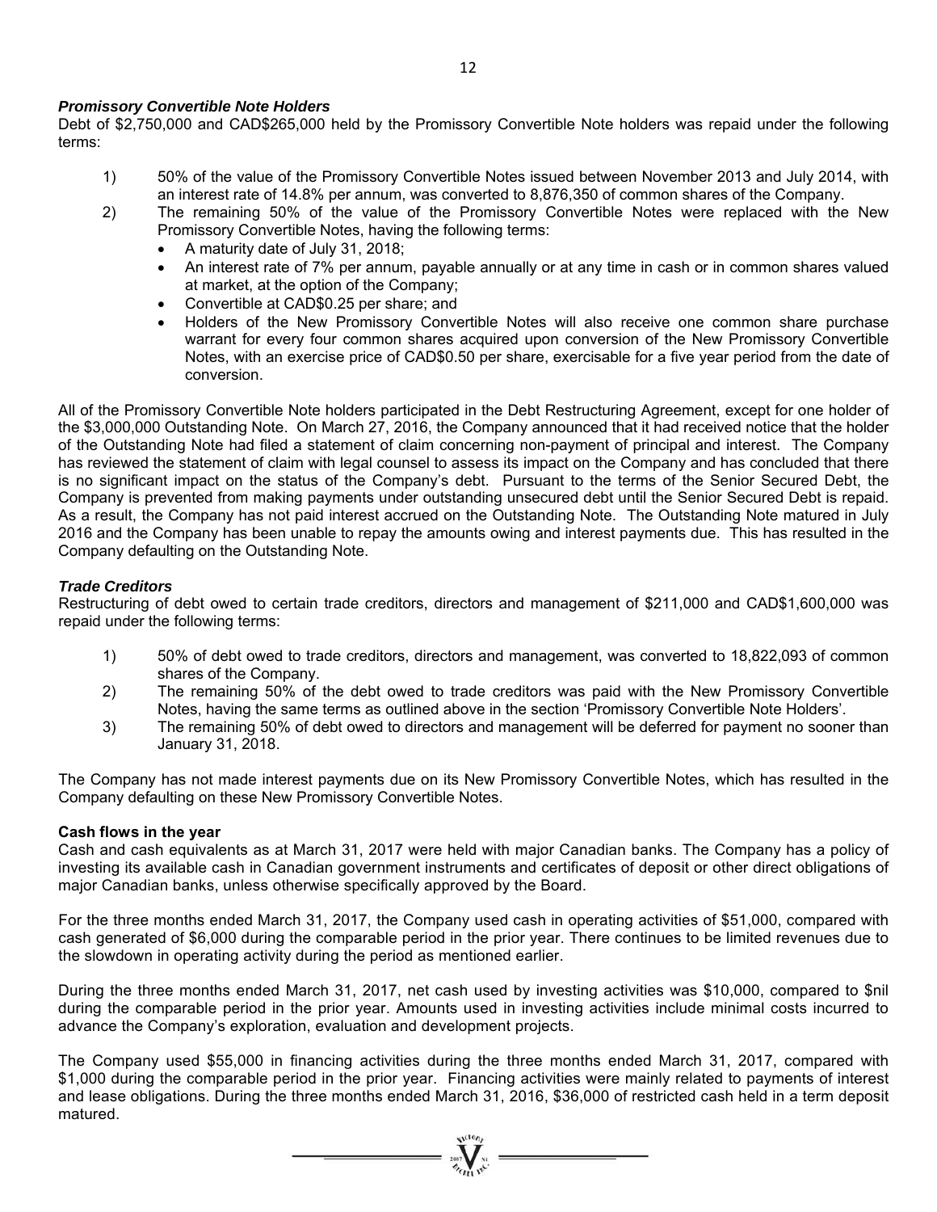### *Promissory Convertible Note Holders*

Debt of $2,750,000 and CAD$265,000 held by the Promissory Convertible Note holders was repaid under the following terms:

1) 50% of the value of the Promissory Convertible Notes issued between November 2013 and July 2014, with an interest rate of 14.8% per annum, was converted to 8,876,350 of common shares of the Company.
2) The remaining 50% of the value of the Promissory Convertible Notes were replaced with the New Promissory Convertible Notes, having the following terms:
   - A maturity date of July 31, 2018;
   - An interest rate of 7% per annum, payable annually or at any time in cash or in common shares valued at market, at the option of the Company;
   - Convertible at CAD$0.25 per share; and
   - Holders of the New Promissory Convertible Notes will also receive one common share purchase warrant for every four common shares acquired upon conversion of the New Promissory Convertible Notes, with an exercise price of CAD$0.50 per share, exercisable for a five year period from the date of conversion.

All of the Promissory Convertible Note holders participated in the Debt Restructuring Agreement, except for one holder of the $3,000,000 Outstanding Note. On March 27, 2016, the Company announced that it had received notice that the holder of the Outstanding Note had filed a statement of claim concerning non-payment of principal and interest. The Company has reviewed the statement of claim with legal counsel to assess its impact on the Company and has concluded that there is no significant impact on the status of the Company's debt. Pursuant to the terms of the Senior Secured Debt, the Company is prevented from making payments under outstanding unsecured debt until the Senior Secured Debt is repaid. As a result, the Company has not paid interest accrued on the Outstanding Note. The Outstanding Note matured in July 2016 and the Company has been unable to repay the amounts owing and interest payments due. This has resulted in the Company defaulting on the Outstanding Note.

### *Trade Creditors*

Restructuring of debt owed to certain trade creditors, directors and management of $211,000 and CAD$1,600,000 was repaid under the following terms:

1) 50% of debt owed to trade creditors, directors and management, was converted to 18,822,093 of common shares of the Company.
2) The remaining 50% of the debt owed to trade creditors was paid with the New Promissory Convertible Notes, having the same terms as outlined above in the section 'Promissory Convertible Note Holders'.
3) The remaining 50% of debt owed to directors and management will be deferred for payment no sooner than January 31, 2018.

The Company has not made interest payments due on its New Promissory Convertible Notes, which has resulted in the Company defaulting on these New Promissory Convertible Notes.

**Cash flows in the year**

Cash and cash equivalents as at March 31, 2017 were held with major Canadian banks. The Company has a policy of investing its available cash in Canadian government instruments and certificates of deposit or other direct obligations of major Canadian banks, unless otherwise specifically approved by the Board.

For the three months ended March 31, 2017, the Company used cash in operating activities of $51,000, compared with cash generated of $6,000 during the comparable period in the prior year. There continues to be limited revenues due to the slowdown in operating activity during the period as mentioned earlier.

During the three months ended March 31, 2017, net cash used by investing activities was $10,000, compared to $nil during the comparable period in the prior year. Amounts used in investing activities include minimal costs incurred to advance the Company's exploration, evaluation and development projects.

The Company used $55,000 in financing activities during the three months ended March 31, 2017, compared with $1,000 during the comparable period in the prior year. Financing activities were mainly related to payments of interest and lease obligations. During the three months ended March 31, 2016, $36,000 of restricted cash held in a term deposit matured.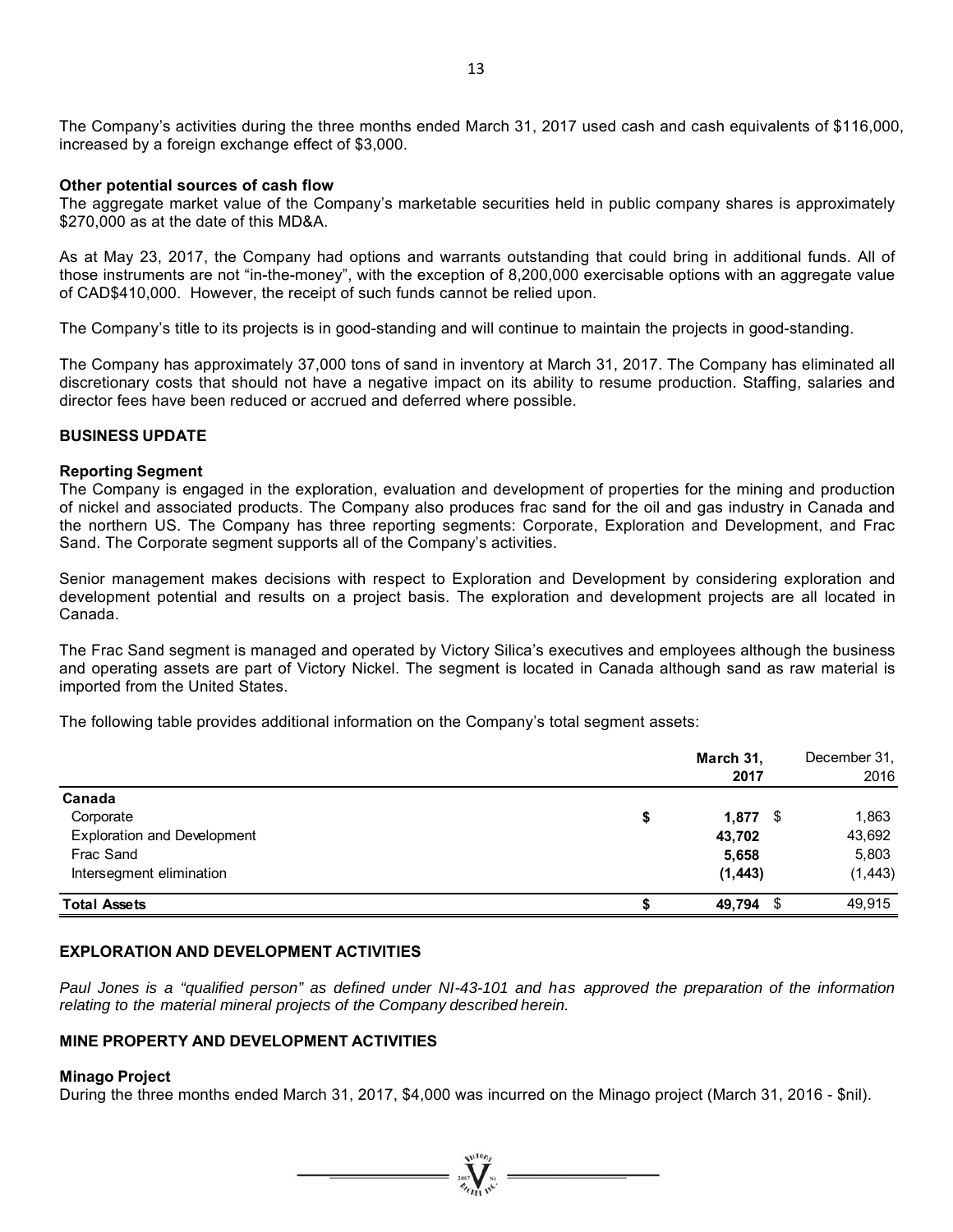The Company's activities during the three months ended March 31, 2017 used cash and cash equivalents of $116,000, increased by a foreign exchange effect of $3,000.

**Other potential sources of cash flow**

The aggregate market value of the Company's marketable securities held in public company shares is approximately $270,000 as at the date of this MD&A.

As at May 23, 2017, the Company had options and warrants outstanding that could bring in additional funds. All of those instruments are not "in-the-money", with the exception of 8,200,000 exercisable options with an aggregate value of CAD$410,000. However, the receipt of such funds cannot be relied upon.

The Company's title to its projects is in good-standing and will continue to maintain the projects in good-standing.

The Company has approximately 37,000 tons of sand in inventory at March 31, 2017. The Company has eliminated all discretionary costs that should not have a negative impact on its ability to resume production. Staffing, salaries and director fees have been reduced or accrued and deferred where possible.

## BUSINESS UPDATE

**Reporting Segment**

The Company is engaged in the exploration, evaluation and development of properties for the mining and production of nickel and associated products. The Company also produces frac sand for the oil and gas industry in Canada and the northern US. The Company has three reporting segments: Corporate, Exploration and Development, and Frac Sand. The Corporate segment supports all of the Company's activities.

Senior management makes decisions with respect to Exploration and Development by considering exploration and development potential and results on a project basis. The exploration and development projects are all located in Canada.

The Frac Sand segment is managed and operated by Victory Silica's executives and employees although the business and operating assets are part of Victory Nickel. The segment is located in Canada although sand as raw material is imported from the United States.

The following table provides additional information on the Company's total segment assets:

| | **March 31, 2017** | December 31, 2016 |
|---|---|---|
| **Canada** | | |
| Corporate | **$ 1,877** | $ 1,863 |
| Exploration and Development | **43,702** | 43,692 |
| Frac Sand | **5,658** | 5,803 |
| Intersegment elimination | **(1,443)** | (1,443) |
| **Total Assets** | **$ 49,794** | $ 49,915 |

## EXPLORATION AND DEVELOPMENT ACTIVITIES

*Paul Jones is a "qualified person" as defined under NI-43-101 and has approved the preparation of the information relating to the material mineral projects of the Company described herein.*

## MINE PROPERTY AND DEVELOPMENT ACTIVITIES

**Minago Project**

During the three months ended March 31, 2017, $4,000 was incurred on the Minago project (March 31, 2016 - $nil).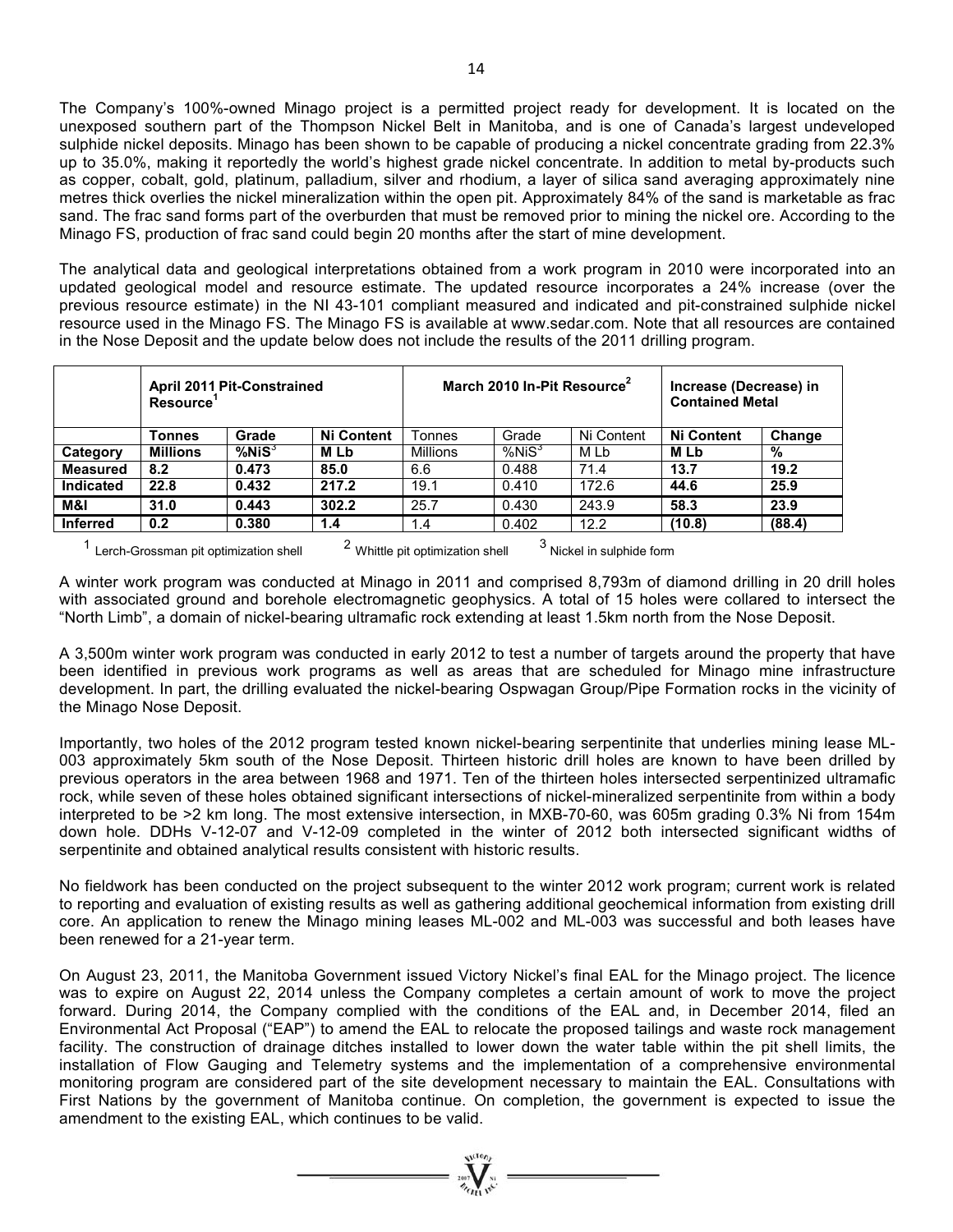The Company's 100%-owned Minago project is a permitted project ready for development. It is located on the unexposed southern part of the Thompson Nickel Belt in Manitoba, and is one of Canada's largest undeveloped sulphide nickel deposits. Minago has been shown to be capable of producing a nickel concentrate grading from 22.3% up to 35.0%, making it reportedly the world's highest grade nickel concentrate. In addition to metal by-products such as copper, cobalt, gold, platinum, palladium, silver and rhodium, a layer of silica sand averaging approximately nine metres thick overlies the nickel mineralization within the open pit. Approximately 84% of the sand is marketable as frac sand. The frac sand forms part of the overburden that must be removed prior to mining the nickel ore. According to the Minago FS, production of frac sand could begin 20 months after the start of mine development.

The analytical data and geological interpretations obtained from a work program in 2010 were incorporated into an updated geological model and resource estimate. The updated resource incorporates a 24% increase (over the previous resource estimate) in the NI 43-101 compliant measured and indicated and pit-constrained sulphide nickel resource used in the Minago FS. The Minago FS is available at www.sedar.com. Note that all resources are contained in the Nose Deposit and the update below does not include the results of the 2011 drilling program.

| | **April 2011 Pit-Constrained Resource[1]** | | | **March 2010 In-Pit Resource[2]** | | | **Increase (Decrease) in Contained Metal** | |
|---|---|---|---|---|---|---|---|---|
| | **Tonnes** | **Grade** | **Ni Content** | Tonnes | Grade | Ni Content | **Ni Content** | **Change** |
| **Category** | **Millions** | **%NiS[3]** | **M Lb** | Millions | %NiS[3] | M Lb | **M Lb** | **%** |
| **Measured** | **8.2** | **0.473** | **85.0** | 6.6 | 0.488 | 71.4 | **13.7** | **19.2** |
| **Indicated** | **22.8** | **0.432** | **217.2** | 19.1 | 0.410 | 172.6 | **44.6** | **25.9** |
| **M&I** | **31.0** | **0.443** | **302.2** | 25.7 | 0.430 | 243.9 | **58.3** | **23.9** |
| **Inferred** | **0.2** | **0.380** | **1.4** | 1.4 | 0.402 | 12.2 | **(10.8)** | **(88.4)** |

[1] Lerch-Grossman pit optimization shell [2] Whittle pit optimization shell [3] Nickel in sulphide form

A winter work program was conducted at Minago in 2011 and comprised 8,793m of diamond drilling in 20 drill holes with associated ground and borehole electromagnetic geophysics. A total of 15 holes were collared to intersect the "North Limb", a domain of nickel-bearing ultramafic rock extending at least 1.5km north from the Nose Deposit.

A 3,500m winter work program was conducted in early 2012 to test a number of targets around the property that have been identified in previous work programs as well as areas that are scheduled for Minago mine infrastructure development. In part, the drilling evaluated the nickel-bearing Ospwagan Group/Pipe Formation rocks in the vicinity of the Minago Nose Deposit.

Importantly, two holes of the 2012 program tested known nickel-bearing serpentinite that underlies mining lease ML-003 approximately 5km south of the Nose Deposit. Thirteen historic drill holes are known to have been drilled by previous operators in the area between 1968 and 1971. Ten of the thirteen holes intersected serpentinized ultramafic rock, while seven of these holes obtained significant intersections of nickel-mineralized serpentinite from within a body interpreted to be >2 km long. The most extensive intersection, in MXB-70-60, was 605m grading 0.3% Ni from 154m down hole. DDHs V-12-07 and V-12-09 completed in the winter of 2012 both intersected significant widths of serpentinite and obtained analytical results consistent with historic results.

No fieldwork has been conducted on the project subsequent to the winter 2012 work program; current work is related to reporting and evaluation of existing results as well as gathering additional geochemical information from existing drill core. An application to renew the Minago mining leases ML-002 and ML-003 was successful and both leases have been renewed for a 21-year term.

On August 23, 2011, the Manitoba Government issued Victory Nickel's final EAL for the Minago project. The licence was to expire on August 22, 2014 unless the Company completes a certain amount of work to move the project forward. During 2014, the Company complied with the conditions of the EAL and, in December 2014, filed an Environmental Act Proposal ("EAP") to amend the EAL to relocate the proposed tailings and waste rock management facility. The construction of drainage ditches installed to lower down the water table within the pit shell limits, the installation of Flow Gauging and Telemetry systems and the implementation of a comprehensive environmental monitoring program are considered part of the site development necessary to maintain the EAL. Consultations with First Nations by the government of Manitoba continue. On completion, the government is expected to issue the amendment to the existing EAL, which continues to be valid.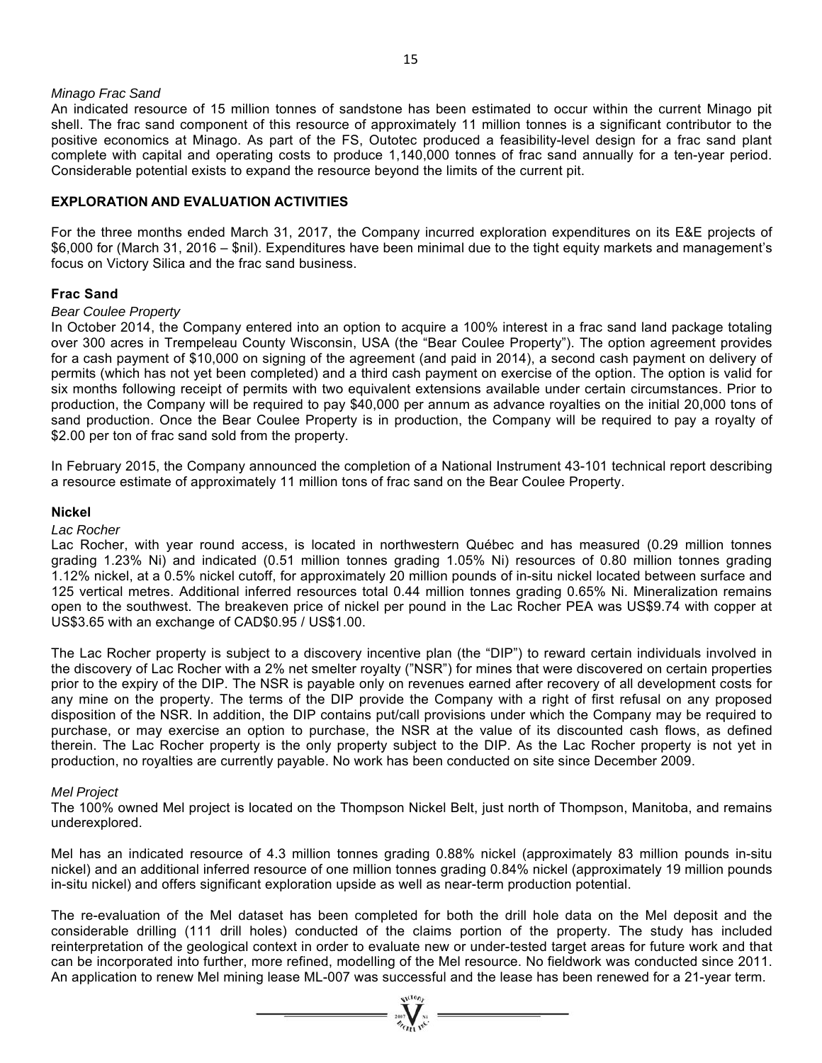*Minago Frac Sand*
An indicated resource of 15 million tonnes of sandstone has been estimated to occur within the current Minago pit shell. The frac sand component of this resource of approximately 11 million tonnes is a significant contributor to the positive economics at Minago. As part of the FS, Outotec produced a feasibility-level design for a frac sand plant complete with capital and operating costs to produce 1,140,000 tonnes of frac sand annually for a ten-year period. Considerable potential exists to expand the resource beyond the limits of the current pit.

## EXPLORATION AND EVALUATION ACTIVITIES

For the three months ended March 31, 2017, the Company incurred exploration expenditures on its E&E projects of $6,000 for (March 31, 2016 – $nil). Expenditures have been minimal due to the tight equity markets and management's focus on Victory Silica and the frac sand business.

### Frac Sand

*Bear Coulee Property*
In October 2014, the Company entered into an option to acquire a 100% interest in a frac sand land package totaling over 300 acres in Trempeleau County Wisconsin, USA (the "Bear Coulee Property"). The option agreement provides for a cash payment of $10,000 on signing of the agreement (and paid in 2014), a second cash payment on delivery of permits (which has not yet been completed) and a third cash payment on exercise of the option. The option is valid for six months following receipt of permits with two equivalent extensions available under certain circumstances. Prior to production, the Company will be required to pay $40,000 per annum as advance royalties on the initial 20,000 tons of sand production. Once the Bear Coulee Property is in production, the Company will be required to pay a royalty of $2.00 per ton of frac sand sold from the property.

In February 2015, the Company announced the completion of a National Instrument 43-101 technical report describing a resource estimate of approximately 11 million tons of frac sand on the Bear Coulee Property.

### Nickel

*Lac Rocher*
Lac Rocher, with year round access, is located in northwestern Québec and has measured (0.29 million tonnes grading 1.23% Ni) and indicated (0.51 million tonnes grading 1.05% Ni) resources of 0.80 million tonnes grading 1.12% nickel, at a 0.5% nickel cutoff, for approximately 20 million pounds of in-situ nickel located between surface and 125 vertical metres. Additional inferred resources total 0.44 million tonnes grading 0.65% Ni. Mineralization remains open to the southwest. The breakeven price of nickel per pound in the Lac Rocher PEA was US$9.74 with copper at US$3.65 with an exchange of CAD$0.95 / US$1.00.

The Lac Rocher property is subject to a discovery incentive plan (the "DIP") to reward certain individuals involved in the discovery of Lac Rocher with a 2% net smelter royalty ("NSR") for mines that were discovered on certain properties prior to the expiry of the DIP. The NSR is payable only on revenues earned after recovery of all development costs for any mine on the property. The terms of the DIP provide the Company with a right of first refusal on any proposed disposition of the NSR. In addition, the DIP contains put/call provisions under which the Company may be required to purchase, or may exercise an option to purchase, the NSR at the value of its discounted cash flows, as defined therein. The Lac Rocher property is the only property subject to the DIP. As the Lac Rocher property is not yet in production, no royalties are currently payable. No work has been conducted on site since December 2009.

*Mel Project*
The 100% owned Mel project is located on the Thompson Nickel Belt, just north of Thompson, Manitoba, and remains underexplored.

Mel has an indicated resource of 4.3 million tonnes grading 0.88% nickel (approximately 83 million pounds in-situ nickel) and an additional inferred resource of one million tonnes grading 0.84% nickel (approximately 19 million pounds in-situ nickel) and offers significant exploration upside as well as near-term production potential.

The re-evaluation of the Mel dataset has been completed for both the drill hole data on the Mel deposit and the considerable drilling (111 drill holes) conducted of the claims portion of the property. The study has included reinterpretation of the geological context in order to evaluate new or under-tested target areas for future work and that can be incorporated into further, more refined, modelling of the Mel resource. No fieldwork was conducted since 2011. An application to renew Mel mining lease ML-007 was successful and the lease has been renewed for a 21-year term.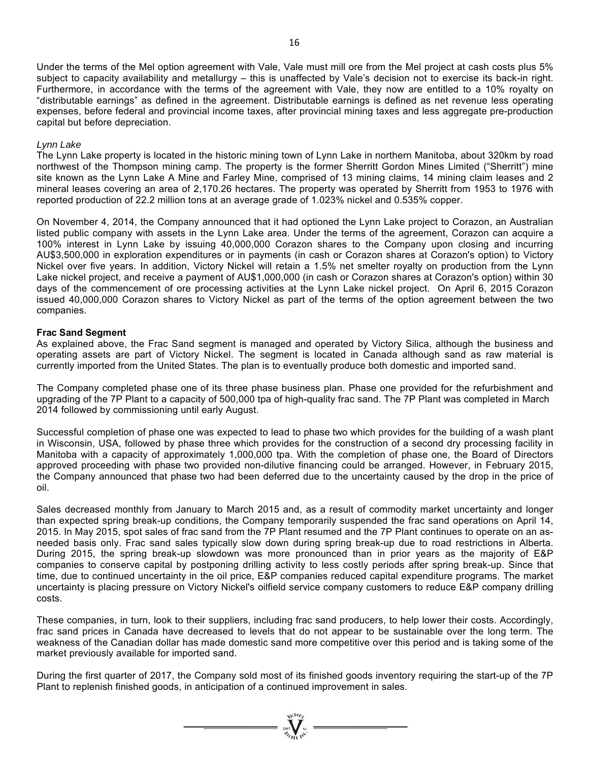Under the terms of the Mel option agreement with Vale, Vale must mill ore from the Mel project at cash costs plus 5% subject to capacity availability and metallurgy – this is unaffected by Vale's decision not to exercise its back-in right. Furthermore, in accordance with the terms of the agreement with Vale, they now are entitled to a 10% royalty on "distributable earnings" as defined in the agreement. Distributable earnings is defined as net revenue less operating expenses, before federal and provincial income taxes, after provincial mining taxes and less aggregate pre-production capital but before depreciation.

*Lynn Lake*

The Lynn Lake property is located in the historic mining town of Lynn Lake in northern Manitoba, about 320km by road northwest of the Thompson mining camp. The property is the former Sherritt Gordon Mines Limited ("Sherritt") mine site known as the Lynn Lake A Mine and Farley Mine, comprised of 13 mining claims, 14 mining claim leases and 2 mineral leases covering an area of 2,170.26 hectares. The property was operated by Sherritt from 1953 to 1976 with reported production of 22.2 million tons at an average grade of 1.023% nickel and 0.535% copper.

On November 4, 2014, the Company announced that it had optioned the Lynn Lake project to Corazon, an Australian listed public company with assets in the Lynn Lake area. Under the terms of the agreement, Corazon can acquire a 100% interest in Lynn Lake by issuing 40,000,000 Corazon shares to the Company upon closing and incurring AU$3,500,000 in exploration expenditures or in payments (in cash or Corazon shares at Corazon's option) to Victory Nickel over five years. In addition, Victory Nickel will retain a 1.5% net smelter royalty on production from the Lynn Lake nickel project, and receive a payment of AU$1,000,000 (in cash or Corazon shares at Corazon's option) within 30 days of the commencement of ore processing activities at the Lynn Lake nickel project. On April 6, 2015 Corazon issued 40,000,000 Corazon shares to Victory Nickel as part of the terms of the option agreement between the two companies.

**Frac Sand Segment**

As explained above, the Frac Sand segment is managed and operated by Victory Silica, although the business and operating assets are part of Victory Nickel. The segment is located in Canada although sand as raw material is currently imported from the United States. The plan is to eventually produce both domestic and imported sand.

The Company completed phase one of its three phase business plan. Phase one provided for the refurbishment and upgrading of the 7P Plant to a capacity of 500,000 tpa of high-quality frac sand. The 7P Plant was completed in March 2014 followed by commissioning until early August.

Successful completion of phase one was expected to lead to phase two which provides for the building of a wash plant in Wisconsin, USA, followed by phase three which provides for the construction of a second dry processing facility in Manitoba with a capacity of approximately 1,000,000 tpa. With the completion of phase one, the Board of Directors approved proceeding with phase two provided non-dilutive financing could be arranged. However, in February 2015, the Company announced that phase two had been deferred due to the uncertainty caused by the drop in the price of oil.

Sales decreased monthly from January to March 2015 and, as a result of commodity market uncertainty and longer than expected spring break-up conditions, the Company temporarily suspended the frac sand operations on April 14, 2015. In May 2015, spot sales of frac sand from the 7P Plant resumed and the 7P Plant continues to operate on an as-needed basis only. Frac sand sales typically slow down during spring break-up due to road restrictions in Alberta. During 2015, the spring break-up slowdown was more pronounced than in prior years as the majority of E&P companies to conserve capital by postponing drilling activity to less costly periods after spring break-up. Since that time, due to continued uncertainty in the oil price, E&P companies reduced capital expenditure programs. The market uncertainty is placing pressure on Victory Nickel's oilfield service company customers to reduce E&P company drilling costs.

These companies, in turn, look to their suppliers, including frac sand producers, to help lower their costs. Accordingly, frac sand prices in Canada have decreased to levels that do not appear to be sustainable over the long term. The weakness of the Canadian dollar has made domestic sand more competitive over this period and is taking some of the market previously available for imported sand.

During the first quarter of 2017, the Company sold most of its finished goods inventory requiring the start-up of the 7P Plant to replenish finished goods, in anticipation of a continued improvement in sales.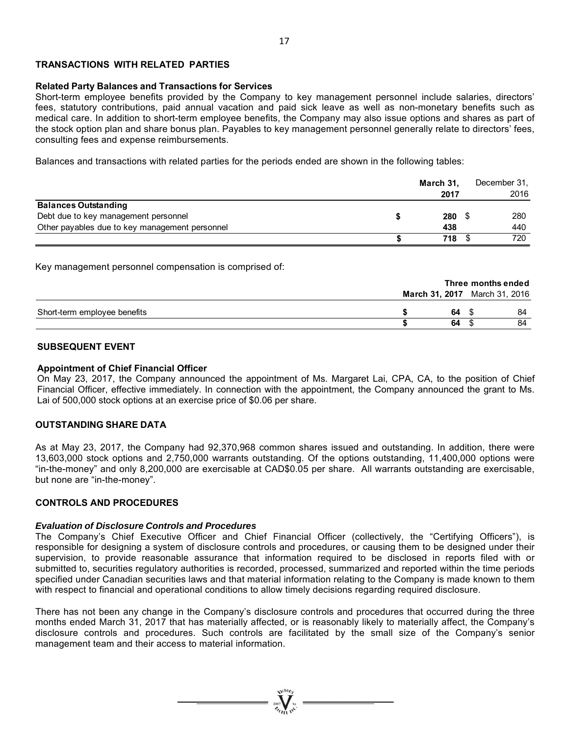## TRANSACTIONS WITH RELATED PARTIES

### Related Party Balances and Transactions for Services

Short-term employee benefits provided by the Company to key management personnel include salaries, directors' fees, statutory contributions, paid annual vacation and paid sick leave as well as non-monetary benefits such as medical care. In addition to short-term employee benefits, the Company may also issue options and shares as part of the stock option plan and share bonus plan. Payables to key management personnel generally relate to directors' fees, consulting fees and expense reimbursements.

Balances and transactions with related parties for the periods ended are shown in the following tables:

| | **March 31, 2017** | December 31, 2016 |
|---|---|---|
| **Balances Outstanding** | | |
| Debt due to key management personnel | **$ 280** | $ 280 |
| Other payables due to key management personnel | **438** | 440 |
| | **$ 718** | $ 720 |

Key management personnel compensation is comprised of:

| | **Three months ended** | |
|---|---|---|
| | **March 31, 2017** | March 31, 2016 |
| Short-term employee benefits | **$ 64** | $ 84 |
| | **$ 64** | $ 84 |

## SUBSEQUENT EVENT

### Appointment of Chief Financial Officer

On May 23, 2017, the Company announced the appointment of Ms. Margaret Lai, CPA, CA, to the position of Chief Financial Officer, effective immediately. In connection with the appointment, the Company announced the grant to Ms. Lai of 500,000 stock options at an exercise price of $0.06 per share.

## OUTSTANDING SHARE DATA

As at May 23, 2017, the Company had 92,370,968 common shares issued and outstanding. In addition, there were 13,603,000 stock options and 2,750,000 warrants outstanding. Of the options outstanding, 11,400,000 options were "in-the-money" and only 8,200,000 are exercisable at CAD$0.05 per share. All warrants outstanding are exercisable, but none are "in-the-money".

## CONTROLS AND PROCEDURES

### *Evaluation of Disclosure Controls and Procedures*

The Company's Chief Executive Officer and Chief Financial Officer (collectively, the "Certifying Officers"), is responsible for designing a system of disclosure controls and procedures, or causing them to be designed under their supervision, to provide reasonable assurance that information required to be disclosed in reports filed with or submitted to, securities regulatory authorities is recorded, processed, summarized and reported within the time periods specified under Canadian securities laws and that material information relating to the Company is made known to them with respect to financial and operational conditions to allow timely decisions regarding required disclosure.

There has not been any change in the Company's disclosure controls and procedures that occurred during the three months ended March 31, 2017 that has materially affected, or is reasonably likely to materially affect, the Company's disclosure controls and procedures. Such controls are facilitated by the small size of the Company's senior management team and their access to material information.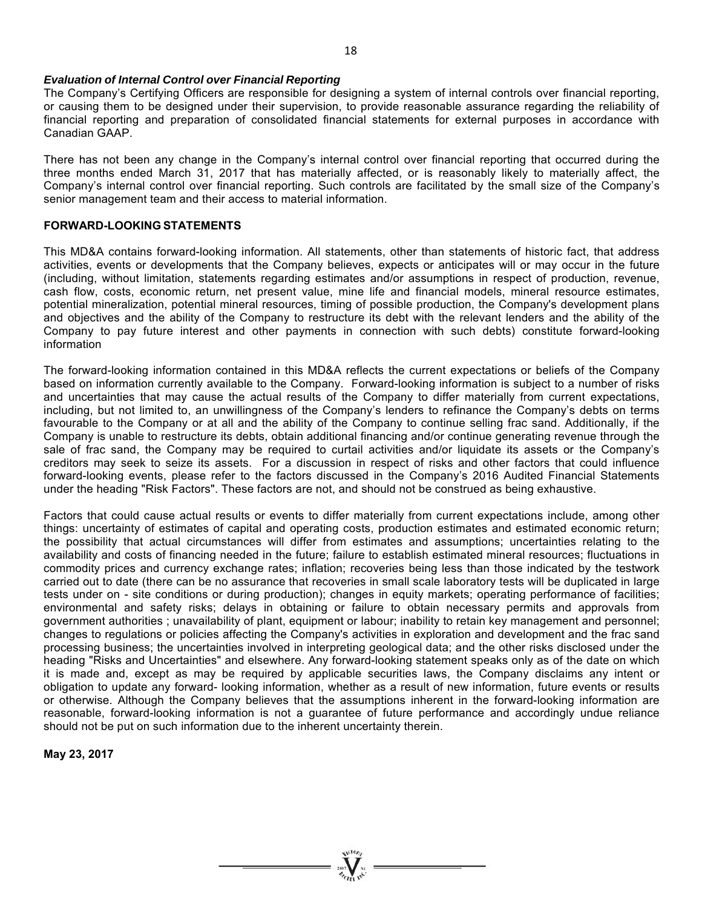***Evaluation of Internal Control over Financial Reporting***

The Company's Certifying Officers are responsible for designing a system of internal controls over financial reporting, or causing them to be designed under their supervision, to provide reasonable assurance regarding the reliability of financial reporting and preparation of consolidated financial statements for external purposes in accordance with Canadian GAAP.

There has not been any change in the Company's internal control over financial reporting that occurred during the three months ended March 31, 2017 that has materially affected, or is reasonably likely to materially affect, the Company's internal control over financial reporting. Such controls are facilitated by the small size of the Company's senior management team and their access to material information.

**FORWARD-LOOKING STATEMENTS**

This MD&A contains forward-looking information. All statements, other than statements of historic fact, that address activities, events or developments that the Company believes, expects or anticipates will or may occur in the future (including, without limitation, statements regarding estimates and/or assumptions in respect of production, revenue, cash flow, costs, economic return, net present value, mine life and financial models, mineral resource estimates, potential mineralization, potential mineral resources, timing of possible production, the Company's development plans and objectives and the ability of the Company to restructure its debt with the relevant lenders and the ability of the Company to pay future interest and other payments in connection with such debts) constitute forward-looking information

The forward-looking information contained in this MD&A reflects the current expectations or beliefs of the Company based on information currently available to the Company. Forward-looking information is subject to a number of risks and uncertainties that may cause the actual results of the Company to differ materially from current expectations, including, but not limited to, an unwillingness of the Company's lenders to refinance the Company's debts on terms favourable to the Company or at all and the ability of the Company to continue selling frac sand. Additionally, if the Company is unable to restructure its debts, obtain additional financing and/or continue generating revenue through the sale of frac sand, the Company may be required to curtail activities and/or liquidate its assets or the Company's creditors may seek to seize its assets. For a discussion in respect of risks and other factors that could influence forward-looking events, please refer to the factors discussed in the Company's 2016 Audited Financial Statements under the heading "Risk Factors". These factors are not, and should not be construed as being exhaustive.

Factors that could cause actual results or events to differ materially from current expectations include, among other things: uncertainty of estimates of capital and operating costs, production estimates and estimated economic return; the possibility that actual circumstances will differ from estimates and assumptions; uncertainties relating to the availability and costs of financing needed in the future; failure to establish estimated mineral resources; fluctuations in commodity prices and currency exchange rates; inflation; recoveries being less than those indicated by the testwork carried out to date (there can be no assurance that recoveries in small scale laboratory tests will be duplicated in large tests under on - site conditions or during production); changes in equity markets; operating performance of facilities; environmental and safety risks; delays in obtaining or failure to obtain necessary permits and approvals from government authorities ; unavailability of plant, equipment or labour; inability to retain key management and personnel; changes to regulations or policies affecting the Company's activities in exploration and development and the frac sand processing business; the uncertainties involved in interpreting geological data; and the other risks disclosed under the heading "Risks and Uncertainties" and elsewhere. Any forward-looking statement speaks only as of the date on which it is made and, except as may be required by applicable securities laws, the Company disclaims any intent or obligation to update any forward- looking information, whether as a result of new information, future events or results or otherwise. Although the Company believes that the assumptions inherent in the forward-looking information are reasonable, forward-looking information is not a guarantee of future performance and accordingly undue reliance should not be put on such information due to the inherent uncertainty therein.

**May 23, 2017**